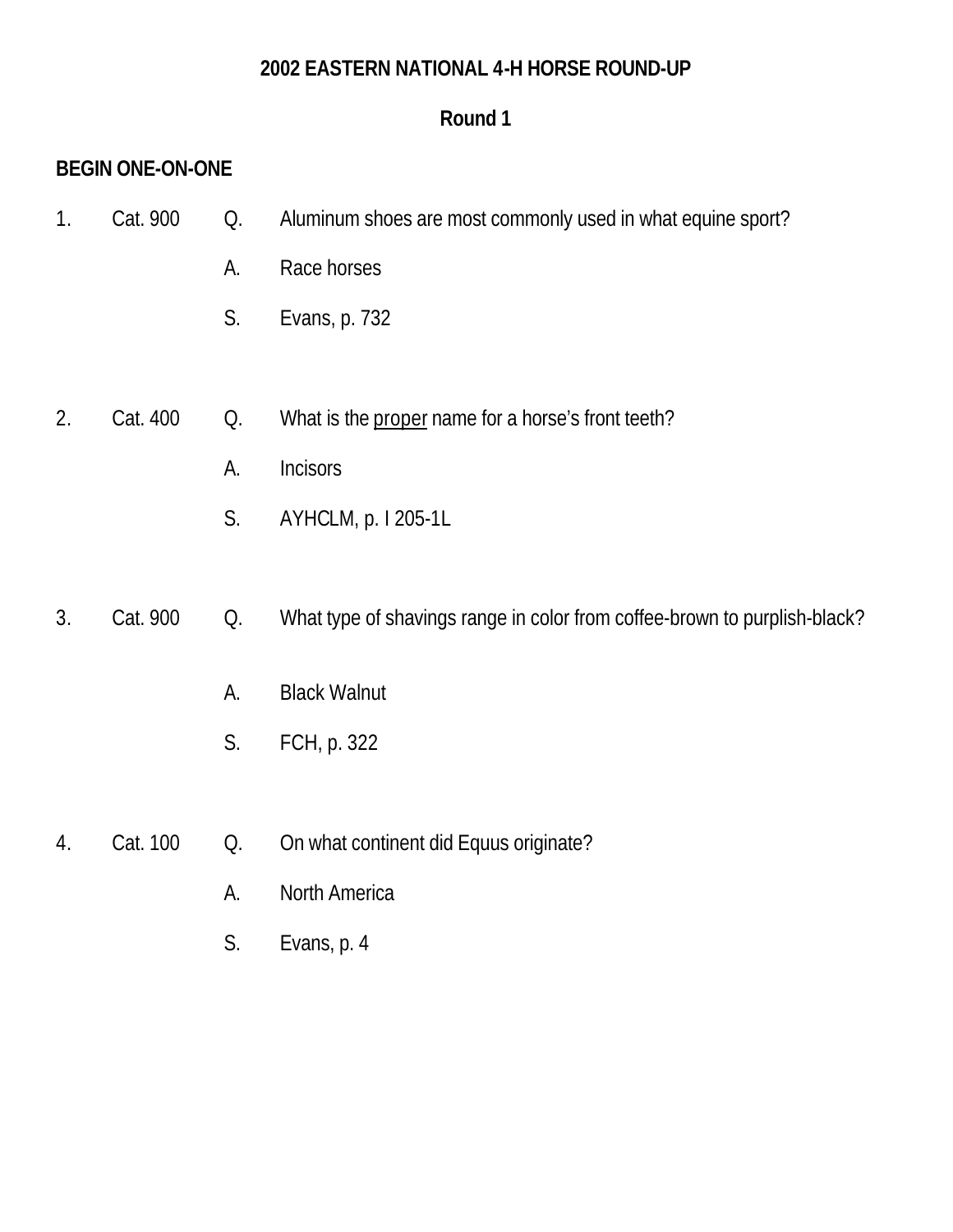# 2002 EASTERN NATIONAL 4-H HORSE ROUND-UP

## Round 1

**BEGIN ONE-ON-ONE**

1. Cat. 900
   - Q. Aluminum shoes are most commonly used in what equine sport?
   - A. Race horses
   - S. Evans, p. 732

2. Cat. 400
   - Q. What is the <u>proper</u> name for a horse's front teeth?
   - A. Incisors
   - S. AYHCLM, p. I 205-1L

3. Cat. 900
   - Q. What type of shavings range in color from coffee-brown to purplish-black?
   - A. Black Walnut
   - S. FCH, p. 322

4. Cat. 100
   - Q. On what continent did Equus originate?
   - A. North America
   - S. Evans, p. 4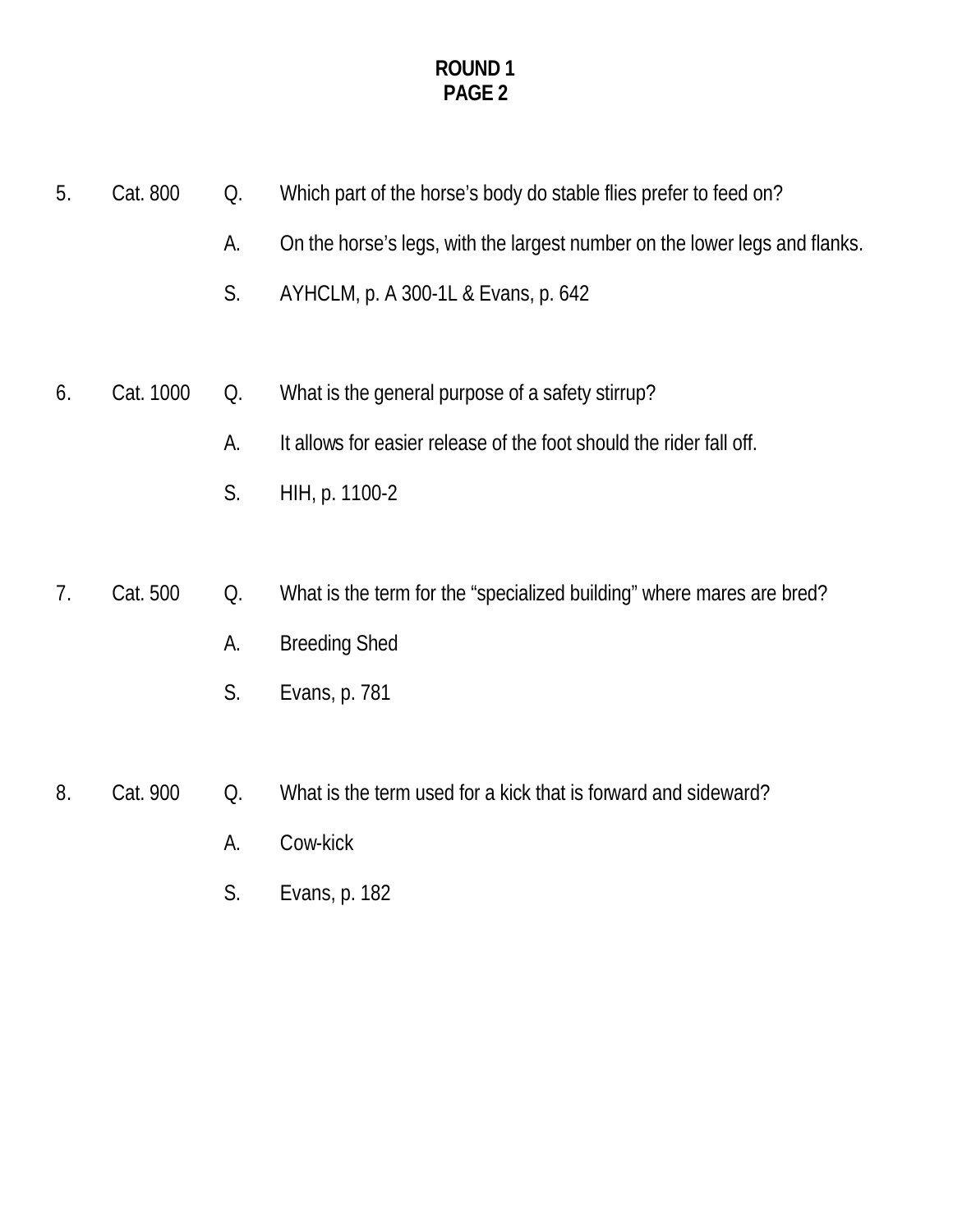**ROUND 1**
**PAGE 2**

5. Cat. 800 Q. Which part of the horse's body do stable flies prefer to feed on?

   A. On the horse's legs, with the largest number on the lower legs and flanks.

   S. AYHCLM, p. A 300-1L & Evans, p. 642

6. Cat. 1000 Q. What is the general purpose of a safety stirrup?

   A. It allows for easier release of the foot should the rider fall off.

   S. HIH, p. 1100-2

7. Cat. 500 Q. What is the term for the "specialized building" where mares are bred?

   A. Breeding Shed

   S. Evans, p. 781

8. Cat. 900 Q. What is the term used for a kick that is forward and sideward?

   A. Cow-kick

   S. Evans, p. 182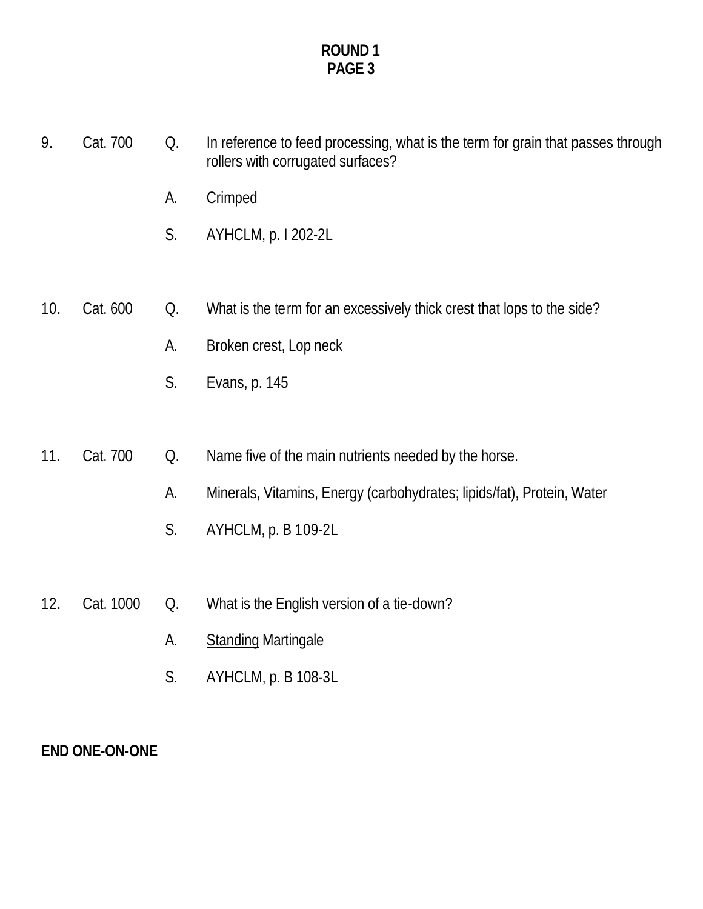**ROUND 1**
**PAGE 3**

9. Cat. 700

Q. In reference to feed processing, what is the term for grain that passes through rollers with corrugated surfaces?

A. Crimped

S. AYHCLM, p. I 202-2L

10. Cat. 600

Q. What is the term for an excessively thick crest that lops to the side?

A. Broken crest, Lop neck

S. Evans, p. 145

11. Cat. 700

Q. Name five of the main nutrients needed by the horse.

A. Minerals, Vitamins, Energy (carbohydrates; lipids/fat), Protein, Water

S. AYHCLM, p. B 109-2L

12. Cat. 1000

Q. What is the English version of a tie-down?

A. <u>Standing</u> Martingale

S. AYHCLM, p. B 108-3L

**END ONE-ON-ONE**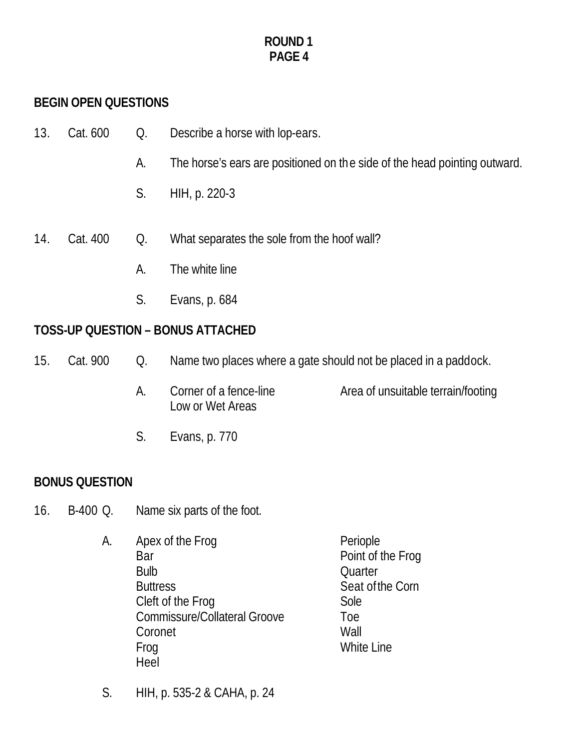**ROUND 1**
**PAGE 4**

**BEGIN OPEN QUESTIONS**

13. Cat. 600 Q. Describe a horse with lop-ears.

A. The horse's ears are positioned on the side of the head pointing outward.

S. HIH, p. 220-3

14. Cat. 400 Q. What separates the sole from the hoof wall?

A. The white line

S. Evans, p. 684

**TOSS-UP QUESTION – BONUS ATTACHED**

15. Cat. 900 Q. Name two places where a gate should not be placed in a paddock.

A. Corner of a fence-line
Low or Wet Areas
Area of unsuitable terrain/footing

S. Evans, p. 770

**BONUS QUESTION**

16. B-400 Q. Name six parts of the foot.

A.
Apex of the Frog
Bar
Bulb
Buttress
Cleft of the Frog
Commissure/Collateral Groove
Coronet
Frog
Heel
Periople
Point of the Frog
Quarter
Seat of the Corn
Sole
Toe
Wall
White Line

S. HIH, p. 535-2 & CAHA, p. 24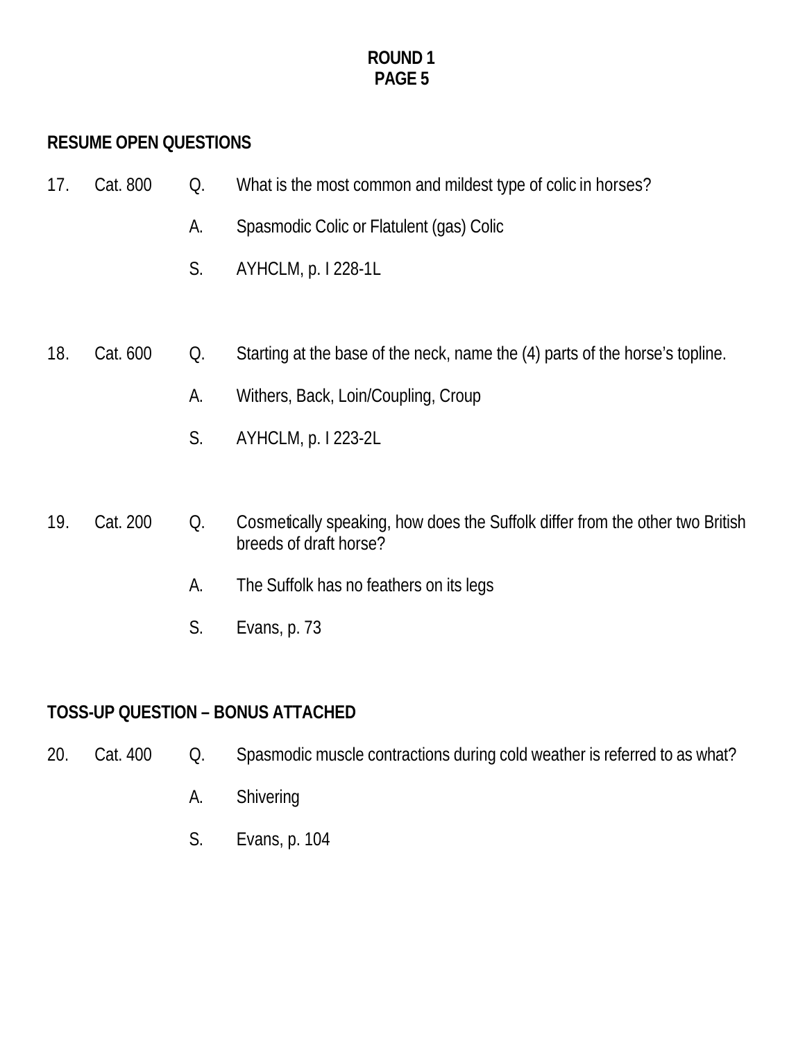## ROUND 1
## PAGE 5

### RESUME OPEN QUESTIONS

17. Cat. 800

Q. What is the most common and mildest type of colic in horses?

A. Spasmodic Colic or Flatulent (gas) Colic

S. AYHCLM, p. I 228-1L

18. Cat. 600

Q. Starting at the base of the neck, name the (4) parts of the horse's topline.

A. Withers, Back, Loin/Coupling, Croup

S. AYHCLM, p. I 223-2L

19. Cat. 200

Q. Cosmetically speaking, how does the Suffolk differ from the other two British breeds of draft horse?

A. The Suffolk has no feathers on its legs

S. Evans, p. 73

### TOSS-UP QUESTION – BONUS ATTACHED

20. Cat. 400

Q. Spasmodic muscle contractions during cold weather is referred to as what?

A. Shivering

S. Evans, p. 104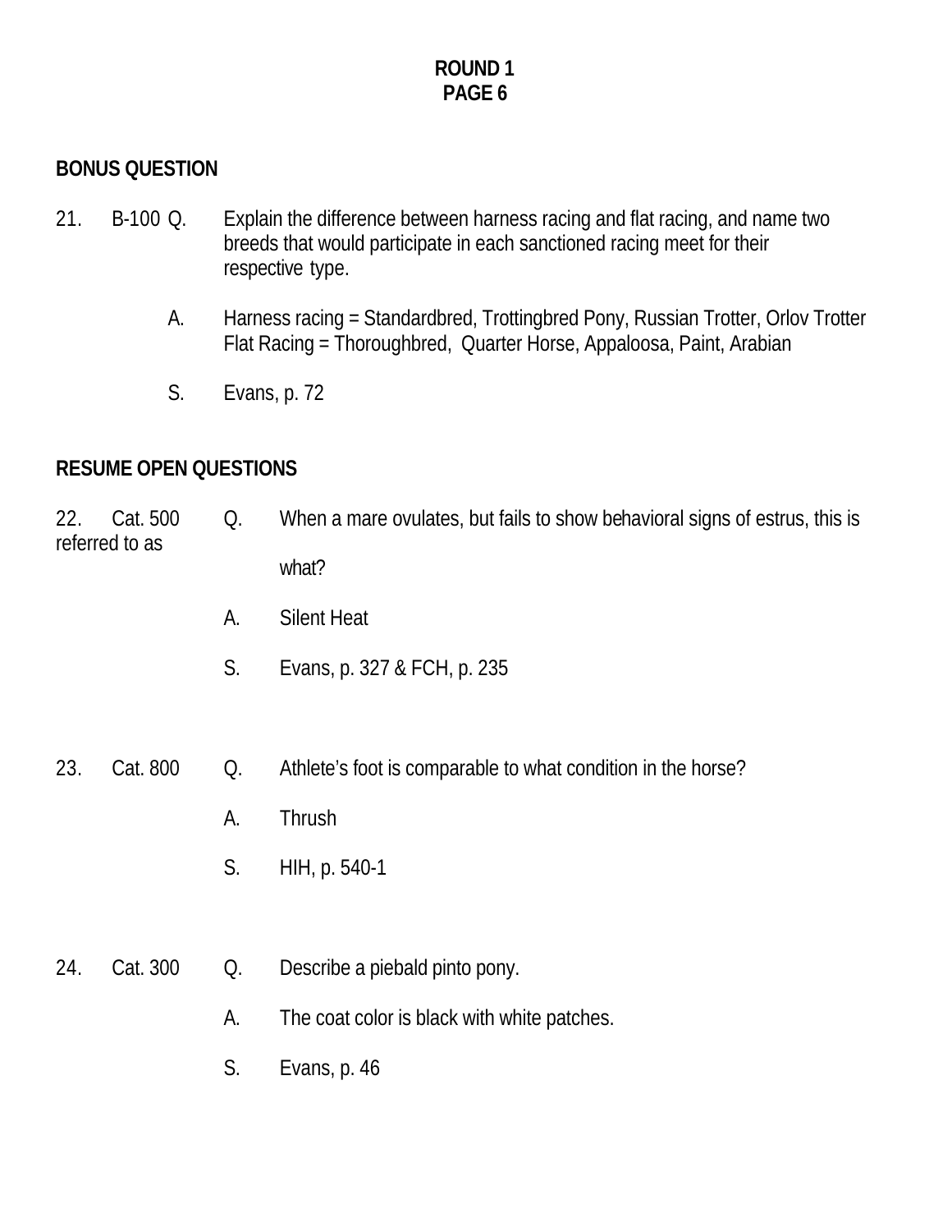## BONUS QUESTION

21. B-100 Q. Explain the difference between harness racing and flat racing, and name two breeds that would participate in each sanctioned racing meet for their respective type.

A. Harness racing = Standardbred, Trottingbred Pony, Russian Trotter, Orlov Trotter
Flat Racing = Thoroughbred, Quarter Horse, Appaloosa, Paint, Arabian

S. Evans, p. 72

## RESUME OPEN QUESTIONS

22. Cat. 500 Q. When a mare ovulates, but fails to show behavioral signs of estrus, this is referred to as what?

A. Silent Heat

S. Evans, p. 327 & FCH, p. 235

23. Cat. 800 Q. Athlete's foot is comparable to what condition in the horse?

A. Thrush

S. HIH, p. 540-1

24. Cat. 300 Q. Describe a piebald pinto pony.

A. The coat color is black with white patches.

S. Evans, p. 46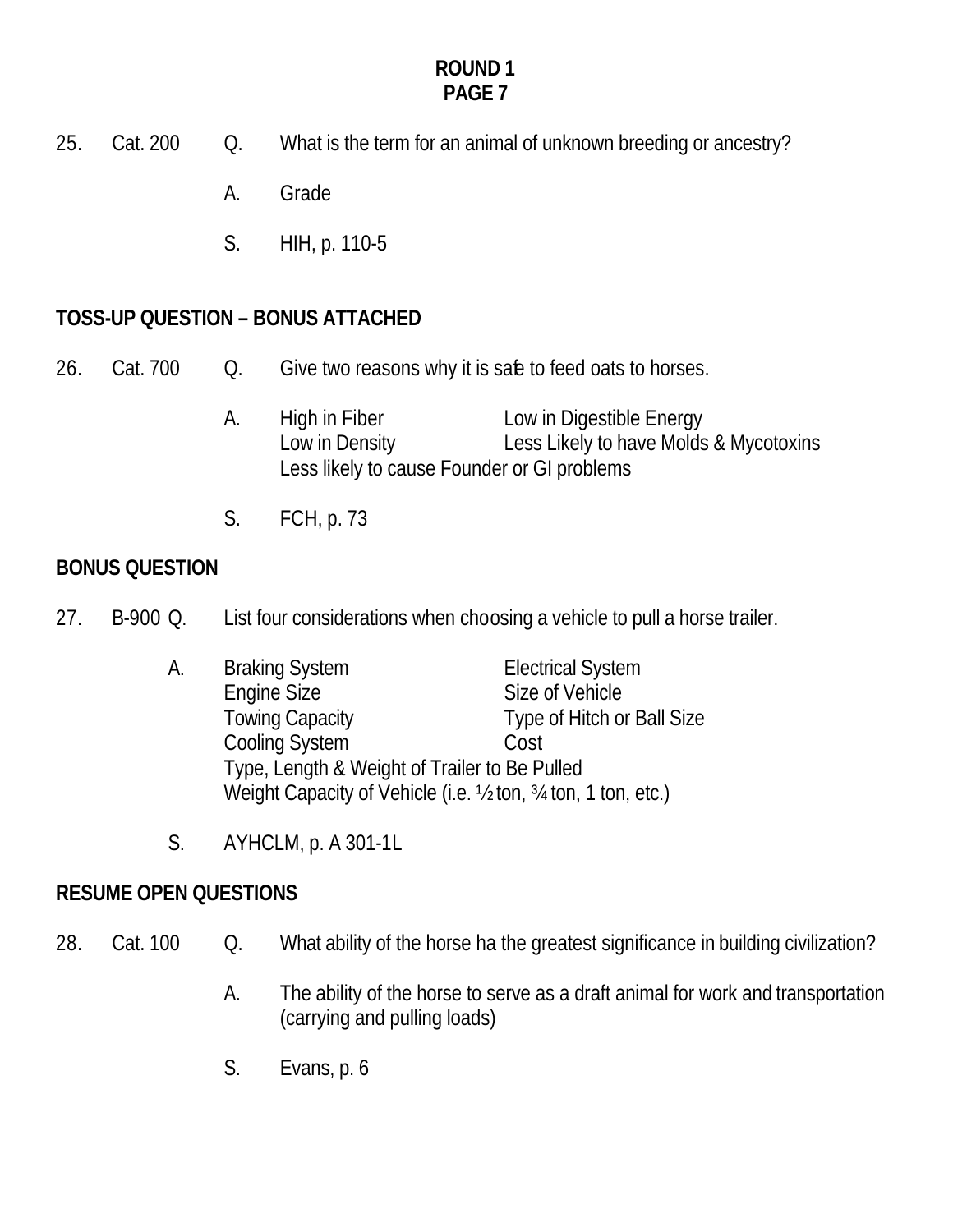# ROUND 1
# PAGE 7

25. Cat. 200 Q. What is the term for an animal of unknown breeding or ancestry?

A. Grade

S. HIH, p. 110-5

**TOSS-UP QUESTION – BONUS ATTACHED**

26. Cat. 700 Q. Give two reasons why it is safe to feed oats to horses.

A. High in Fiber
Low in Digestible Energy
Low in Density
Less Likely to have Molds & Mycotoxins
Less likely to cause Founder or GI problems

S. FCH, p. 73

**BONUS QUESTION**

27. B-900 Q. List four considerations when choosing a vehicle to pull a horse trailer.

A. Braking System
Electrical System
Engine Size
Size of Vehicle
Towing Capacity
Type of Hitch or Ball Size
Cooling System
Cost
Type, Length & Weight of Trailer to Be Pulled
Weight Capacity of Vehicle (i.e. ½ ton, ¾ ton, 1 ton, etc.)

S. AYHCLM, p. A 301-1L

**RESUME OPEN QUESTIONS**

28. Cat. 100 Q. What ability of the horse ha the greatest significance in building civilization?

A. The ability of the horse to serve as a draft animal for work and transportation (carrying and pulling loads)

S. Evans, p. 6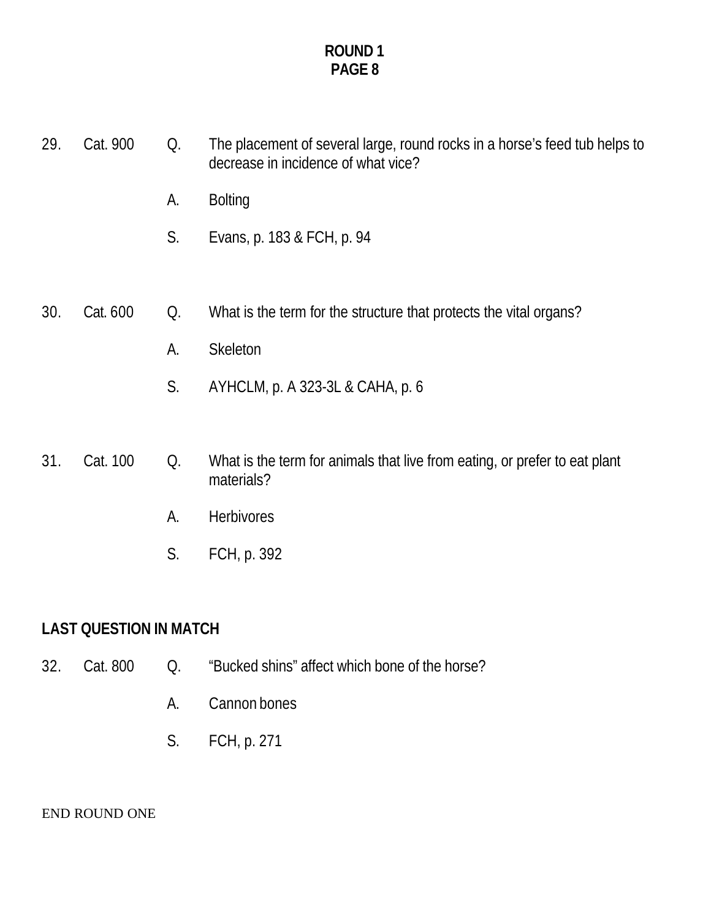## ROUND 1
## PAGE 8

29. Cat. 900

Q. The placement of several large, round rocks in a horse's feed tub helps to decrease in incidence of what vice?

A. Bolting

S. Evans, p. 183 & FCH, p. 94

30. Cat. 600

Q. What is the term for the structure that protects the vital organs?

A. Skeleton

S. AYHCLM, p. A 323-3L & CAHA, p. 6

31. Cat. 100

Q. What is the term for animals that live from eating, or prefer to eat plant materials?

A. Herbivores

S. FCH, p. 392

**LAST QUESTION IN MATCH**

32. Cat. 800

Q. "Bucked shins" affect which bone of the horse?

A. Cannon bones

S. FCH, p. 271

END ROUND ONE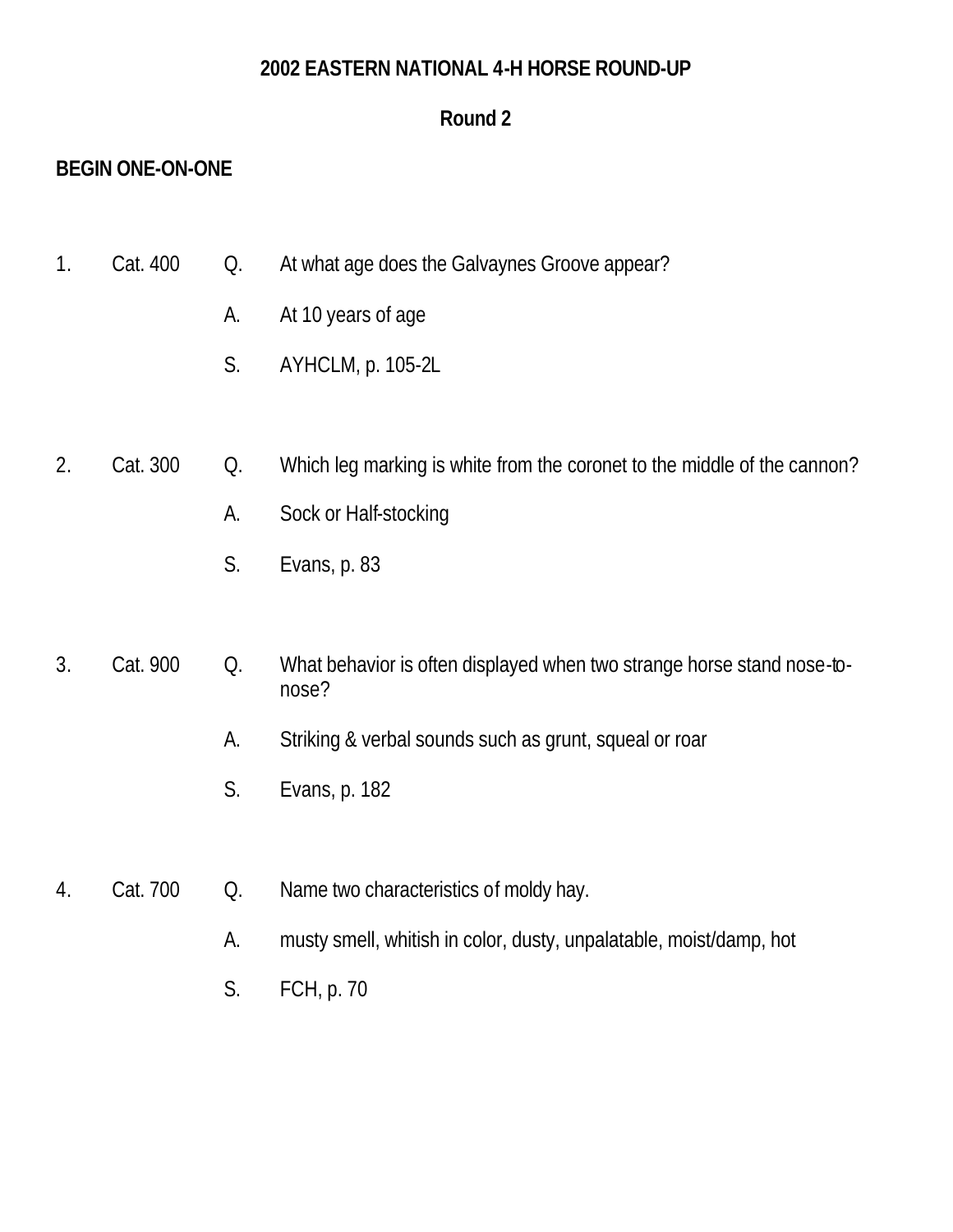**2002 EASTERN NATIONAL 4-H HORSE ROUND-UP**

**Round 2**

**BEGIN ONE-ON-ONE**

1. Cat. 400
   - Q. At what age does the Galvaynes Groove appear?
   - A. At 10 years of age
   - S. AYHCLM, p. 105-2L

2. Cat. 300
   - Q. Which leg marking is white from the coronet to the middle of the cannon?
   - A. Sock or Half-stocking
   - S. Evans, p. 83

3. Cat. 900
   - Q. What behavior is often displayed when two strange horse stand nose-to-nose?
   - A. Striking & verbal sounds such as grunt, squeal or roar
   - S. Evans, p. 182

4. Cat. 700
   - Q. Name two characteristics of moldy hay.
   - A. musty smell, whitish in color, dusty, unpalatable, moist/damp, hot
   - S. FCH, p. 70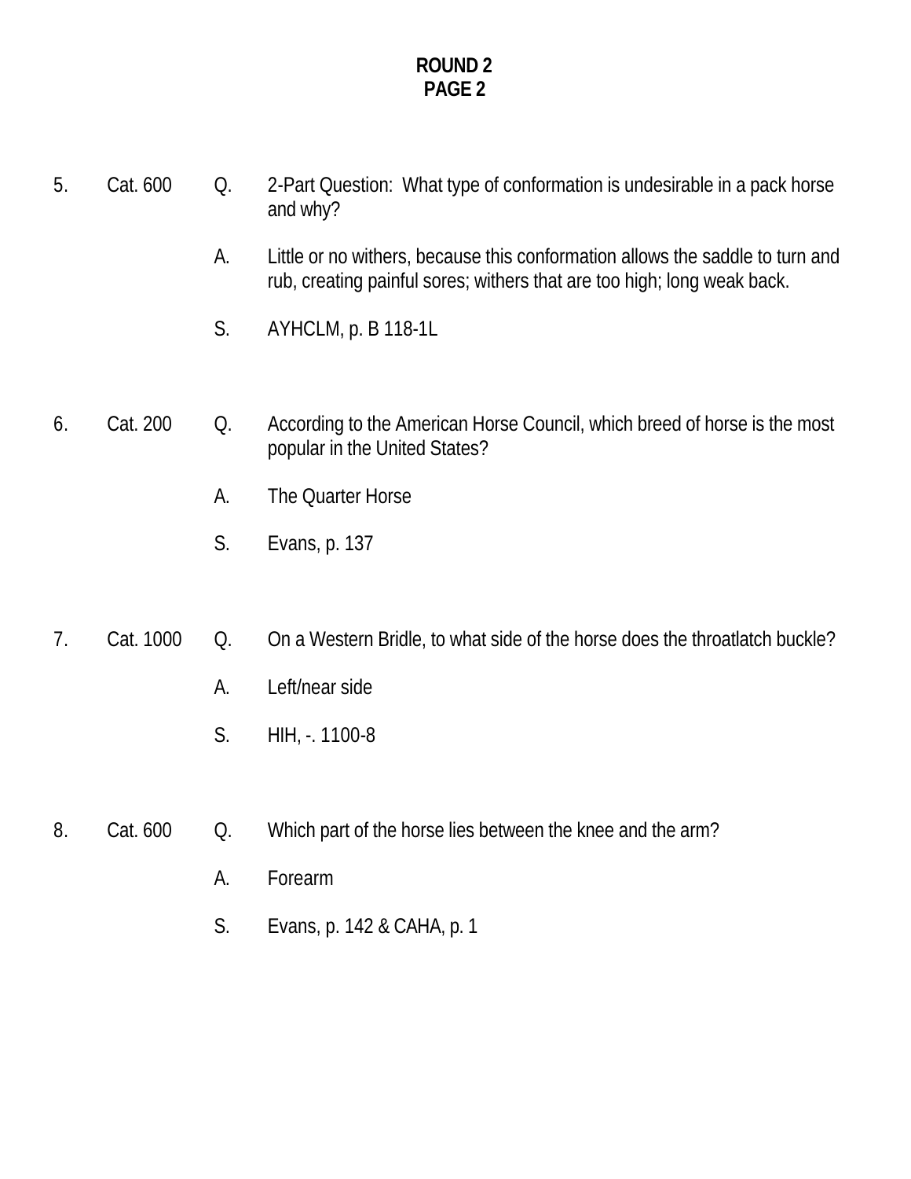**ROUND 2**
**PAGE 2**

5. Cat. 600 Q. 2-Part Question: What type of conformation is undesirable in a pack horse and why?

   A. Little or no withers, because this conformation allows the saddle to turn and rub, creating painful sores; withers that are too high; long weak back.

   S. AYHCLM, p. B 118-1L

6. Cat. 200 Q. According to the American Horse Council, which breed of horse is the most popular in the United States?

   A. The Quarter Horse

   S. Evans, p. 137

7. Cat. 1000 Q. On a Western Bridle, to what side of the horse does the throatlatch buckle?

   A. Left/near side

   S. HIH, -. 1100-8

8. Cat. 600 Q. Which part of the horse lies between the knee and the arm?

   A. Forearm

   S. Evans, p. 142 & CAHA, p. 1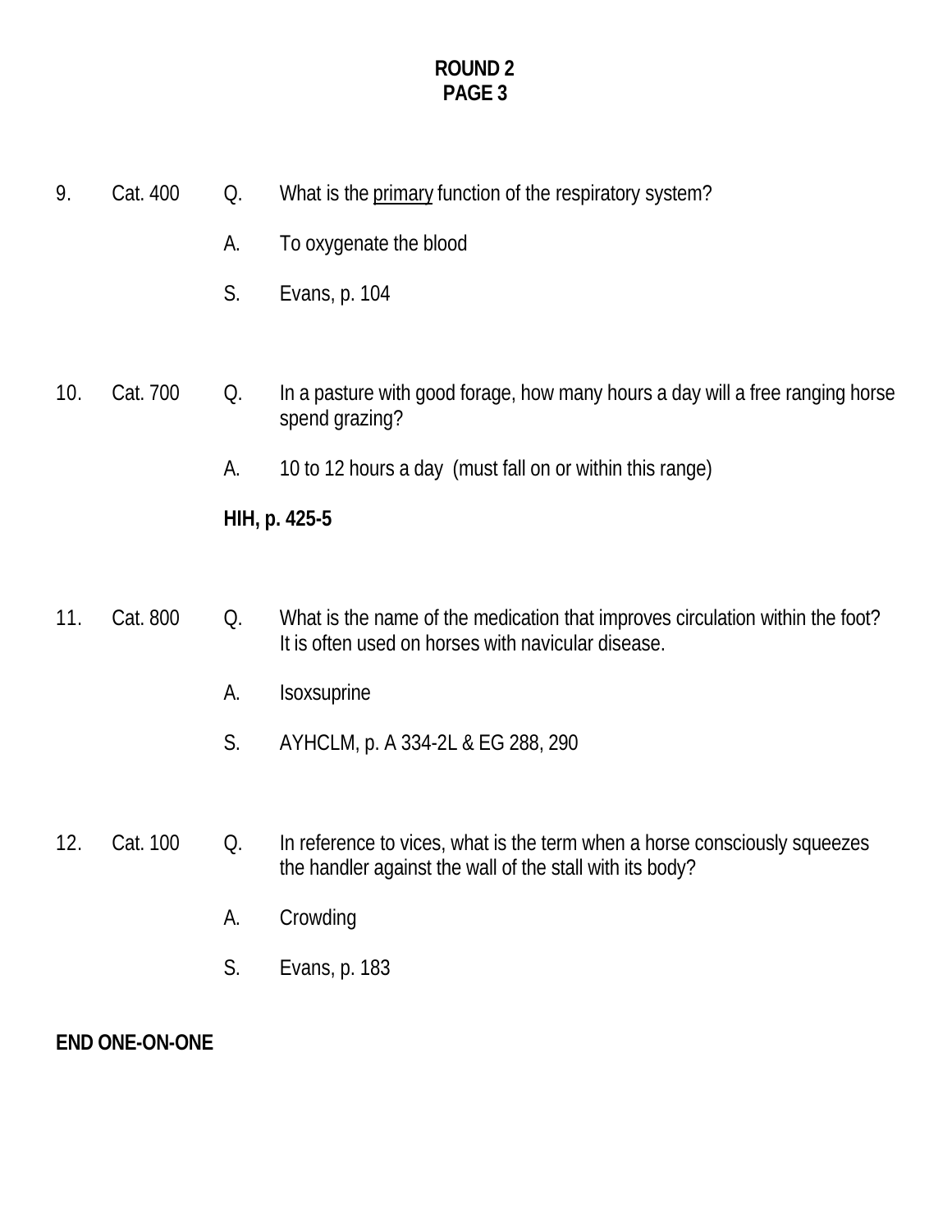**ROUND 2**
**PAGE 3**

9. Cat. 400 Q. What is the primary function of the respiratory system?

A. To oxygenate the blood

S. Evans, p. 104

10. Cat. 700 Q. In a pasture with good forage, how many hours a day will a free ranging horse spend grazing?

A. 10 to 12 hours a day (must fall on or within this range)

**HIH, p. 425-5**

11. Cat. 800 Q. What is the name of the medication that improves circulation within the foot? It is often used on horses with navicular disease.

A. Isoxsuprine

S. AYHCLM, p. A 334-2L & EG 288, 290

12. Cat. 100 Q. In reference to vices, what is the term when a horse consciously squeezes the handler against the wall of the stall with its body?

A. Crowding

S. Evans, p. 183

**END ONE-ON-ONE**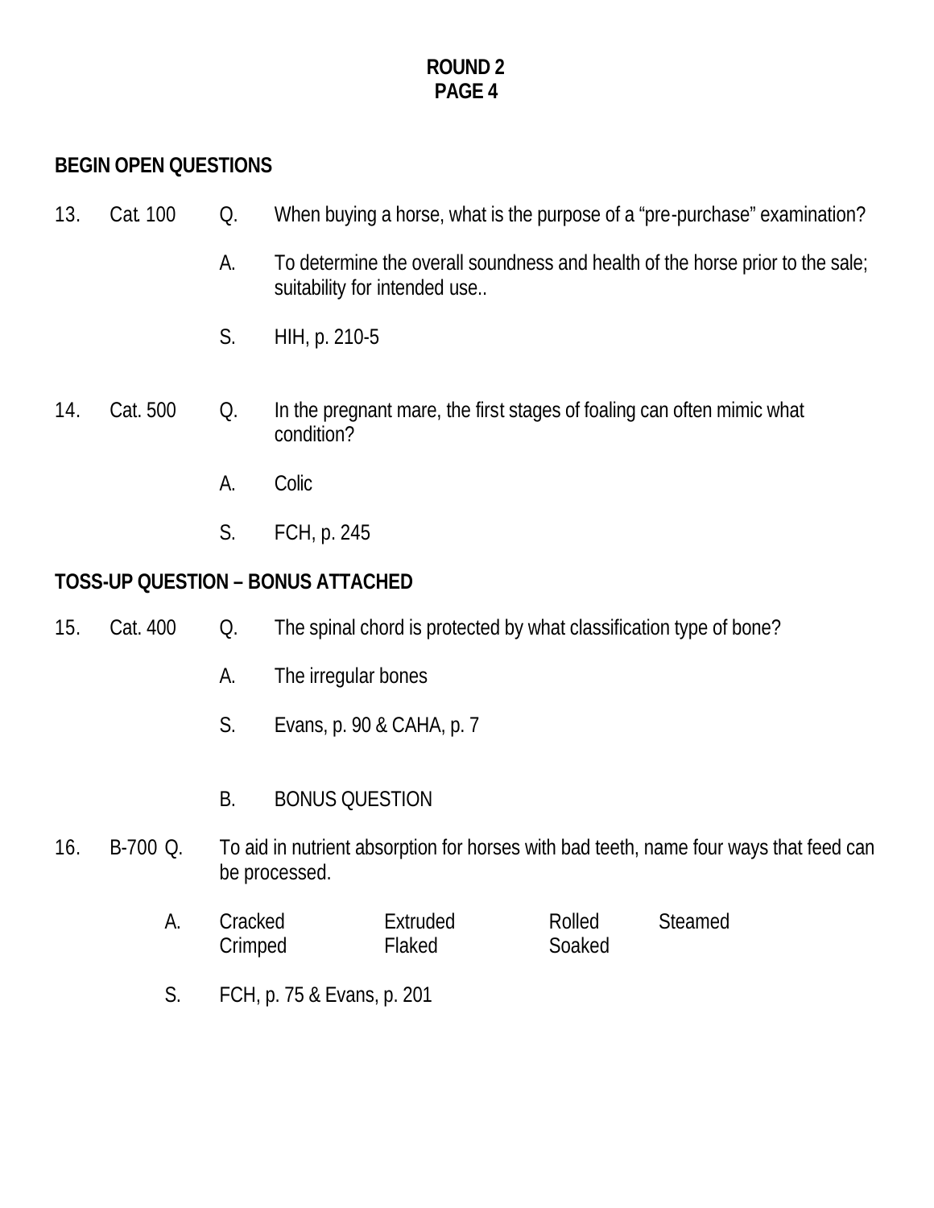**ROUND 2**
**PAGE 4**

**BEGIN OPEN QUESTIONS**

13. Cat. 100 Q. When buying a horse, what is the purpose of a “pre-purchase” examination?

    A. To determine the overall soundness and health of the horse prior to the sale; suitability for intended use..

    S. HIH, p. 210-5

14. Cat. 500 Q. In the pregnant mare, the first stages of foaling can often mimic what condition?

    A. Colic

    S. FCH, p. 245

**TOSS-UP QUESTION – BONUS ATTACHED**

15. Cat. 400 Q. The spinal chord is protected by what classification type of bone?

    A. The irregular bones

    S. Evans, p. 90 & CAHA, p. 7

    B. BONUS QUESTION

16. B-700 Q. To aid in nutrient absorption for horses with bad teeth, name four ways that feed can be processed.

    A.

| | | | |
|---|---|---|---|
| Cracked | Extruded | Rolled | Steamed |
| Crimped | Flaked | Soaked | |

    S. FCH, p. 75 & Evans, p. 201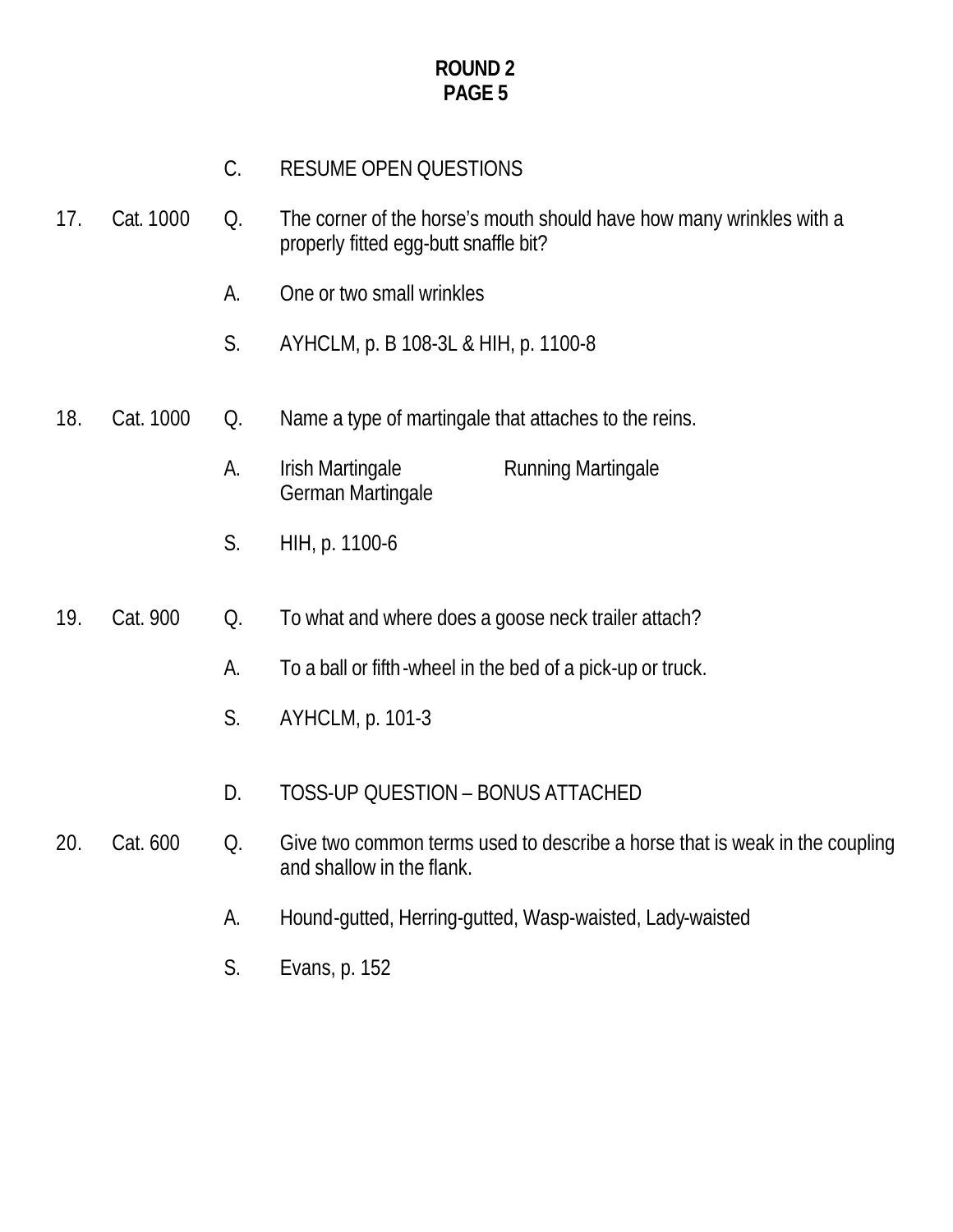## ROUND 2
## PAGE 5

C. RESUME OPEN QUESTIONS

17. Cat. 1000

Q. The corner of the horse's mouth should have how many wrinkles with a properly fitted egg-butt snaffle bit?

A. One or two small wrinkles

S. AYHCLM, p. B 108-3L & HIH, p. 1100-8

18. Cat. 1000

Q. Name a type of martingale that attaches to the reins.

A. Irish Martingale
Running Martingale
German Martingale

S. HIH, p. 1100-6

19. Cat. 900

Q. To what and where does a goose neck trailer attach?

A. To a ball or fifth-wheel in the bed of a pick-up or truck.

S. AYHCLM, p. 101-3

D. TOSS-UP QUESTION – BONUS ATTACHED

20. Cat. 600

Q. Give two common terms used to describe a horse that is weak in the coupling and shallow in the flank.

A. Hound-gutted, Herring-gutted, Wasp-waisted, Lady-waisted

S. Evans, p. 152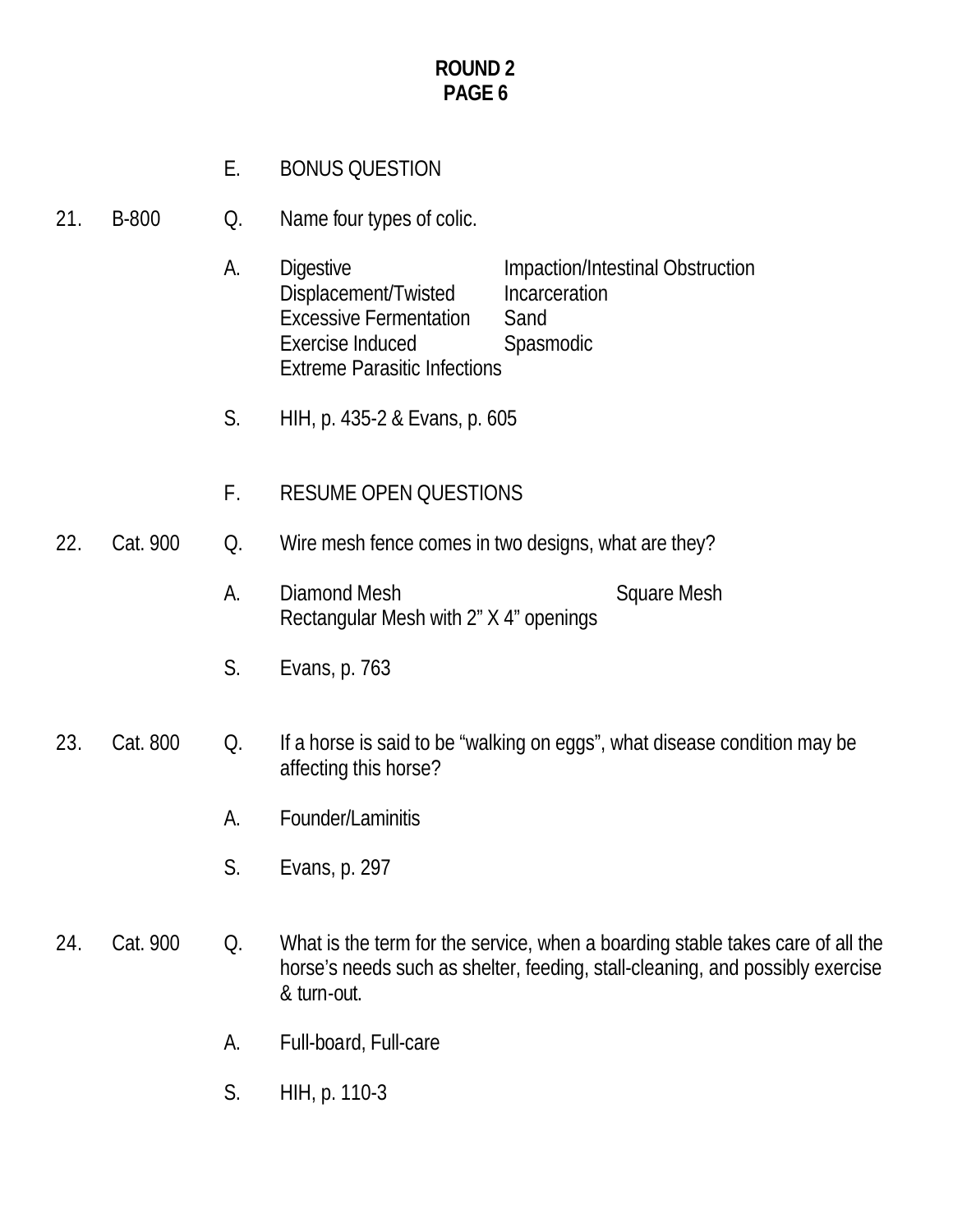**ROUND 2**
**PAGE 6**

E. BONUS QUESTION

21. B-800

Q. Name four types of colic.

A. Digestive
Displacement/Twisted
Excessive Fermentation
Exercise Induced
Extreme Parasitic Infections
Impaction/Intestinal Obstruction
Incarceration
Sand
Spasmodic

S. HIH, p. 435-2 & Evans, p. 605

F. RESUME OPEN QUESTIONS

22. Cat. 900

Q. Wire mesh fence comes in two designs, what are they?

A. Diamond Mesh
Square Mesh
Rectangular Mesh with 2” X 4” openings

S. Evans, p. 763

23. Cat. 800

Q. If a horse is said to be “walking on eggs”, what disease condition may be affecting this horse?

A. Founder/Laminitis

S. Evans, p. 297

24. Cat. 900

Q. What is the term for the service, when a boarding stable takes care of all the horse’s needs such as shelter, feeding, stall-cleaning, and possibly exercise & turn-out.

A. Full-board, Full-care

S. HIH, p. 110-3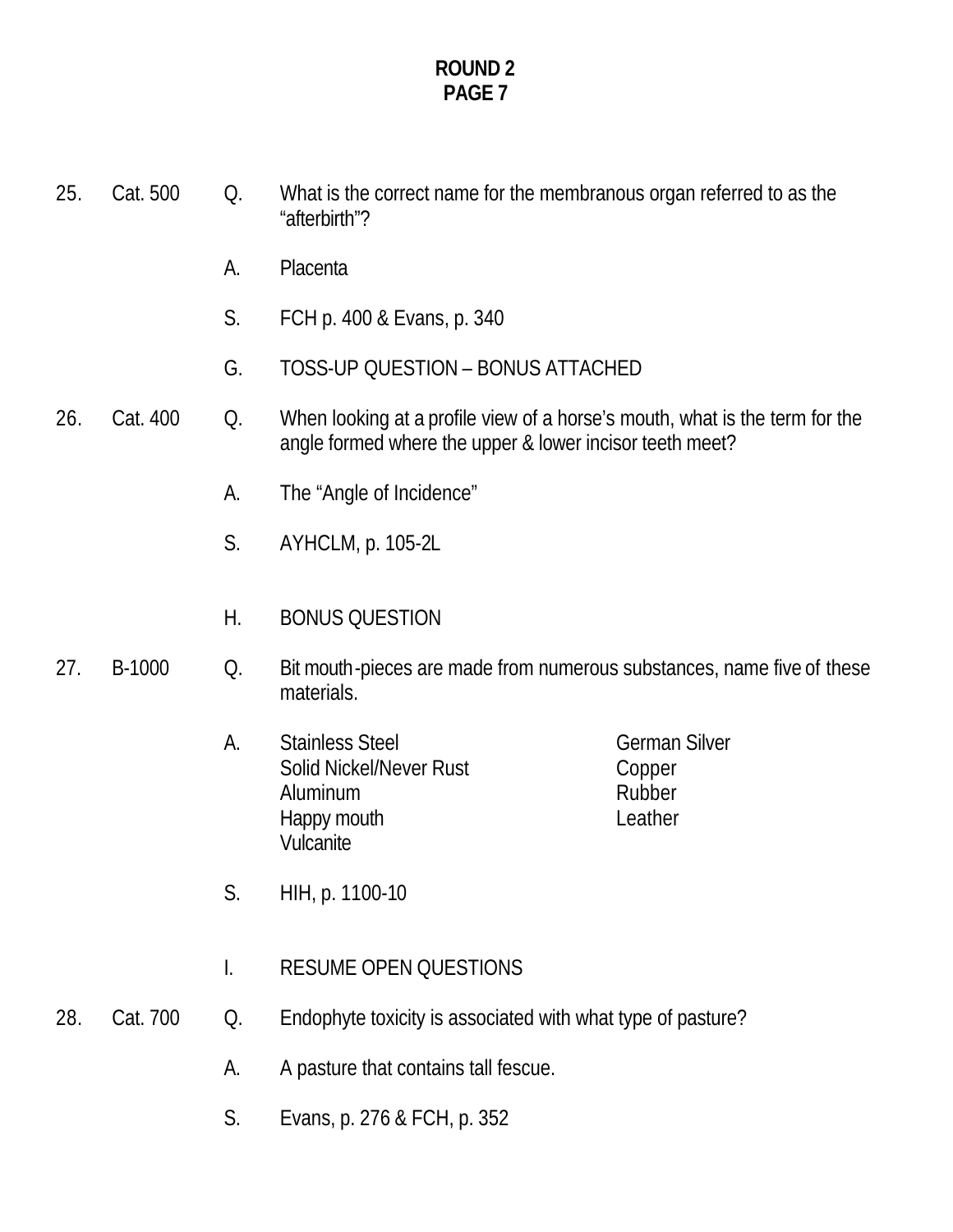**ROUND 2**
**PAGE 7**

25. Cat. 500 Q. What is the correct name for the membranous organ referred to as the "afterbirth"?

A. Placenta

S. FCH p. 400 & Evans, p. 340

G. TOSS-UP QUESTION – BONUS ATTACHED

26. Cat. 400 Q. When looking at a profile view of a horse's mouth, what is the term for the angle formed where the upper & lower incisor teeth meet?

A. The "Angle of Incidence"

S. AYHCLM, p. 105-2L

H. BONUS QUESTION

27. B-1000 Q. Bit mouth-pieces are made from numerous substances, name five of these materials.

A. Stainless Steel
Solid Nickel/Never Rust
Aluminum
Happy mouth
Vulcanite
German Silver
Copper
Rubber
Leather

S. HIH, p. 1100-10

I. RESUME OPEN QUESTIONS

28. Cat. 700 Q. Endophyte toxicity is associated with what type of pasture?

A. A pasture that contains tall fescue.

S. Evans, p. 276 & FCH, p. 352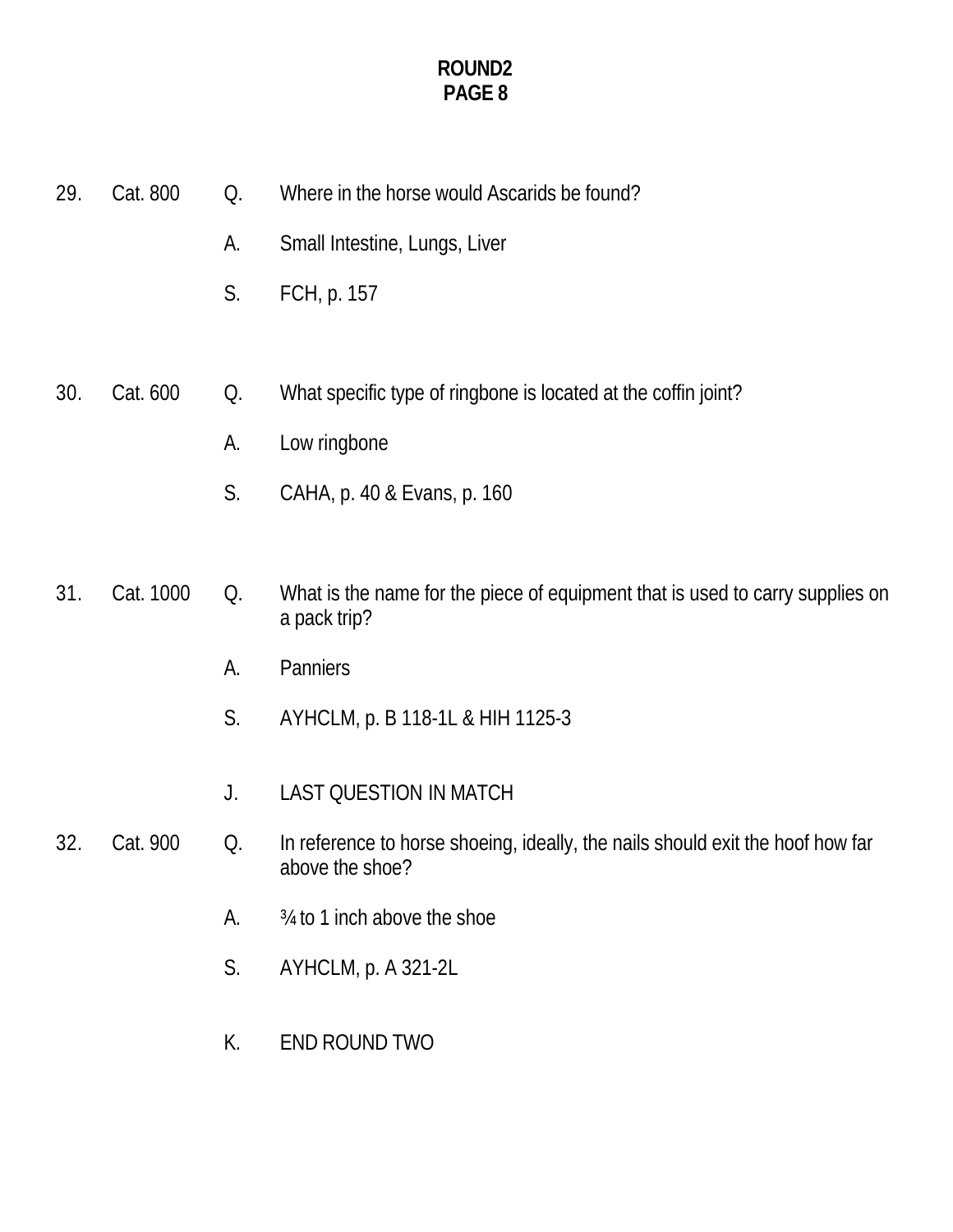**ROUND2**
**PAGE 8**

29. Cat. 800 Q. Where in the horse would Ascarids be found?

A. Small Intestine, Lungs, Liver

S. FCH, p. 157

30. Cat. 600 Q. What specific type of ringbone is located at the coffin joint?

A. Low ringbone

S. CAHA, p. 40 & Evans, p. 160

31. Cat. 1000 Q. What is the name for the piece of equipment that is used to carry supplies on a pack trip?

A. Panniers

S. AYHCLM, p. B 118-1L & HIH 1125-3

J. LAST QUESTION IN MATCH

32. Cat. 900 Q. In reference to horse shoeing, ideally, the nails should exit the hoof how far above the shoe?

A. ¾ to 1 inch above the shoe

S. AYHCLM, p. A 321-2L

K. END ROUND TWO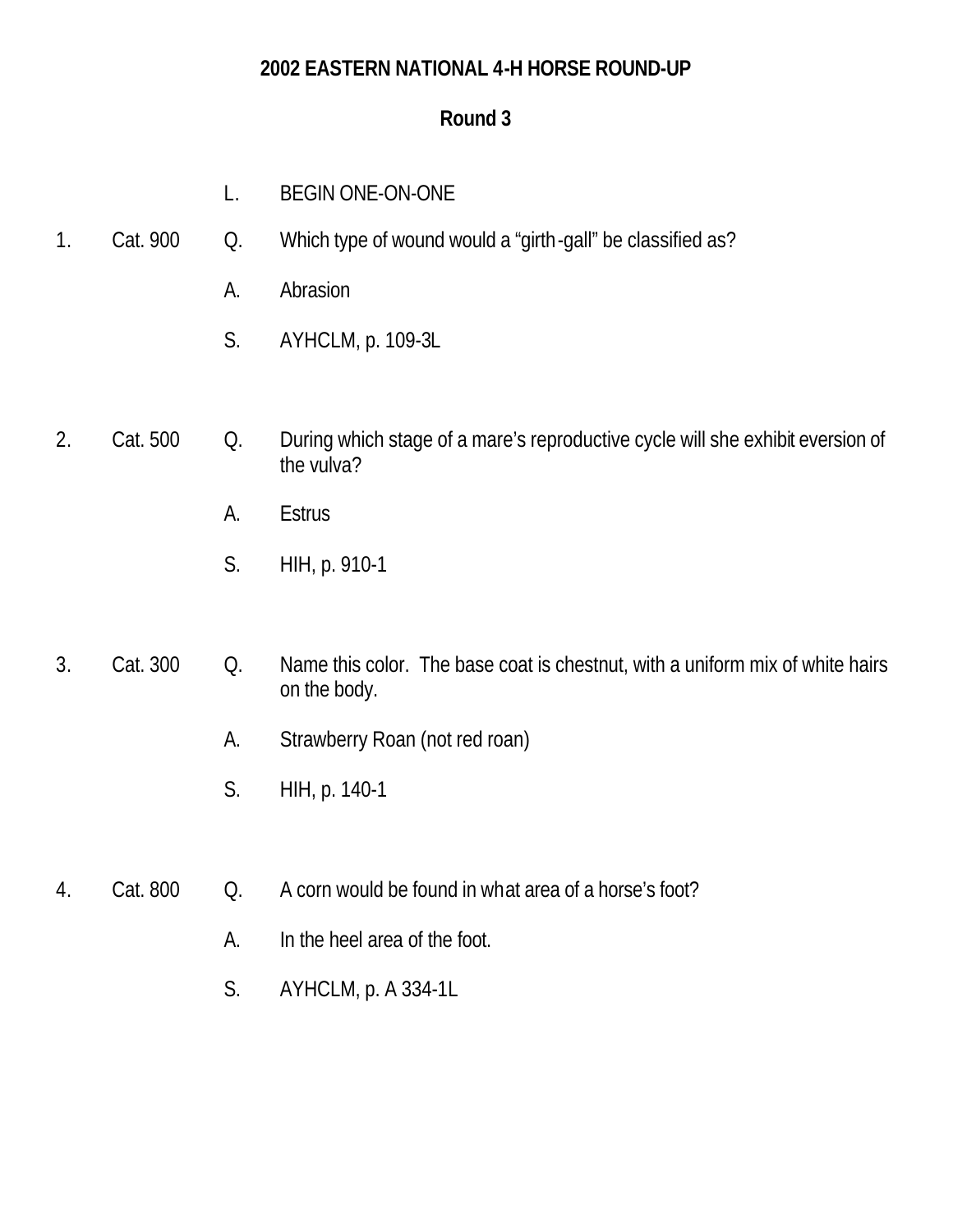**2002 EASTERN NATIONAL 4-H HORSE ROUND-UP**

**Round 3**

L. BEGIN ONE-ON-ONE

1. Cat. 900
   Q. Which type of wound would a "girth-gall" be classified as?
   A. Abrasion
   S. AYHCLM, p. 109-3L

2. Cat. 500
   Q. During which stage of a mare's reproductive cycle will she exhibit eversion of the vulva?
   A. Estrus
   S. HIH, p. 910-1

3. Cat. 300
   Q. Name this color. The base coat is chestnut, with a uniform mix of white hairs on the body.
   A. Strawberry Roan (not red roan)
   S. HIH, p. 140-1

4. Cat. 800
   Q. A corn would be found in what area of a horse's foot?
   A. In the heel area of the foot.
   S. AYHCLM, p. A 334-1L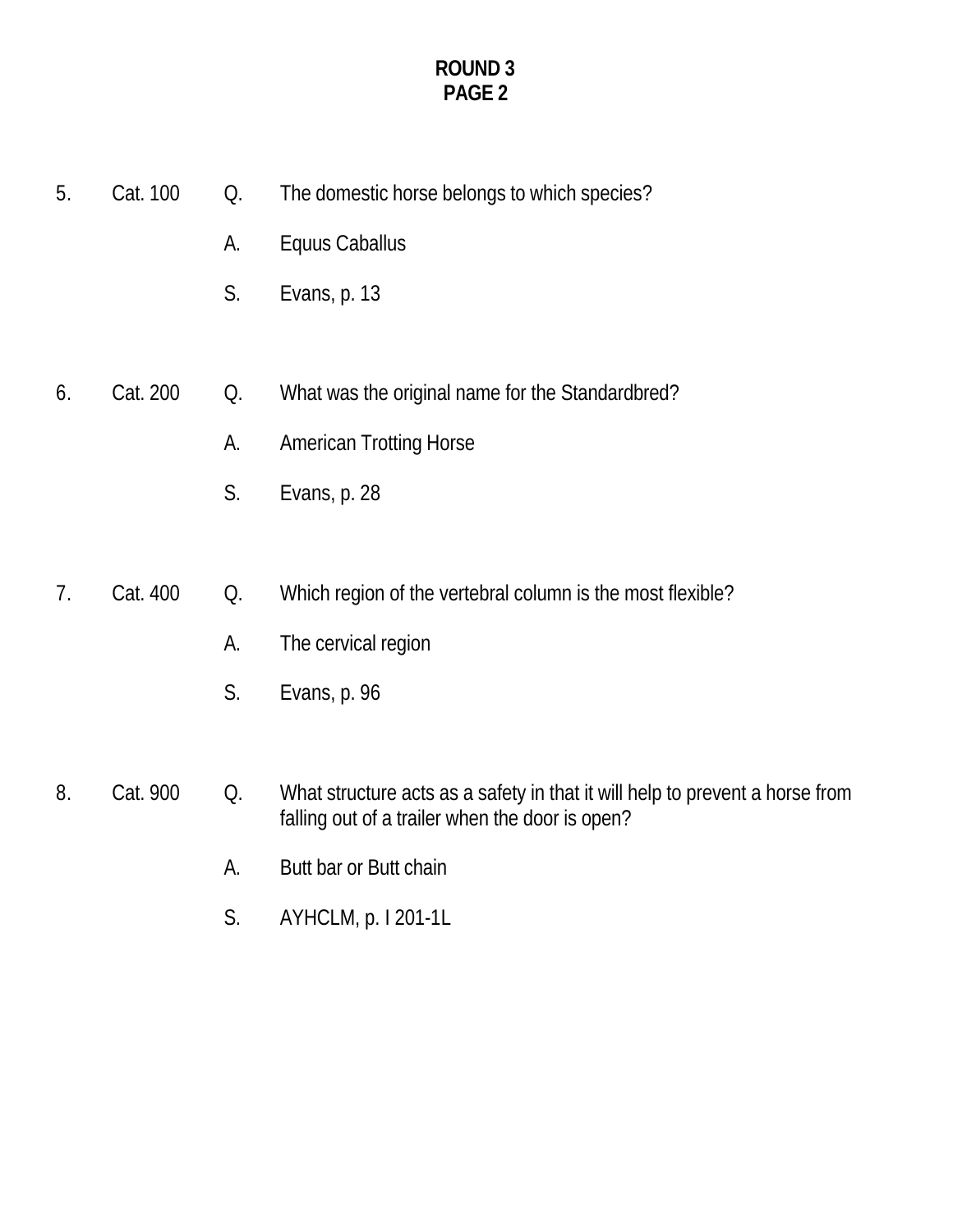**ROUND 3**
**PAGE 2**

5. Cat. 100 Q. The domestic horse belongs to which species?

   A. Equus Caballus

   S. Evans, p. 13

6. Cat. 200 Q. What was the original name for the Standardbred?

   A. American Trotting Horse

   S. Evans, p. 28

7. Cat. 400 Q. Which region of the vertebral column is the most flexible?

   A. The cervical region

   S. Evans, p. 96

8. Cat. 900 Q. What structure acts as a safety in that it will help to prevent a horse from falling out of a trailer when the door is open?

   A. Butt bar or Butt chain

   S. AYHCLM, p. I 201-1L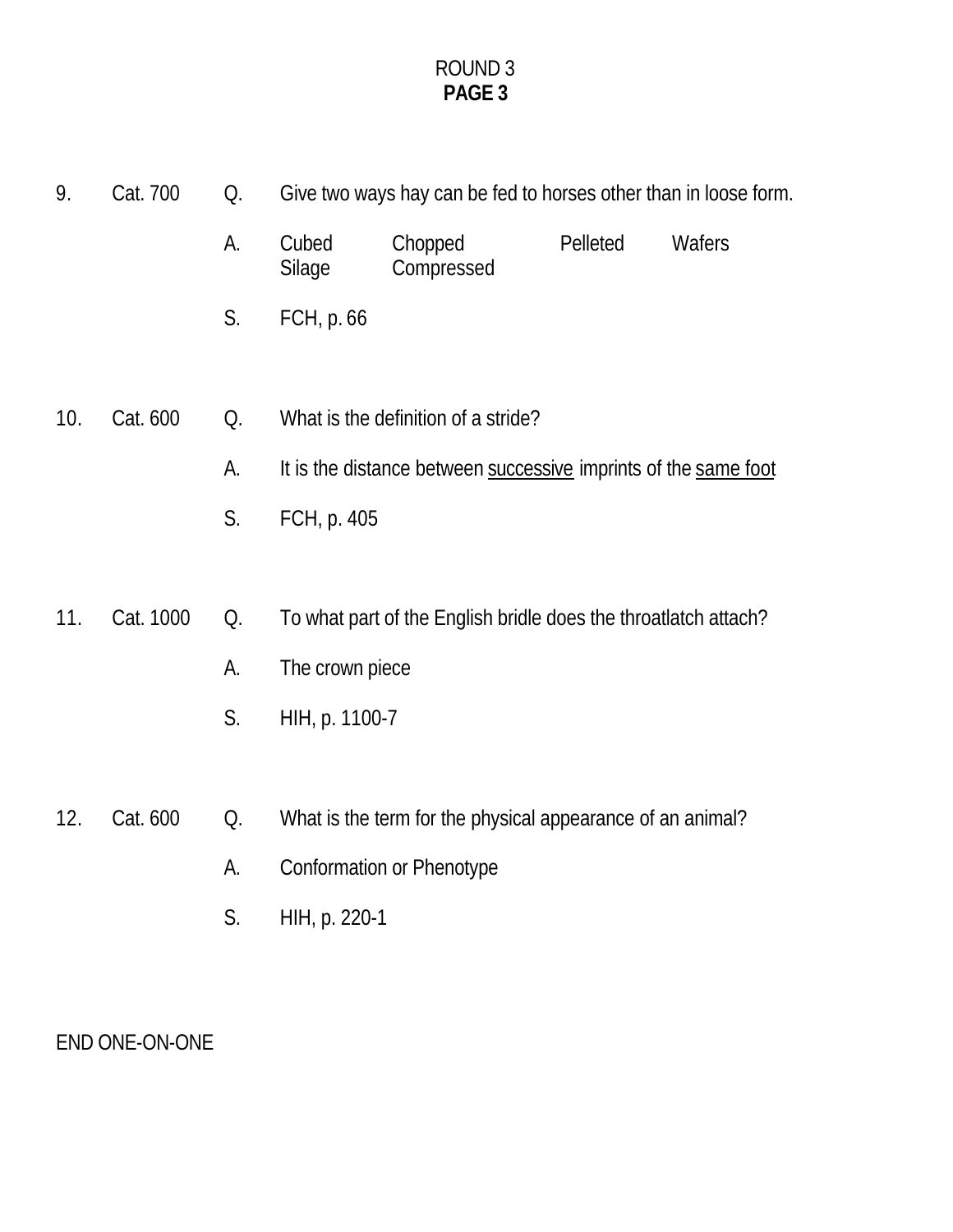ROUND 3
**PAGE 3**

9. Cat. 700

Q. Give two ways hay can be fed to horses other than in loose form.

A. Cubed Chopped Pelleted Wafers
Silage Compressed

S. FCH, p. 66

10. Cat. 600

Q. What is the definition of a stride?

A. It is the distance between <u>successive</u> imprints of the <u>same foot</u>

S. FCH, p. 405

11. Cat. 1000

Q. To what part of the English bridle does the throatlatch attach?

A. The crown piece

S. HIH, p. 1100-7

12. Cat. 600

Q. What is the term for the physical appearance of an animal?

A. Conformation or Phenotype

S. HIH, p. 220-1

END ONE-ON-ONE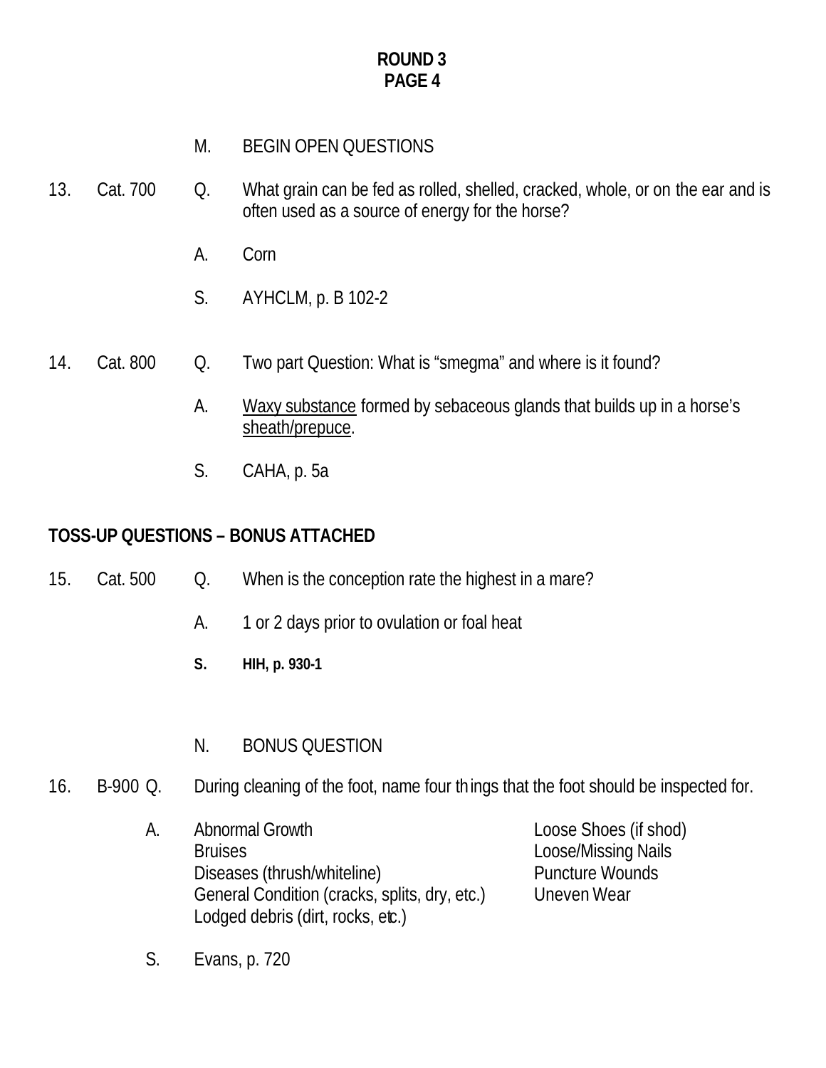**ROUND 3**
**PAGE 4**

M. BEGIN OPEN QUESTIONS

13. Cat. 700 Q. What grain can be fed as rolled, shelled, cracked, whole, or on the ear and is often used as a source of energy for the horse?

A. Corn

S. AYHCLM, p. B 102-2

14. Cat. 800 Q. Two part Question: What is "smegma" and where is it found?

A. Waxy substance formed by sebaceous glands that builds up in a horse's sheath/prepuce.

S. CAHA, p. 5a

**TOSS-UP QUESTIONS – BONUS ATTACHED**

15. Cat. 500 Q. When is the conception rate the highest in a mare?

A. 1 or 2 days prior to ovulation or foal heat

**S. HIH, p. 930-1**

N. BONUS QUESTION

16. B-900 Q. During cleaning of the foot, name four things that the foot should be inspected for.

A.
- Abnormal Growth
- Bruises
- Diseases (thrush/whiteline)
- General Condition (cracks, splits, dry, etc.)
- Lodged debris (dirt, rocks, etc.)
- Loose Shoes (if shod)
- Loose/Missing Nails
- Puncture Wounds
- Uneven Wear

S. Evans, p. 720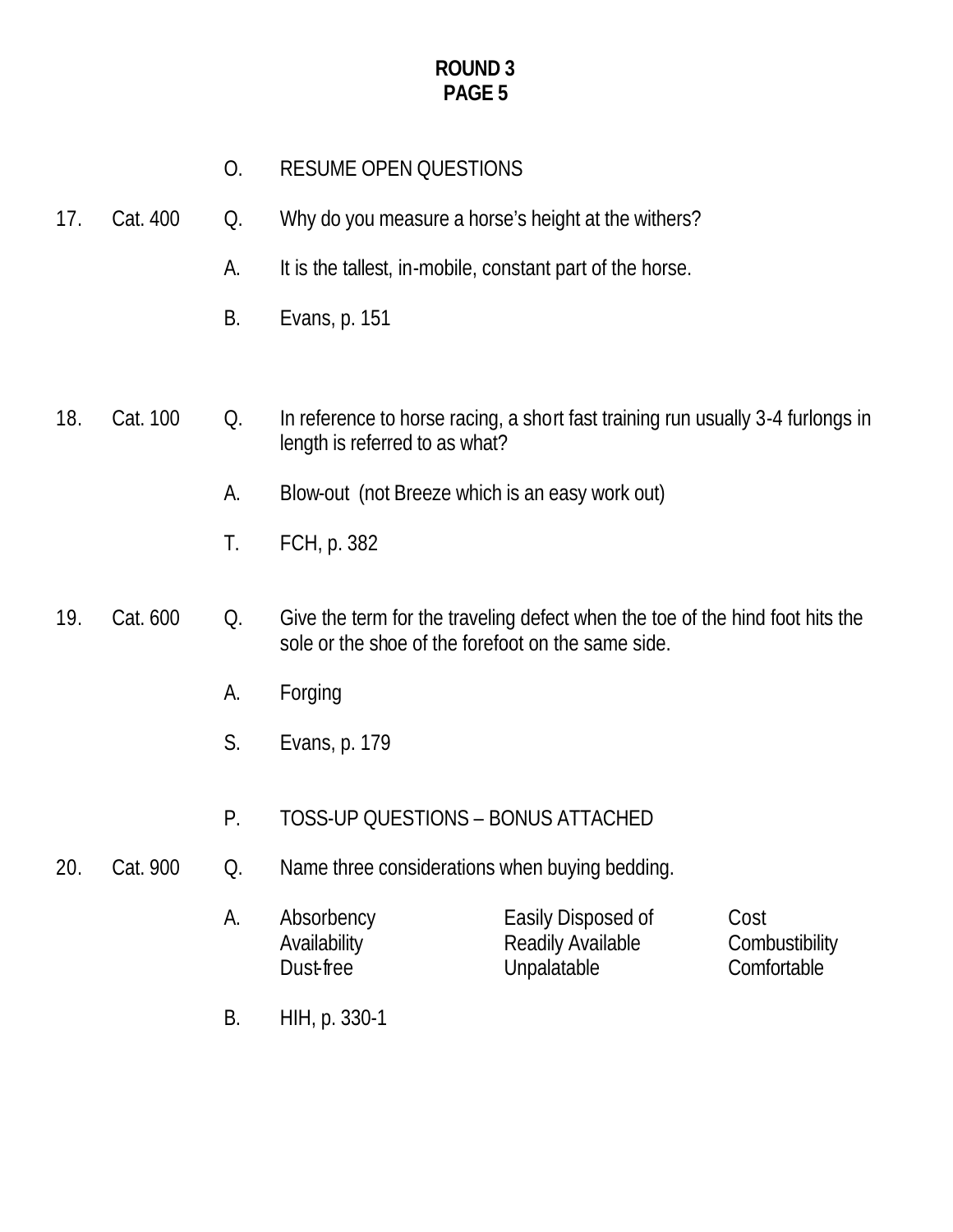**ROUND 3**
**PAGE 5**

O. RESUME OPEN QUESTIONS

17. Cat. 400 Q. Why do you measure a horse's height at the withers?

A. It is the tallest, in-mobile, constant part of the horse.

B. Evans, p. 151

18. Cat. 100 Q. In reference to horse racing, a short fast training run usually 3-4 furlongs in length is referred to as what?

A. Blow-out (not Breeze which is an easy work out)

T. FCH, p. 382

19. Cat. 600 Q. Give the term for the traveling defect when the toe of the hind foot hits the sole or the shoe of the forefoot on the same side.

A. Forging

S. Evans, p. 179

P. TOSS-UP QUESTIONS – BONUS ATTACHED

20. Cat. 900 Q. Name three considerations when buying bedding.

A.

| | | |
|---|---|---|
| Absorbency | Easily Disposed of | Cost |
| Availability | Readily Available | Combustibility |
| Dust-free | Unpalatable | Comfortable |

B. HIH, p. 330-1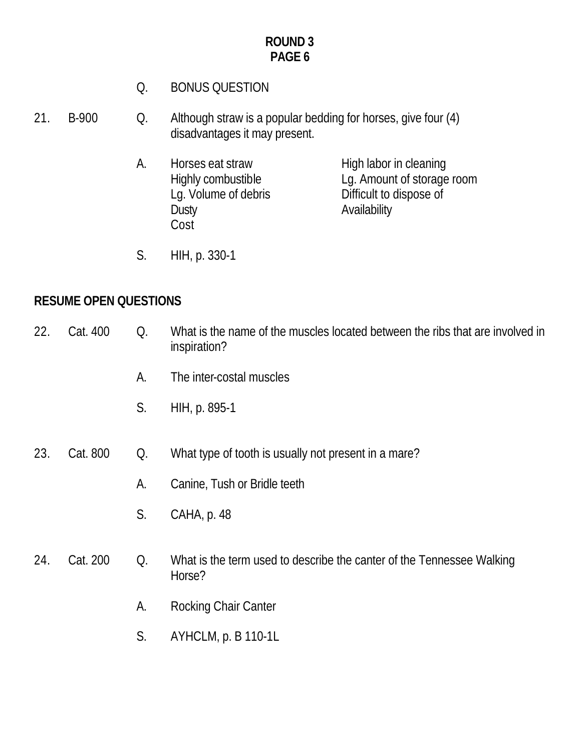**ROUND 3**
**PAGE 6**

Q. BONUS QUESTION

21. B-900 Q. Although straw is a popular bedding for horses, give four (4) disadvantages it may present.

A. Horses eat straw
Highly combustible
Lg. Volume of debris
Dusty
Cost
High labor in cleaning
Lg. Amount of storage room
Difficult to dispose of
Availability

S. HIH, p. 330-1

**RESUME OPEN QUESTIONS**

22. Cat. 400 Q. What is the name of the muscles located between the ribs that are involved in inspiration?

A. The inter-costal muscles

S. HIH, p. 895-1

23. Cat. 800 Q. What type of tooth is usually not present in a mare?

A. Canine, Tush or Bridle teeth

S. CAHA, p. 48

24. Cat. 200 Q. What is the term used to describe the canter of the Tennessee Walking Horse?

A. Rocking Chair Canter

S. AYHCLM, p. B 110-1L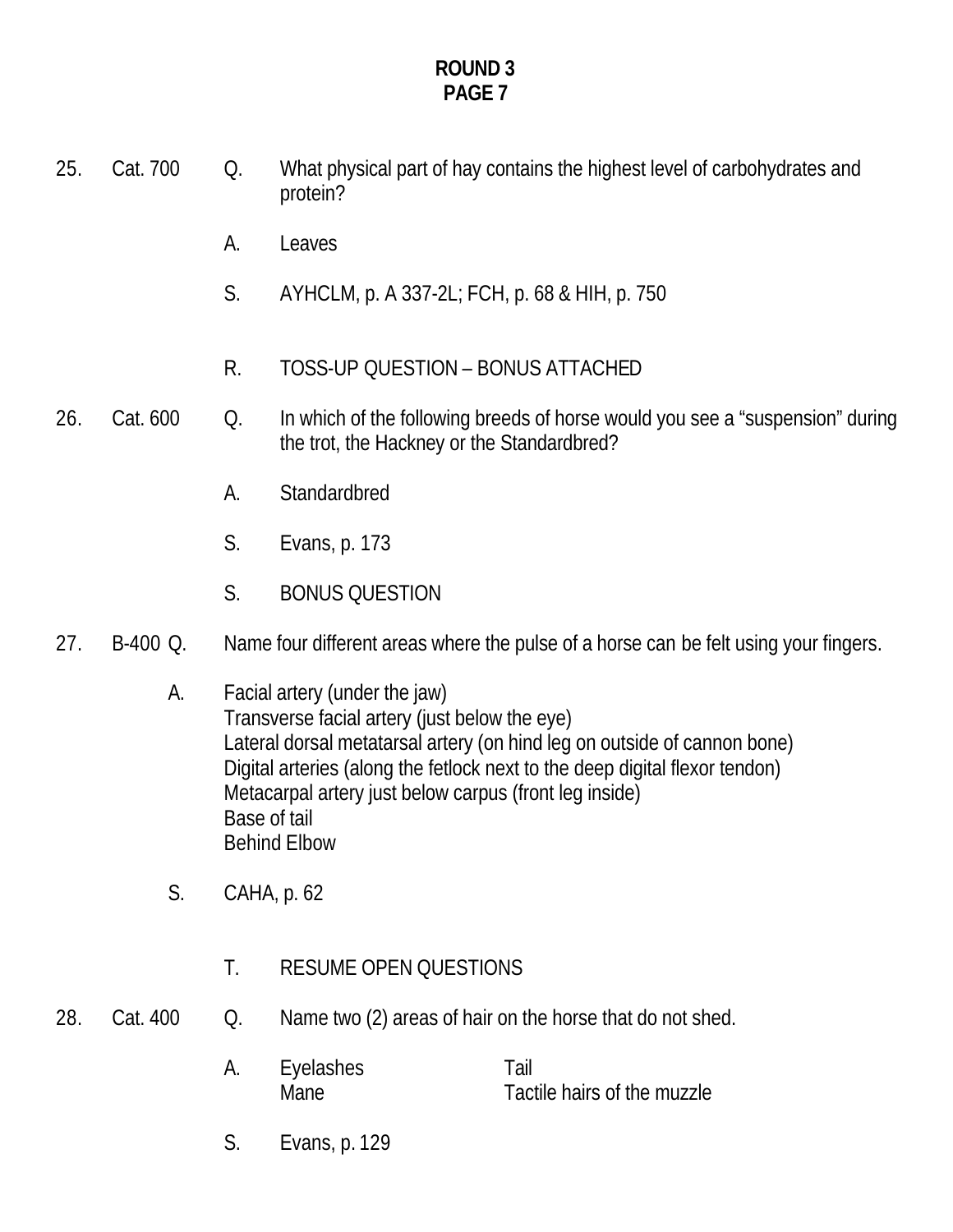**ROUND 3**
**PAGE 7**

25. Cat. 700 Q. What physical part of hay contains the highest level of carbohydrates and protein?

    A. Leaves

    S. AYHCLM, p. A 337-2L; FCH, p. 68 & HIH, p. 750

    R. TOSS-UP QUESTION – BONUS ATTACHED

26. Cat. 600 Q. In which of the following breeds of horse would you see a "suspension" during the trot, the Hackney or the Standardbred?

    A. Standardbred

    S. Evans, p. 173

    S. BONUS QUESTION

27. B-400 Q. Name four different areas where the pulse of a horse can be felt using your fingers.

    A. Facial artery (under the jaw)
    Transverse facial artery (just below the eye)
    Lateral dorsal metatarsal artery (on hind leg on outside of cannon bone)
    Digital arteries (along the fetlock next to the deep digital flexor tendon)
    Metacarpal artery just below carpus (front leg inside)
    Base of tail
    Behind Elbow

    S. CAHA, p. 62

    T. RESUME OPEN QUESTIONS

28. Cat. 400 Q. Name two (2) areas of hair on the horse that do not shed.

    A. Eyelashes — Tail
    Mane — Tactile hairs of the muzzle

    S. Evans, p. 129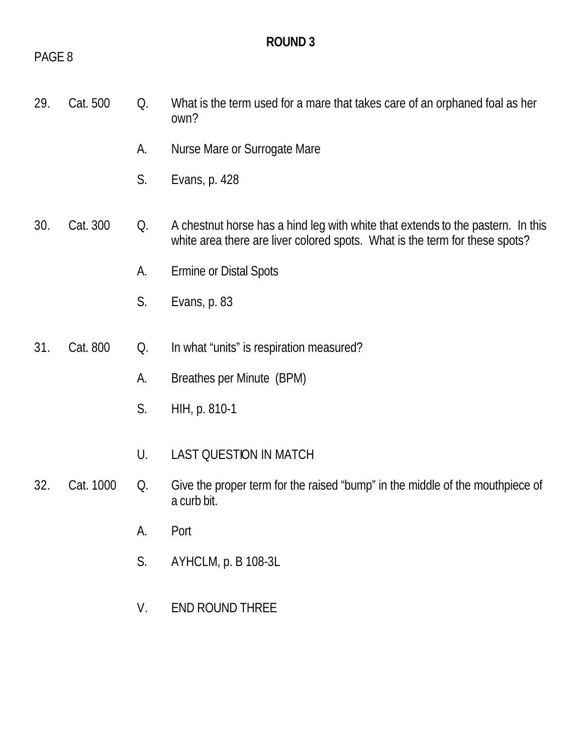**ROUND 3**

PAGE 8

29. Cat. 500
Q. What is the term used for a mare that takes care of an orphaned foal as her own?
A. Nurse Mare or Surrogate Mare
S. Evans, p. 428

30. Cat. 300
Q. A chestnut horse has a hind leg with white that extends to the pastern. In this white area there are liver colored spots. What is the term for these spots?
A. Ermine or Distal Spots
S. Evans, p. 83

31. Cat. 800
Q. In what "units" is respiration measured?
A. Breathes per Minute (BPM)
S. HIH, p. 810-1

U. LAST QUESTION IN MATCH

32. Cat. 1000
Q. Give the proper term for the raised "bump" in the middle of the mouthpiece of a curb bit.
A. Port
S. AYHCLM, p. B 108-3L

V. END ROUND THREE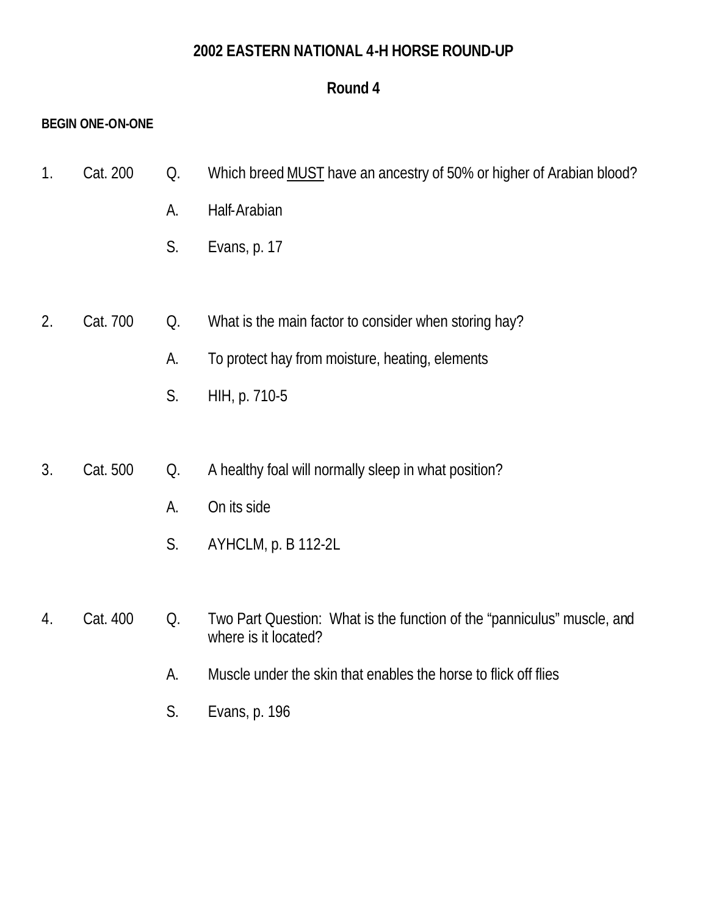# 2002 EASTERN NATIONAL 4-H HORSE ROUND-UP

## Round 4

**BEGIN ONE-ON-ONE**

1. Cat. 200 Q. Which breed <u>MUST</u> have an ancestry of 50% or higher of Arabian blood?

   A. Half-Arabian

   S. Evans, p. 17

2. Cat. 700 Q. What is the main factor to consider when storing hay?

   A. To protect hay from moisture, heating, elements

   S. HIH, p. 710-5

3. Cat. 500 Q. A healthy foal will normally sleep in what position?

   A. On its side

   S. AYHCLM, p. B 112-2L

4. Cat. 400 Q. Two Part Question: What is the function of the "panniculus" muscle, and where is it located?

   A. Muscle under the skin that enables the horse to flick off flies

   S. Evans, p. 196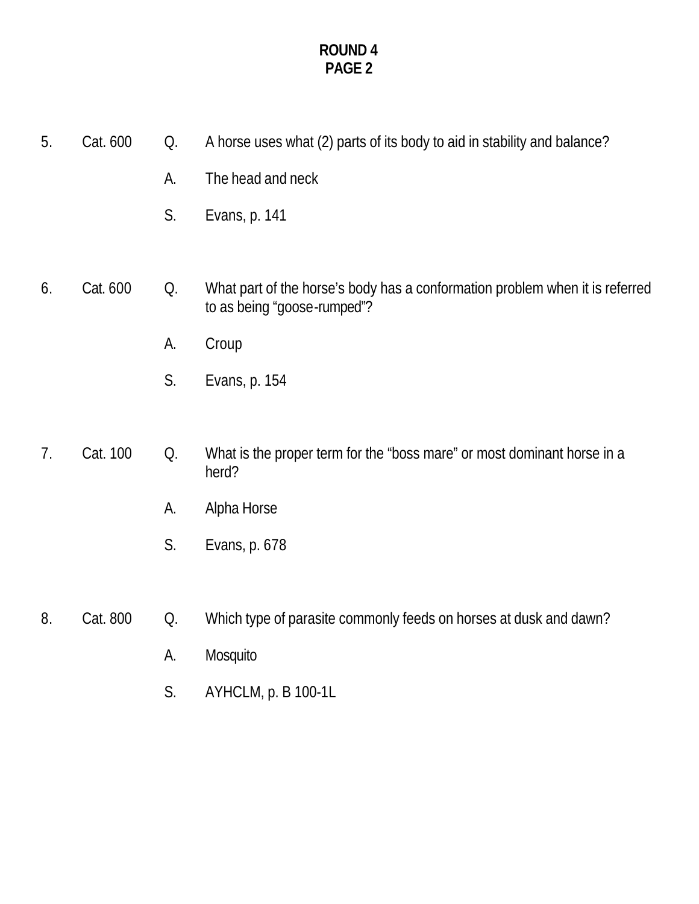**ROUND 4**
**PAGE 2**

5. Cat. 600 Q. A horse uses what (2) parts of its body to aid in stability and balance?

   A. The head and neck

   S. Evans, p. 141

6. Cat. 600 Q. What part of the horse's body has a conformation problem when it is referred to as being "goose-rumped"?

   A. Croup

   S. Evans, p. 154

7. Cat. 100 Q. What is the proper term for the "boss mare" or most dominant horse in a herd?

   A. Alpha Horse

   S. Evans, p. 678

8. Cat. 800 Q. Which type of parasite commonly feeds on horses at dusk and dawn?

   A. Mosquito

   S. AYHCLM, p. B 100-1L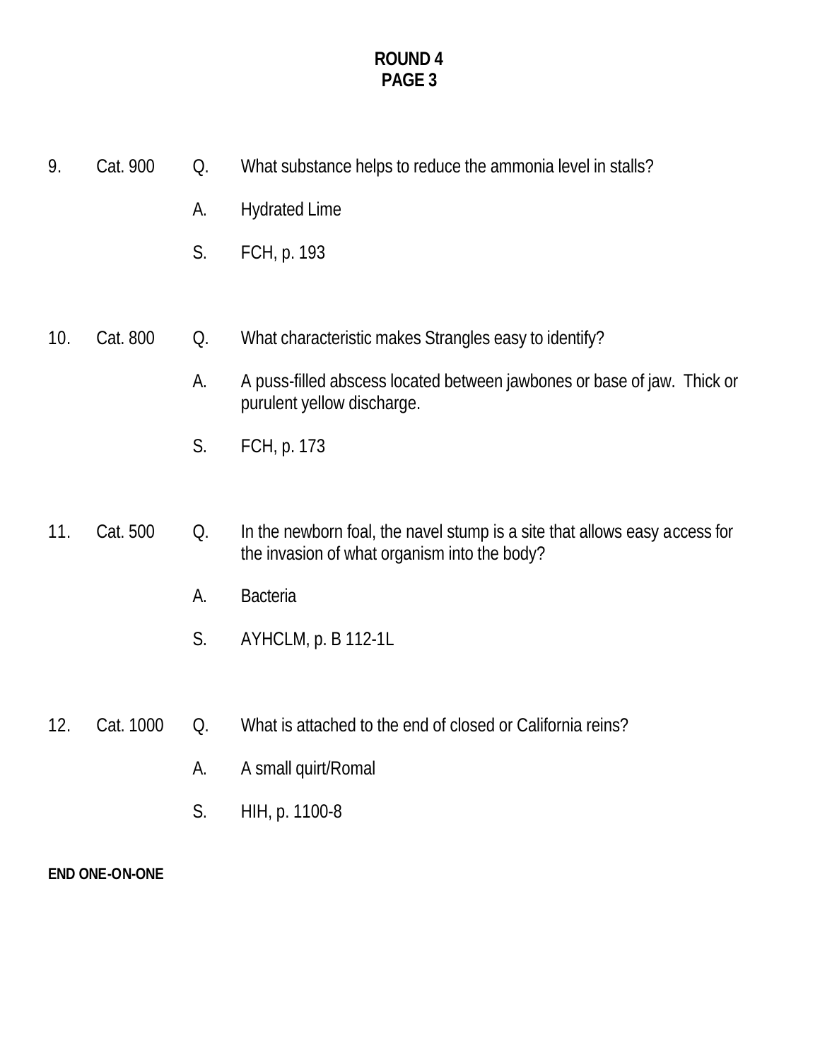**ROUND 4**
**PAGE 3**

9. Cat. 900 Q. What substance helps to reduce the ammonia level in stalls?

   A. Hydrated Lime

   S. FCH, p. 193

10. Cat. 800 Q. What characteristic makes Strangles easy to identify?

   A. A puss-filled abscess located between jawbones or base of jaw. Thick or purulent yellow discharge.

   S. FCH, p. 173

11. Cat. 500 Q. In the newborn foal, the navel stump is a site that allows easy access for the invasion of what organism into the body?

   A. Bacteria

   S. AYHCLM, p. B 112-1L

12. Cat. 1000 Q. What is attached to the end of closed or California reins?

   A. A small quirt/Romal

   S. HIH, p. 1100-8

**END ONE-ON-ONE**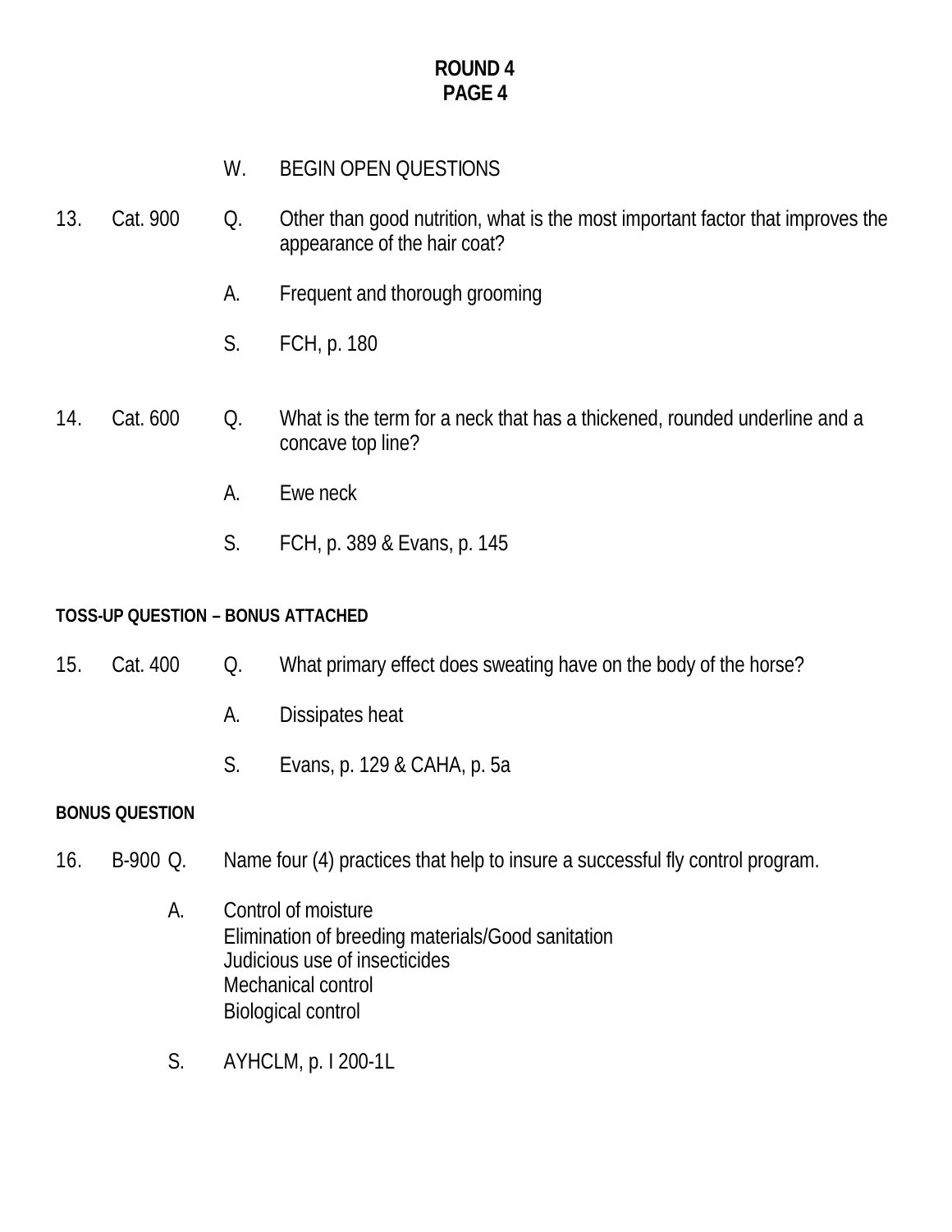**ROUND 4**
**PAGE 4**

W. BEGIN OPEN QUESTIONS

13. Cat. 900

Q. Other than good nutrition, what is the most important factor that improves the appearance of the hair coat?

A. Frequent and thorough grooming

S. FCH, p. 180

14. Cat. 600

Q. What is the term for a neck that has a thickened, rounded underline and a concave top line?

A. Ewe neck

S. FCH, p. 389 & Evans, p. 145

**TOSS-UP QUESTION – BONUS ATTACHED**

15. Cat. 400

Q. What primary effect does sweating have on the body of the horse?

A. Dissipates heat

S. Evans, p. 129 & CAHA, p. 5a

**BONUS QUESTION**

16. B-900

Q. Name four (4) practices that help to insure a successful fly control program.

A. Control of moisture
Elimination of breeding materials/Good sanitation
Judicious use of insecticides
Mechanical control
Biological control

S. AYHCLM, p. I 200-1L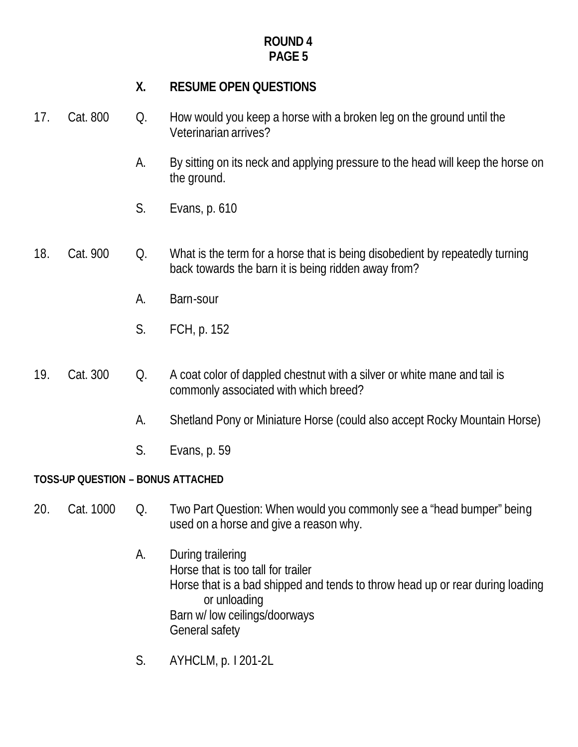**ROUND 4**
**PAGE 5**

**X. RESUME OPEN QUESTIONS**

17. Cat. 800

Q. How would you keep a horse with a broken leg on the ground until the Veterinarian arrives?

A. By sitting on its neck and applying pressure to the head will keep the horse on the ground.

S. Evans, p. 610

18. Cat. 900

Q. What is the term for a horse that is being disobedient by repeatedly turning back towards the barn it is being ridden away from?

A. Barn-sour

S. FCH, p. 152

19. Cat. 300

Q. A coat color of dappled chestnut with a silver or white mane and tail is commonly associated with which breed?

A. Shetland Pony or Miniature Horse (could also accept Rocky Mountain Horse)

S. Evans, p. 59

**TOSS-UP QUESTION – BONUS ATTACHED**

20. Cat. 1000

Q. Two Part Question: When would you commonly see a "head bumper" being used on a horse and give a reason why.

A. During trailering
Horse that is too tall for trailer
Horse that is a bad shipped and tends to throw head up or rear during loading or unloading
Barn w/ low ceilings/doorways
General safety

S. AYHCLM, p. I 201-2L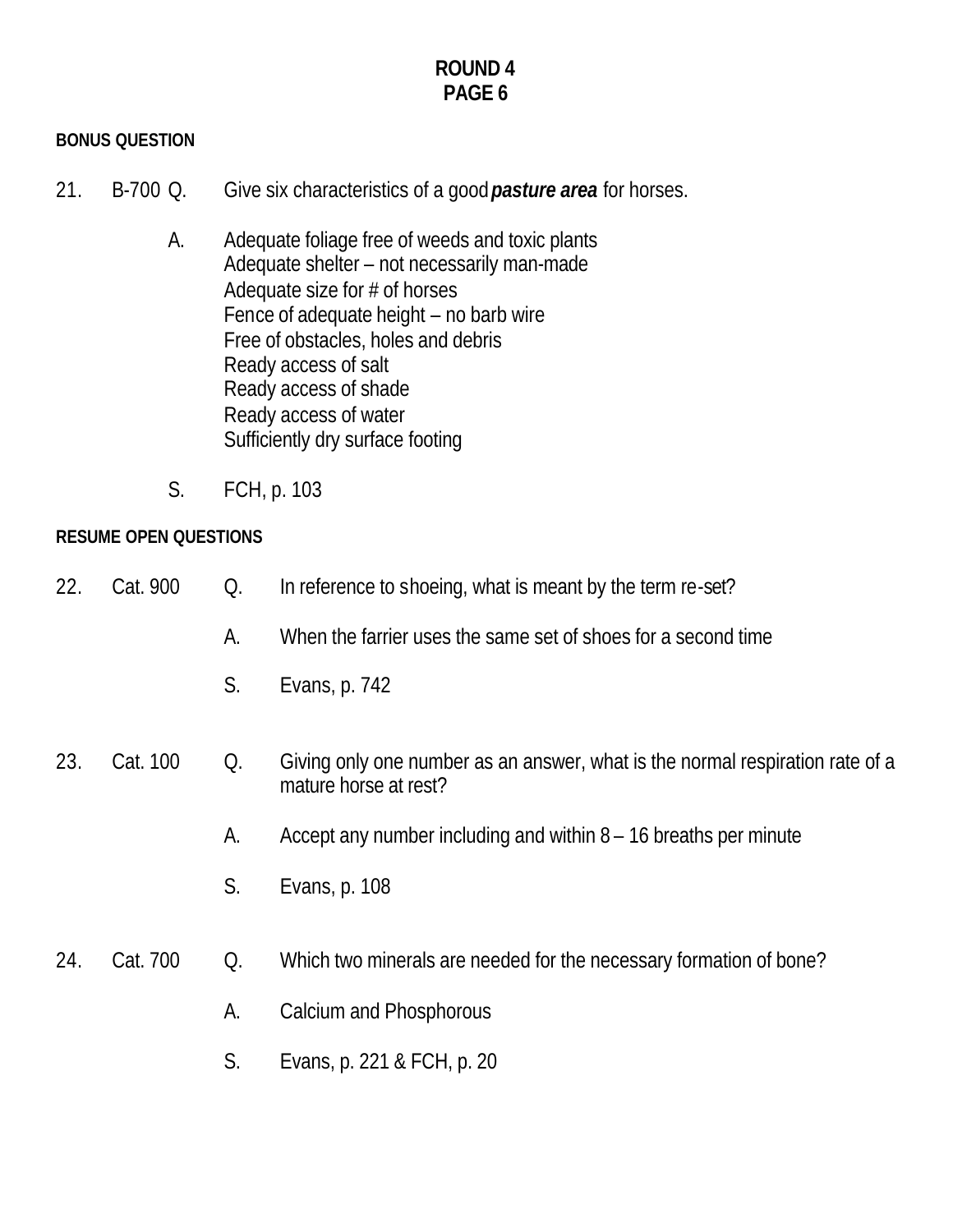**ROUND 4**
**PAGE 6**

**BONUS QUESTION**

21. B-700 Q. Give six characteristics of a good ***pasture area*** for horses.

A. Adequate foliage free of weeds and toxic plants
Adequate shelter – not necessarily man-made
Adequate size for # of horses
Fence of adequate height – no barb wire
Free of obstacles, holes and debris
Ready access of salt
Ready access of shade
Ready access of water
Sufficiently dry surface footing

S. FCH, p. 103

**RESUME OPEN QUESTIONS**

22. Cat. 900 Q. In reference to shoeing, what is meant by the term re-set?

A. When the farrier uses the same set of shoes for a second time

S. Evans, p. 742

23. Cat. 100 Q. Giving only one number as an answer, what is the normal respiration rate of a mature horse at rest?

A. Accept any number including and within 8 – 16 breaths per minute

S. Evans, p. 108

24. Cat. 700 Q. Which two minerals are needed for the necessary formation of bone?

A. Calcium and Phosphorous

S. Evans, p. 221 & FCH, p. 20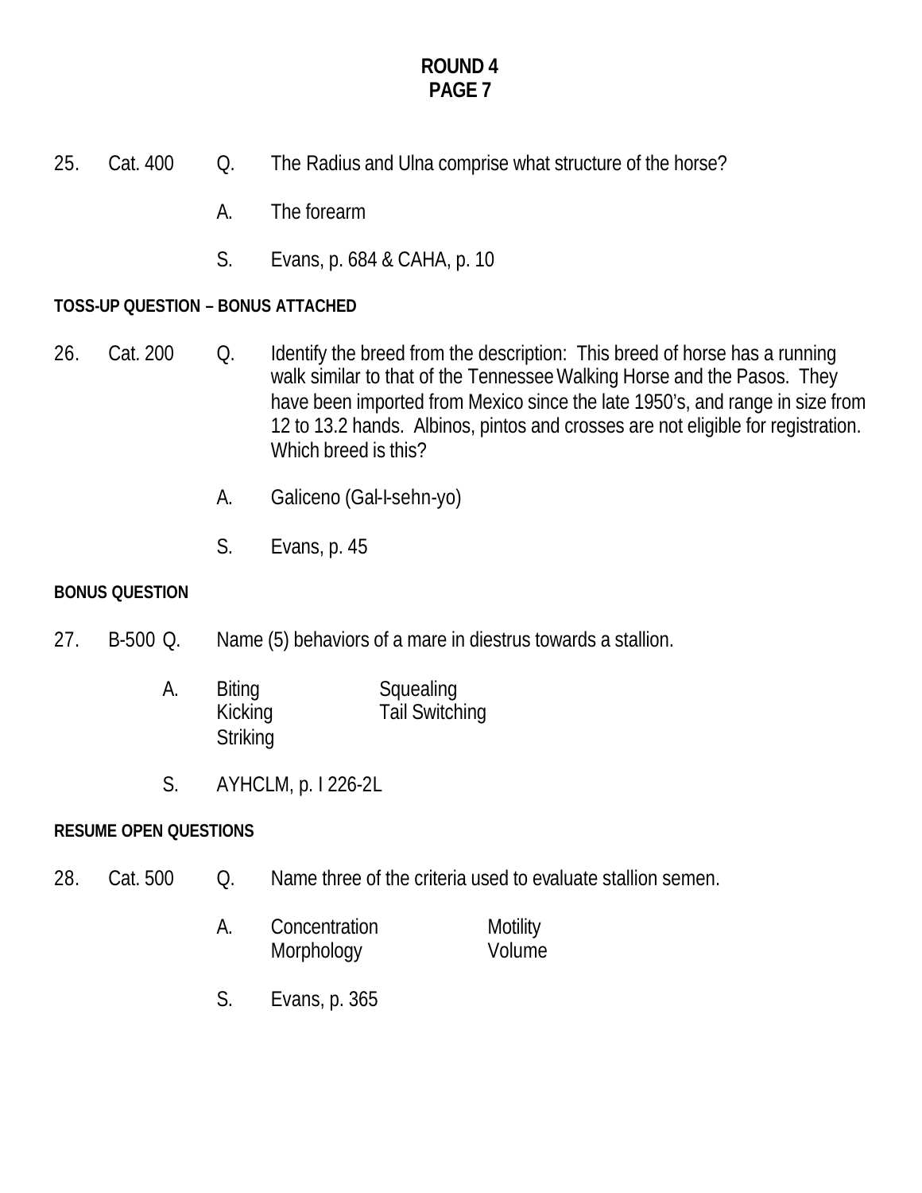# ROUND 4
## PAGE 7

25. Cat. 400 Q. The Radius and Ulna comprise what structure of the horse?

A. The forearm

S. Evans, p. 684 & CAHA, p. 10

**TOSS-UP QUESTION – BONUS ATTACHED**

26. Cat. 200 Q. Identify the breed from the description: This breed of horse has a running walk similar to that of the Tennessee Walking Horse and the Pasos. They have been imported from Mexico since the late 1950's, and range in size from 12 to 13.2 hands. Albinos, pintos and crosses are not eligible for registration. Which breed is this?

A. Galiceno (Gal-I-sehn-yo)

S. Evans, p. 45

**BONUS QUESTION**

27. B-500 Q. Name (5) behaviors of a mare in diestrus towards a stallion.

A.
- Biting
- Kicking
- Striking
- Squealing
- Tail Switching

S. AYHCLM, p. I 226-2L

**RESUME OPEN QUESTIONS**

28. Cat. 500 Q. Name three of the criteria used to evaluate stallion semen.

A.
- Concentration
- Morphology
- Motility
- Volume

S. Evans, p. 365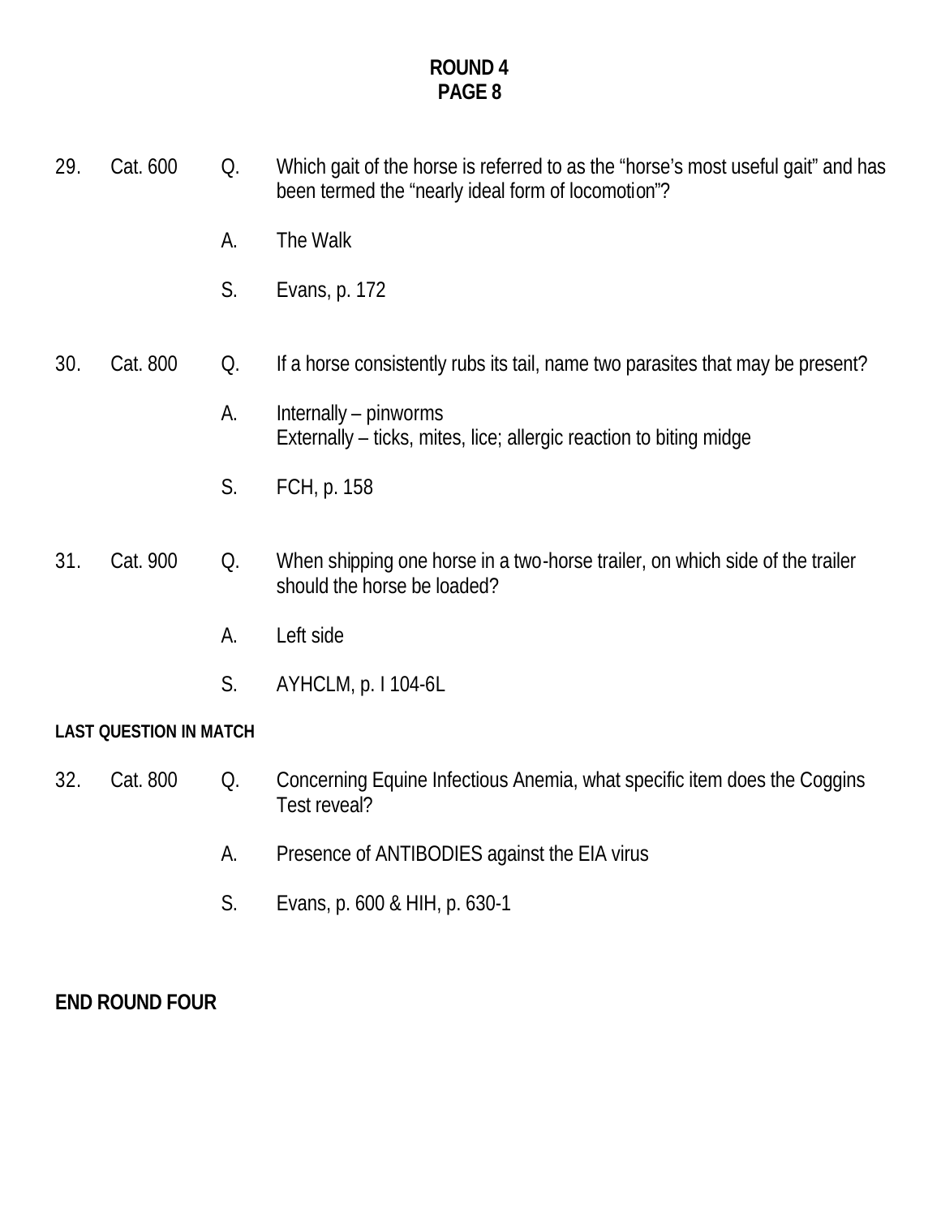## ROUND 4
## PAGE 8

29. Cat. 600 Q. Which gait of the horse is referred to as the "horse's most useful gait" and has been termed the "nearly ideal form of locomotion"?

A. The Walk

S. Evans, p. 172

30. Cat. 800 Q. If a horse consistently rubs its tail, name two parasites that may be present?

A. Internally – pinworms
Externally – ticks, mites, lice; allergic reaction to biting midge

S. FCH, p. 158

31. Cat. 900 Q. When shipping one horse in a two-horse trailer, on which side of the trailer should the horse be loaded?

A. Left side

S. AYHCLM, p. I 104-6L

**LAST QUESTION IN MATCH**

32. Cat. 800 Q. Concerning Equine Infectious Anemia, what specific item does the Coggins Test reveal?

A. Presence of ANTIBODIES against the EIA virus

S. Evans, p. 600 & HIH, p. 630-1

**END ROUND FOUR**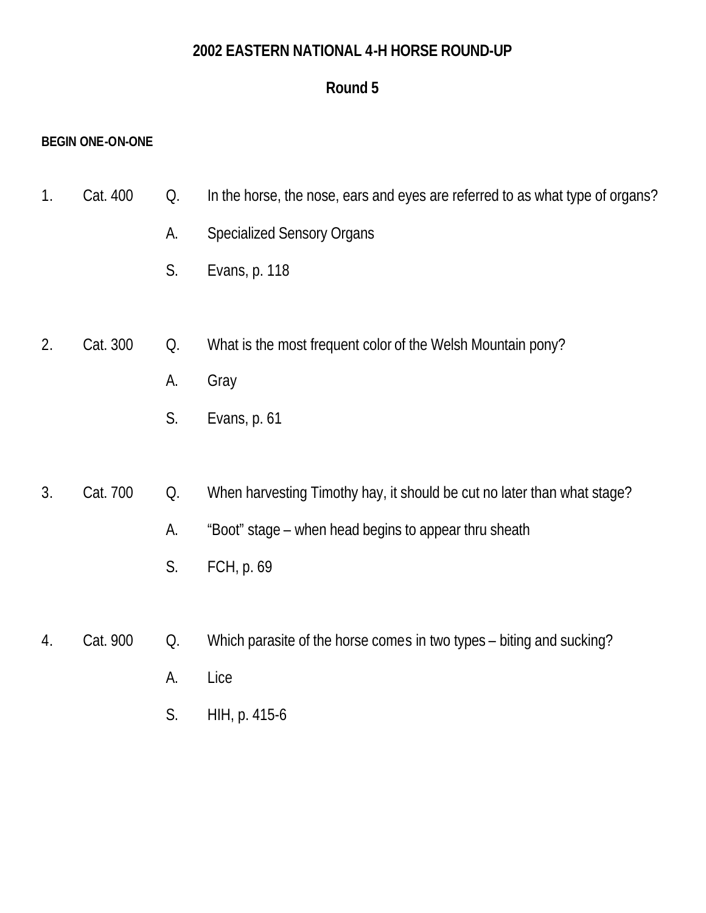# 2002 EASTERN NATIONAL 4-H HORSE ROUND-UP

## Round 5

**BEGIN ONE-ON-ONE**

1. Cat. 400
   - Q. In the horse, the nose, ears and eyes are referred to as what type of organs?
   - A. Specialized Sensory Organs
   - S. Evans, p. 118

2. Cat. 300
   - Q. What is the most frequent color of the Welsh Mountain pony?
   - A. Gray
   - S. Evans, p. 61

3. Cat. 700
   - Q. When harvesting Timothy hay, it should be cut no later than what stage?
   - A. “Boot” stage – when head begins to appear thru sheath
   - S. FCH, p. 69

4. Cat. 900
   - Q. Which parasite of the horse comes in two types – biting and sucking?
   - A. Lice
   - S. HIH, p. 415-6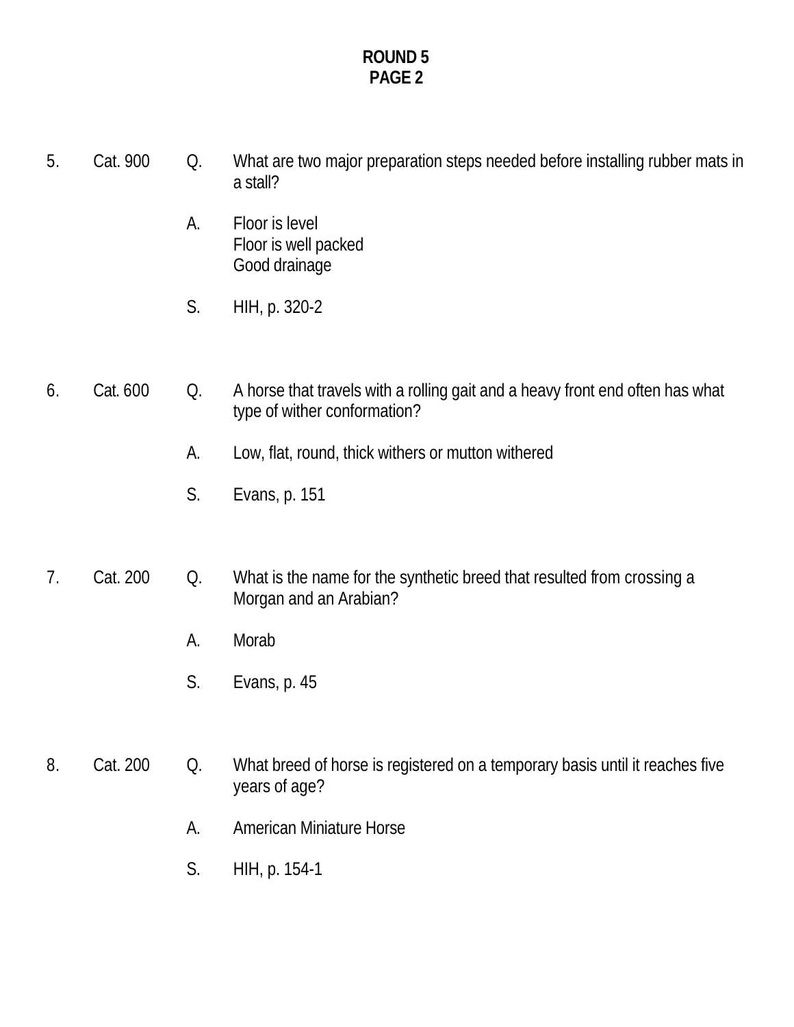**ROUND 5**
**PAGE 2**

5. Cat. 900 Q. What are two major preparation steps needed before installing rubber mats in a stall?

   A. Floor is level
   Floor is well packed
   Good drainage

   S. HIH, p. 320-2

6. Cat. 600 Q. A horse that travels with a rolling gait and a heavy front end often has what type of wither conformation?

   A. Low, flat, round, thick withers or mutton withered

   S. Evans, p. 151

7. Cat. 200 Q. What is the name for the synthetic breed that resulted from crossing a Morgan and an Arabian?

   A. Morab

   S. Evans, p. 45

8. Cat. 200 Q. What breed of horse is registered on a temporary basis until it reaches five years of age?

   A. American Miniature Horse

   S. HIH, p. 154-1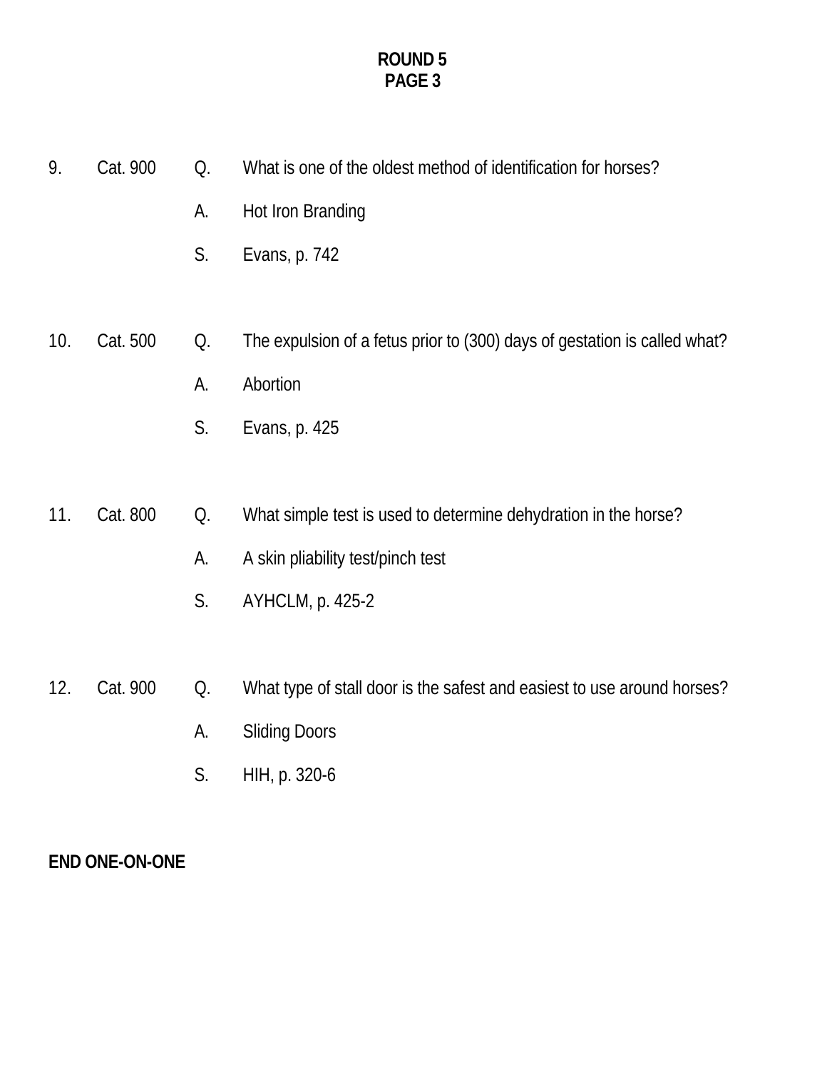**ROUND 5**
**PAGE 3**

9. Cat. 900 Q. What is one of the oldest method of identification for horses?

   A. Hot Iron Branding

   S. Evans, p. 742

10. Cat. 500 Q. The expulsion of a fetus prior to (300) days of gestation is called what?

   A. Abortion

   S. Evans, p. 425

11. Cat. 800 Q. What simple test is used to determine dehydration in the horse?

   A. A skin pliability test/pinch test

   S. AYHCLM, p. 425-2

12. Cat. 900 Q. What type of stall door is the safest and easiest to use around horses?

   A. Sliding Doors

   S. HIH, p. 320-6

**END ONE-ON-ONE**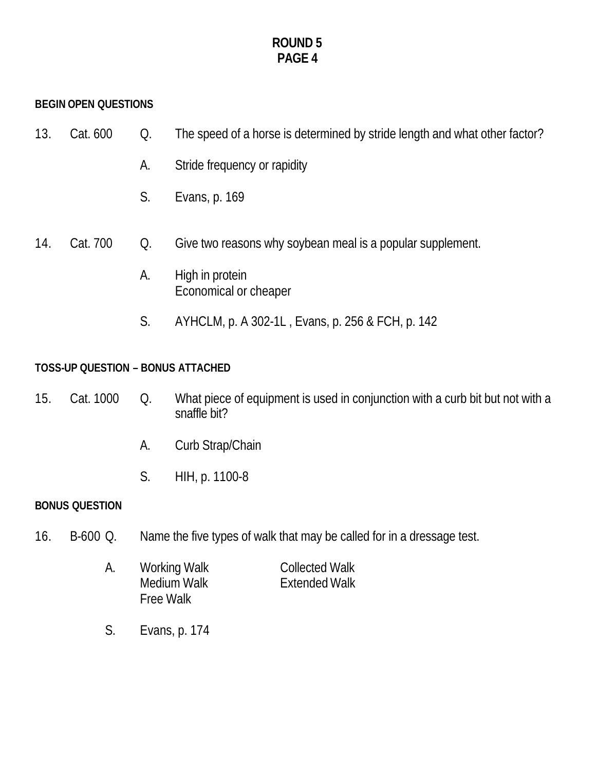**ROUND 5**
**PAGE 4**

**BEGIN OPEN QUESTIONS**

13. Cat. 600

Q. The speed of a horse is determined by stride length and what other factor?

A. Stride frequency or rapidity

S. Evans, p. 169

14. Cat. 700

Q. Give two reasons why soybean meal is a popular supplement.

A. High in protein
Economical or cheaper

S. AYHCLM, p. A 302-1L , Evans, p. 256 & FCH, p. 142

**TOSS-UP QUESTION – BONUS ATTACHED**

15. Cat. 1000

Q. What piece of equipment is used in conjunction with a curb bit but not with a snaffle bit?

A. Curb Strap/Chain

S. HIH, p. 1100-8

**BONUS QUESTION**

16. B-600

Q. Name the five types of walk that may be called for in a dressage test.

A. Working Walk
Medium Walk
Free Walk
Collected Walk
Extended Walk

S. Evans, p. 174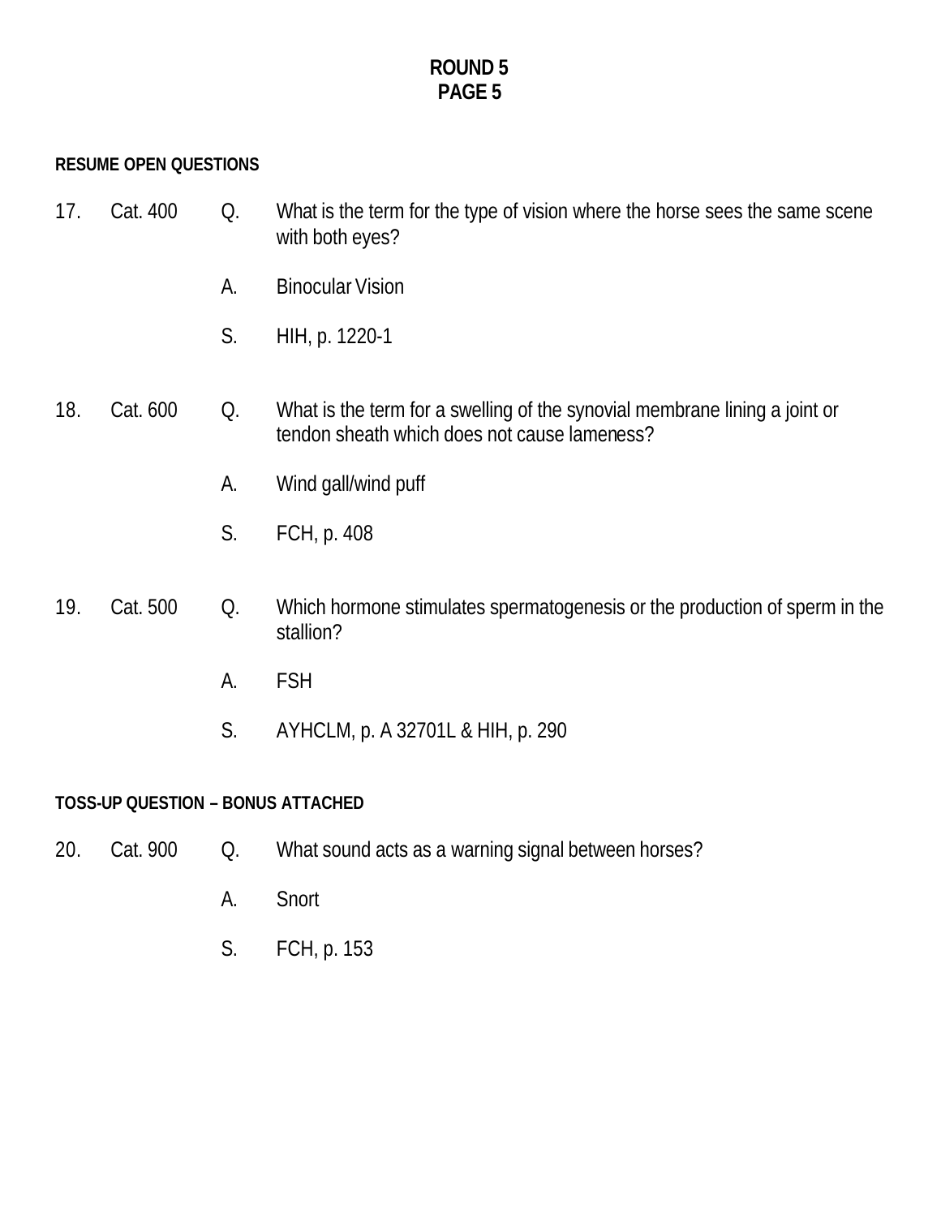# ROUND 5
# PAGE 5

**RESUME OPEN QUESTIONS**

17. Cat. 400

Q. What is the term for the type of vision where the horse sees the same scene with both eyes?

A. Binocular Vision

S. HIH, p. 1220-1

18. Cat. 600

Q. What is the term for a swelling of the synovial membrane lining a joint or tendon sheath which does not cause lameness?

A. Wind gall/wind puff

S. FCH, p. 408

19. Cat. 500

Q. Which hormone stimulates spermatogenesis or the production of sperm in the stallion?

A. FSH

S. AYHCLM, p. A 32701L & HIH, p. 290

**TOSS-UP QUESTION – BONUS ATTACHED**

20. Cat. 900

Q. What sound acts as a warning signal between horses?

A. Snort

S. FCH, p. 153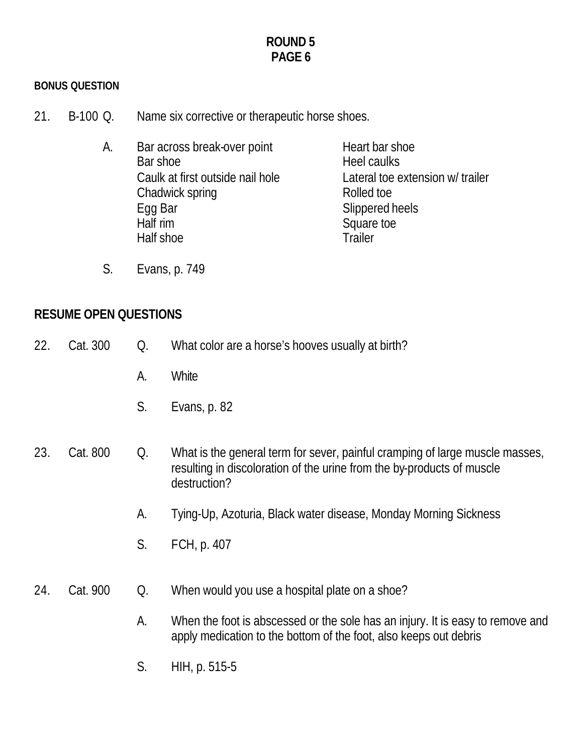# ROUND 5
# PAGE 6

**BONUS QUESTION**

21. B-100 Q. Name six corrective or therapeutic horse shoes.

A.

| | |
|---|---|
| Bar across break-over point | Heart bar shoe |
| Bar shoe | Heel caulks |
| Caulk at first outside nail hole | Lateral toe extension w/ trailer |
| Chadwick spring | Rolled toe |
| Egg Bar | Slippered heels |
| Half rim | Square toe |
| Half shoe | Trailer |

S. Evans, p. 749

## RESUME OPEN QUESTIONS

22. Cat. 300 Q. What color are a horse's hooves usually at birth?

A. White

S. Evans, p. 82

23. Cat. 800 Q. What is the general term for sever, painful cramping of large muscle masses, resulting in discoloration of the urine from the by-products of muscle destruction?

A. Tying-Up, Azoturia, Black water disease, Monday Morning Sickness

S. FCH, p. 407

24. Cat. 900 Q. When would you use a hospital plate on a shoe?

A. When the foot is abscessed or the sole has an injury. It is easy to remove and apply medication to the bottom of the foot, also keeps out debris

S. HIH, p. 515-5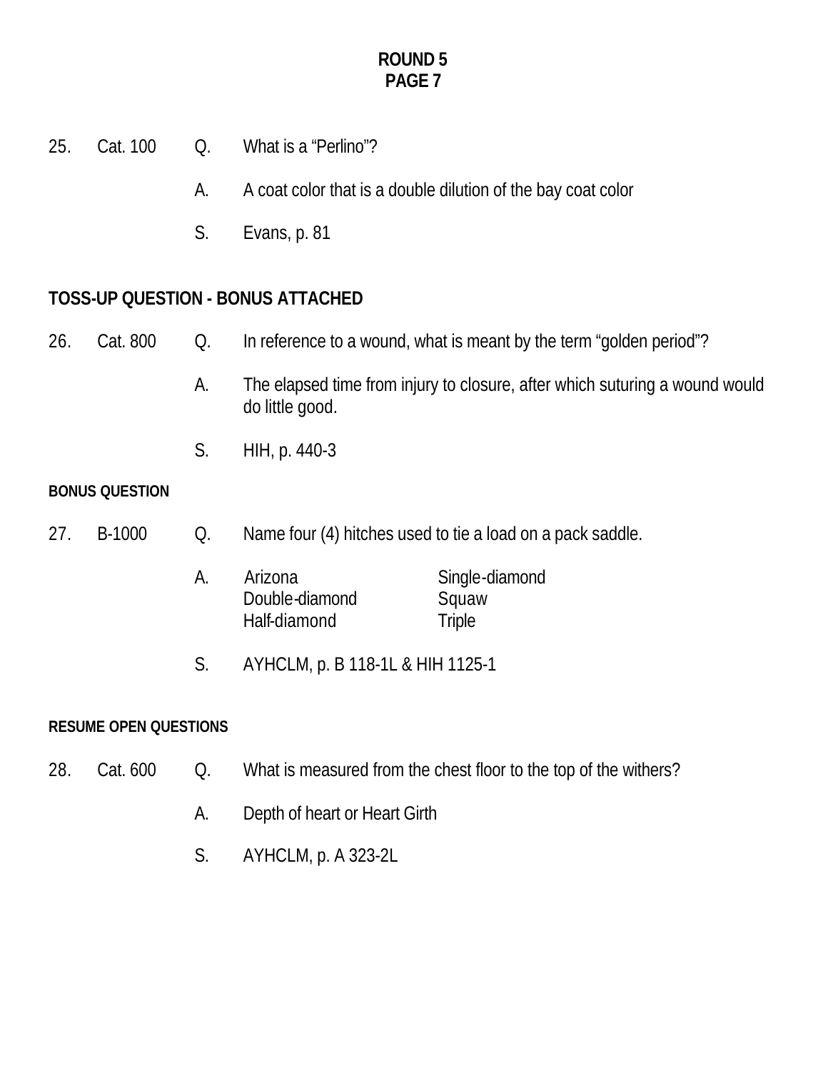## ROUND 5
## PAGE 7

25. Cat. 100 Q. What is a "Perlino"?

A. A coat color that is a double dilution of the bay coat color

S. Evans, p. 81

**TOSS-UP QUESTION - BONUS ATTACHED**

26. Cat. 800 Q. In reference to a wound, what is meant by the term "golden period"?

A. The elapsed time from injury to closure, after which suturing a wound would do little good.

S. HIH, p. 440-3

**BONUS QUESTION**

27. B-1000 Q. Name four (4) hitches used to tie a load on a pack saddle.

A.

| | |
|---|---|
| Arizona | Single-diamond |
| Double-diamond | Squaw |
| Half-diamond | Triple |

S. AYHCLM, p. B 118-1L & HIH 1125-1

**RESUME OPEN QUESTIONS**

28. Cat. 600 Q. What is measured from the chest floor to the top of the withers?

A. Depth of heart or Heart Girth

S. AYHCLM, p. A 323-2L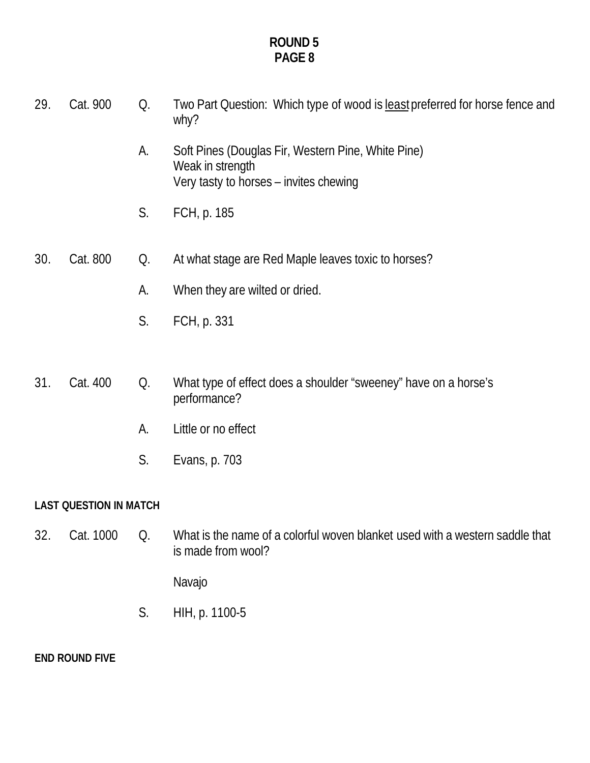**ROUND 5**
**PAGE 8**

29. Cat. 900

Q. Two Part Question: Which type of wood is <u>least</u> preferred for horse fence and why?

A. Soft Pines (Douglas Fir, Western Pine, White Pine)
Weak in strength
Very tasty to horses – invites chewing

S. FCH, p. 185

30. Cat. 800

Q. At what stage are Red Maple leaves toxic to horses?

A. When they are wilted or dried.

S. FCH, p. 331

31. Cat. 400

Q. What type of effect does a shoulder "sweeney" have on a horse's performance?

A. Little or no effect

S. Evans, p. 703

**LAST QUESTION IN MATCH**

32. Cat. 1000

Q. What is the name of a colorful woven blanket used with a western saddle that is made from wool?

Navajo

S. HIH, p. 1100-5

**END ROUND FIVE**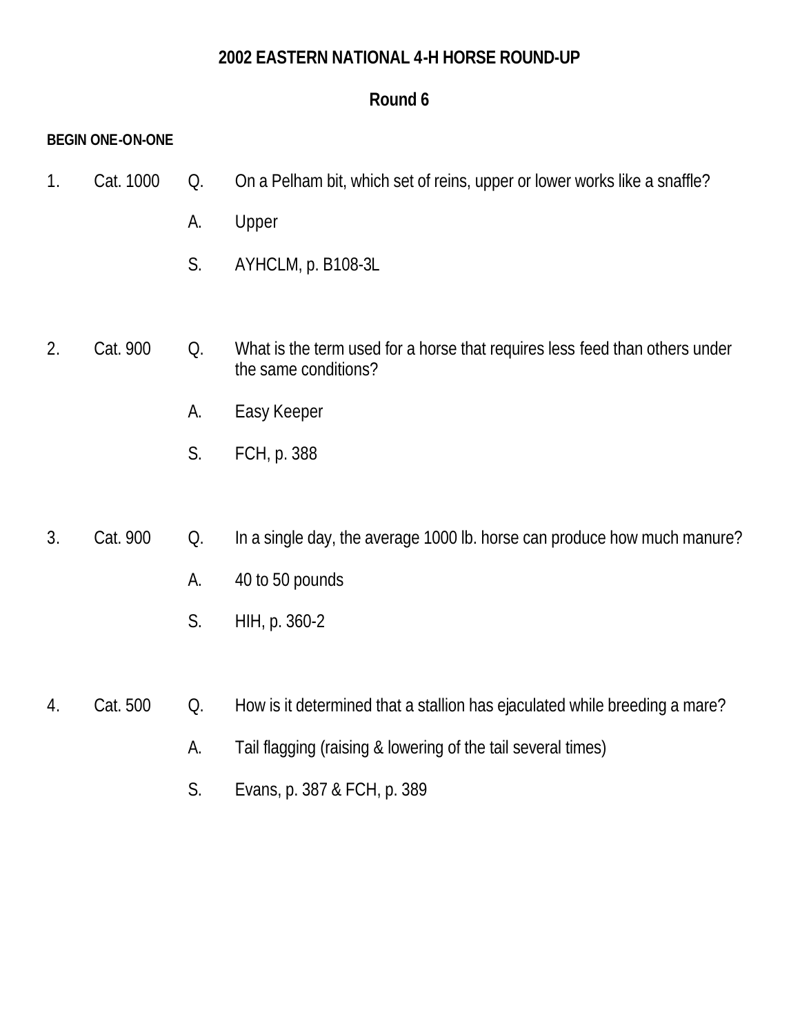## 2002 EASTERN NATIONAL 4-H HORSE ROUND-UP

### Round 6

**BEGIN ONE-ON-ONE**

1. Cat. 1000
   - Q. On a Pelham bit, which set of reins, upper or lower works like a snaffle?
   - A. Upper
   - S. AYHCLM, p. B108-3L

2. Cat. 900
   - Q. What is the term used for a horse that requires less feed than others under the same conditions?
   - A. Easy Keeper
   - S. FCH, p. 388

3. Cat. 900
   - Q. In a single day, the average 1000 lb. horse can produce how much manure?
   - A. 40 to 50 pounds
   - S. HIH, p. 360-2

4. Cat. 500
   - Q. How is it determined that a stallion has ejaculated while breeding a mare?
   - A. Tail flagging (raising & lowering of the tail several times)
   - S. Evans, p. 387 & FCH, p. 389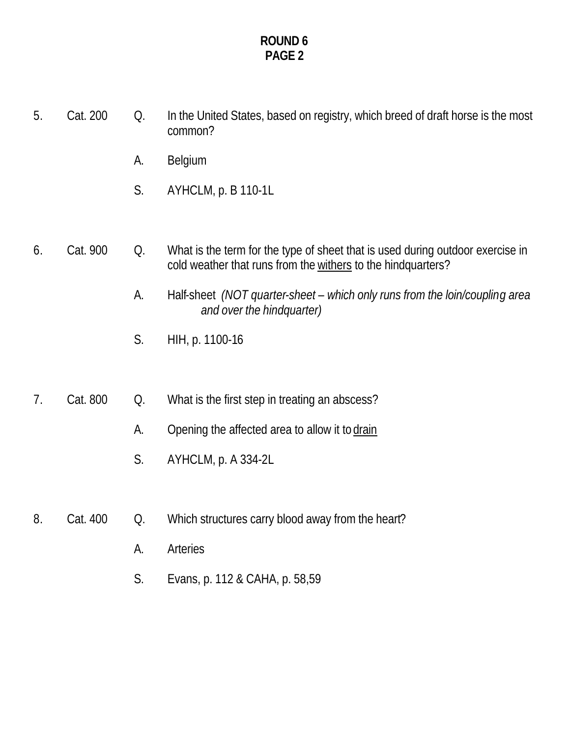**ROUND 6**
**PAGE 2**

5. Cat. 200 Q. In the United States, based on registry, which breed of draft horse is the most common?

   A. Belgium

   S. AYHCLM, p. B 110-1L

6. Cat. 900 Q. What is the term for the type of sheet that is used during outdoor exercise in cold weather that runs from the withers to the hindquarters?

   A. Half-sheet *(NOT quarter-sheet – which only runs from the loin/coupling area and over the hindquarter)*

   S. HIH, p. 1100-16

7. Cat. 800 Q. What is the first step in treating an abscess?

   A. Opening the affected area to allow it to drain

   S. AYHCLM, p. A 334-2L

8. Cat. 400 Q. Which structures carry blood away from the heart?

   A. Arteries

   S. Evans, p. 112 & CAHA, p. 58,59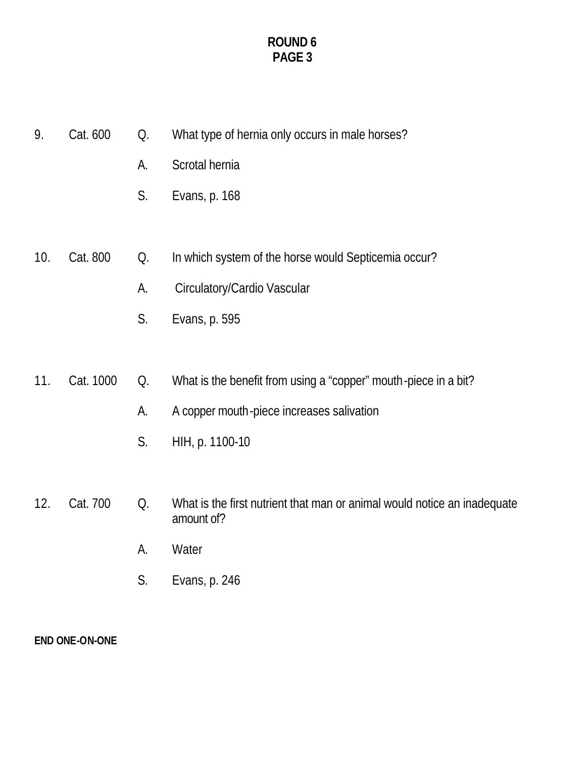**ROUND 6**
**PAGE 3**

9. Cat. 600 Q. What type of hernia only occurs in male horses?

   A. Scrotal hernia

   S. Evans, p. 168

10. Cat. 800 Q. In which system of the horse would Septicemia occur?

   A. Circulatory/Cardio Vascular

   S. Evans, p. 595

11. Cat. 1000 Q. What is the benefit from using a "copper" mouth-piece in a bit?

   A. A copper mouth-piece increases salivation

   S. HIH, p. 1100-10

12. Cat. 700 Q. What is the first nutrient that man or animal would notice an inadequate amount of?

   A. Water

   S. Evans, p. 246

**END ONE-ON-ONE**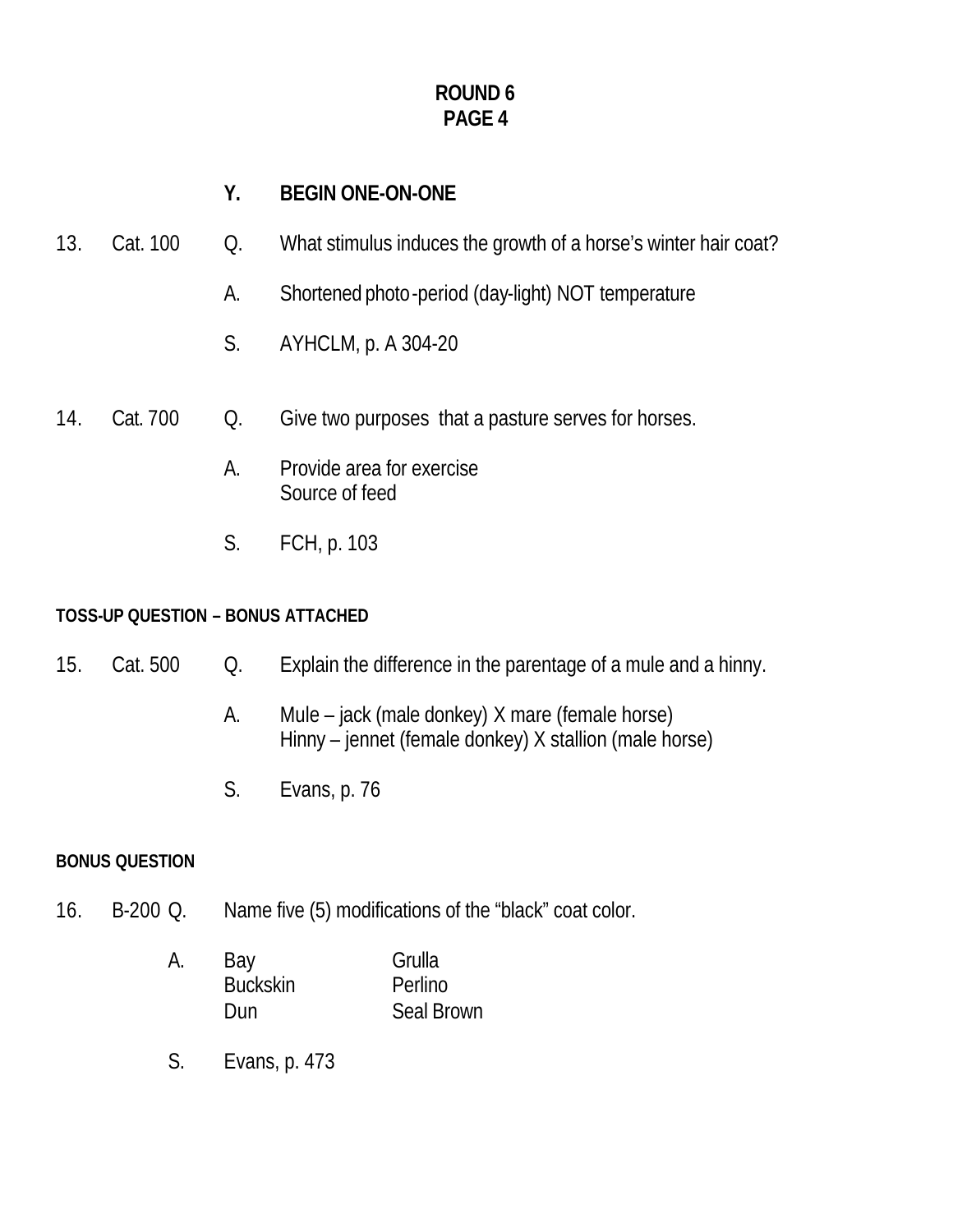**ROUND 6**
**PAGE 4**

**Y. BEGIN ONE-ON-ONE**

13. Cat. 100

Q. What stimulus induces the growth of a horse's winter hair coat?

A. Shortened photo-period (day-light) NOT temperature

S. AYHCLM, p. A 304-20

14. Cat. 700

Q. Give two purposes that a pasture serves for horses.

A. Provide area for exercise
Source of feed

S. FCH, p. 103

**TOSS-UP QUESTION – BONUS ATTACHED**

15. Cat. 500

Q. Explain the difference in the parentage of a mule and a hinny.

A. Mule – jack (male donkey) X mare (female horse)
Hinny – jennet (female donkey) X stallion (male horse)

S. Evans, p. 76

**BONUS QUESTION**

16. B-200

Q. Name five (5) modifications of the "black" coat color.

A.

| | |
|---|---|
| Bay | Grulla |
| Buckskin | Perlino |
| Dun | Seal Brown |

S. Evans, p. 473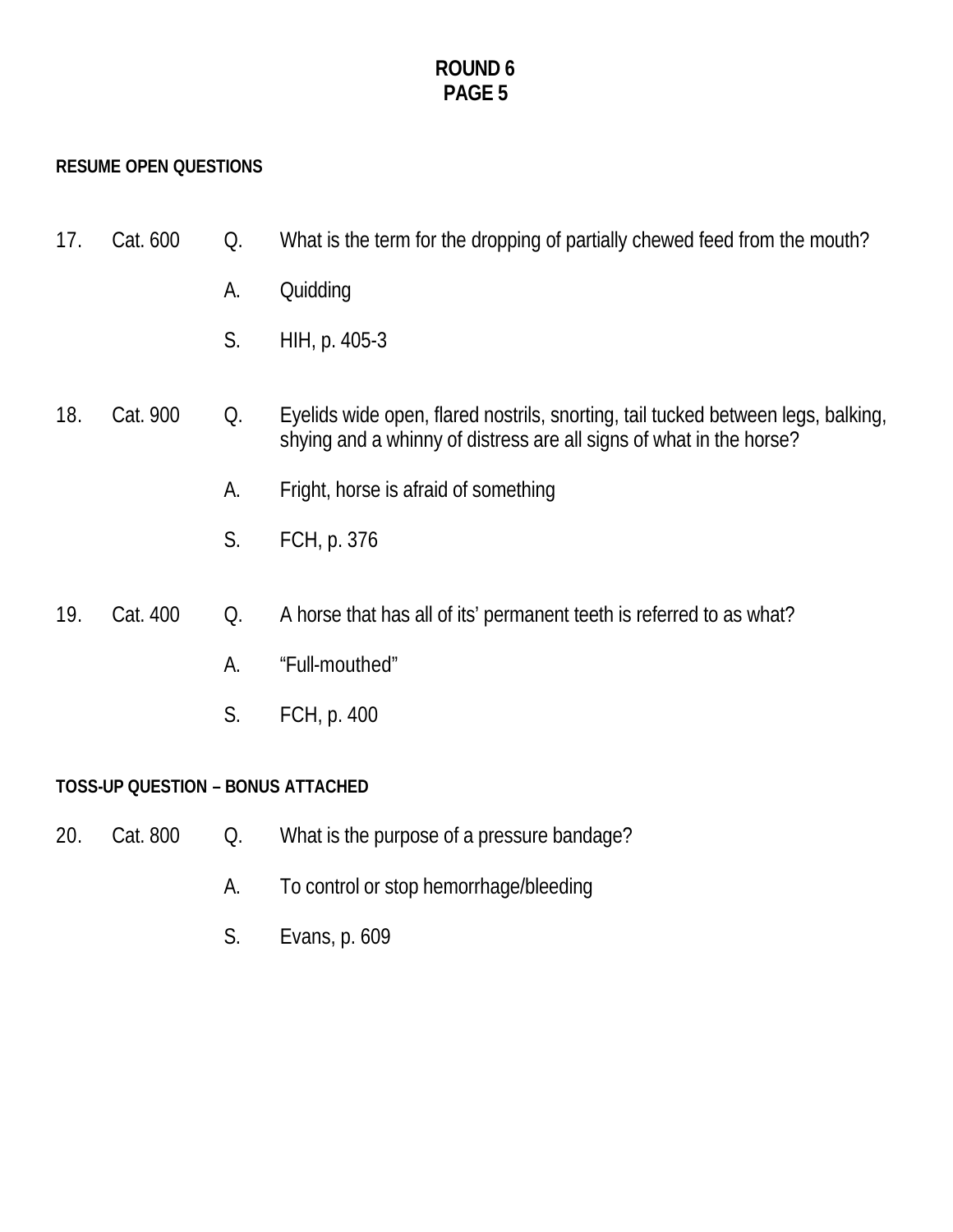**ROUND 6**
**PAGE 5**

**RESUME OPEN QUESTIONS**

17. Cat. 600 Q. What is the term for the dropping of partially chewed feed from the mouth?

A. Quidding

S. HIH, p. 405-3

18. Cat. 900 Q. Eyelids wide open, flared nostrils, snorting, tail tucked between legs, balking, shying and a whinny of distress are all signs of what in the horse?

A. Fright, horse is afraid of something

S. FCH, p. 376

19. Cat. 400 Q. A horse that has all of its' permanent teeth is referred to as what?

A. "Full-mouthed"

S. FCH, p. 400

**TOSS-UP QUESTION – BONUS ATTACHED**

20. Cat. 800 Q. What is the purpose of a pressure bandage?

A. To control or stop hemorrhage/bleeding

S. Evans, p. 609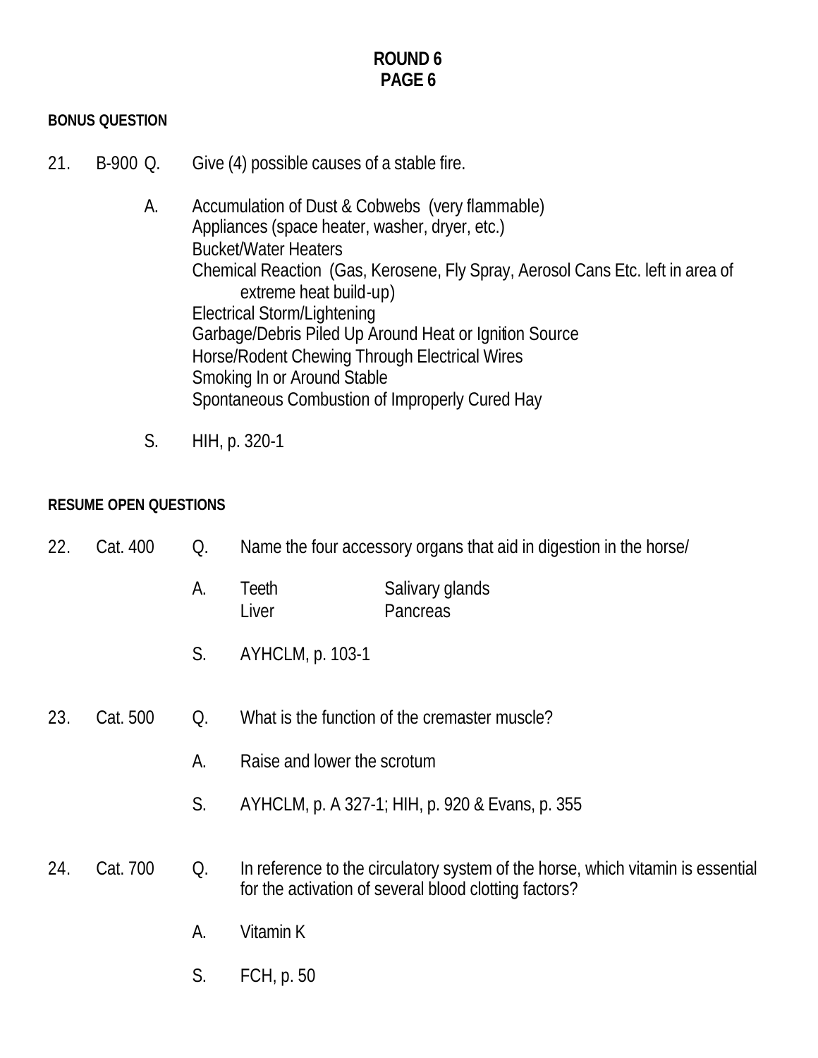**ROUND 6**
**PAGE 6**

**BONUS QUESTION**

21. B-900 Q. Give (4) possible causes of a stable fire.

A. Accumulation of Dust & Cobwebs (very flammable)
Appliances (space heater, washer, dryer, etc.)
Bucket/Water Heaters
Chemical Reaction (Gas, Kerosene, Fly Spray, Aerosol Cans Etc. left in area of extreme heat build-up)
Electrical Storm/Lightening
Garbage/Debris Piled Up Around Heat or Ignition Source
Horse/Rodent Chewing Through Electrical Wires
Smoking In or Around Stable
Spontaneous Combustion of Improperly Cured Hay

S. HIH, p. 320-1

**RESUME OPEN QUESTIONS**

22. Cat. 400 Q. Name the four accessory organs that aid in digestion in the horse/

A. Teeth Salivary glands
Liver Pancreas

S. AYHCLM, p. 103-1

23. Cat. 500 Q. What is the function of the cremaster muscle?

A. Raise and lower the scrotum

S. AYHCLM, p. A 327-1; HIH, p. 920 & Evans, p. 355

24. Cat. 700 Q. In reference to the circulatory system of the horse, which vitamin is essential for the activation of several blood clotting factors?

A. Vitamin K

S. FCH, p. 50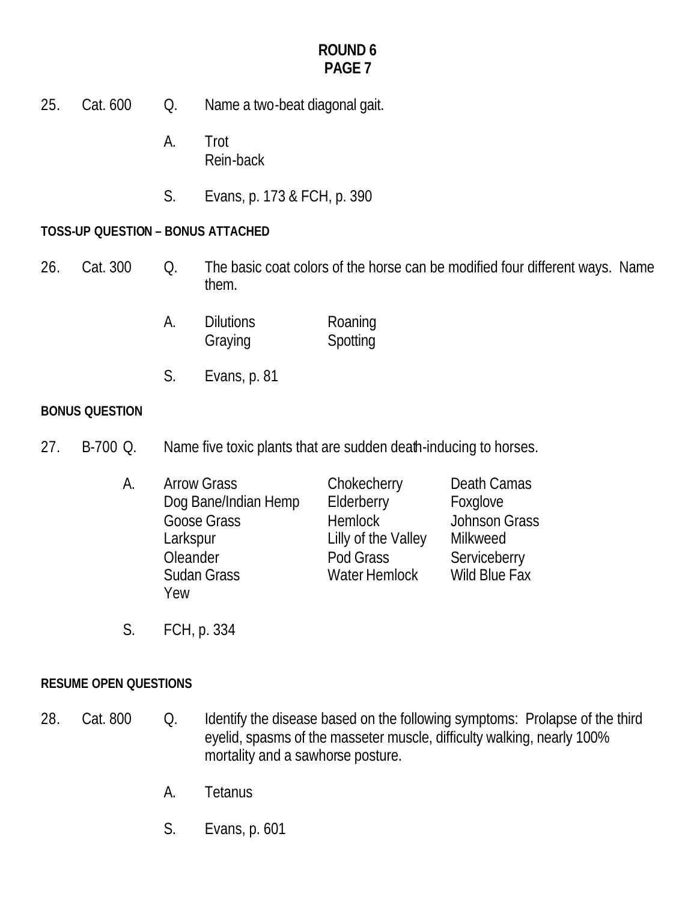# ROUND 6
## PAGE 7

25. Cat. 600 Q. Name a two-beat diagonal gait.

A. Trot
Rein-back

S. Evans, p. 173 & FCH, p. 390

**TOSS-UP QUESTION – BONUS ATTACHED**

26. Cat. 300 Q. The basic coat colors of the horse can be modified four different ways. Name them.

A. Dilutions  Roaning
Graying  Spotting

S. Evans, p. 81

**BONUS QUESTION**

27. B-700 Q. Name five toxic plants that are sudden death-inducing to horses.

A.

| | | |
|---|---|---|
| Arrow Grass | Chokecherry | Death Camas |
| Dog Bane/Indian Hemp | Elderberry | Foxglove |
| Goose Grass | Hemlock | Johnson Grass |
| Larkspur | Lilly of the Valley | Milkweed |
| Oleander | Pod Grass | Serviceberry |
| Sudan Grass | Water Hemlock | Wild Blue Fax |
| Yew | | |

S. FCH, p. 334

**RESUME OPEN QUESTIONS**

28. Cat. 800 Q. Identify the disease based on the following symptoms: Prolapse of the third eyelid, spasms of the masseter muscle, difficulty walking, nearly 100% mortality and a sawhorse posture.

A. Tetanus

S. Evans, p. 601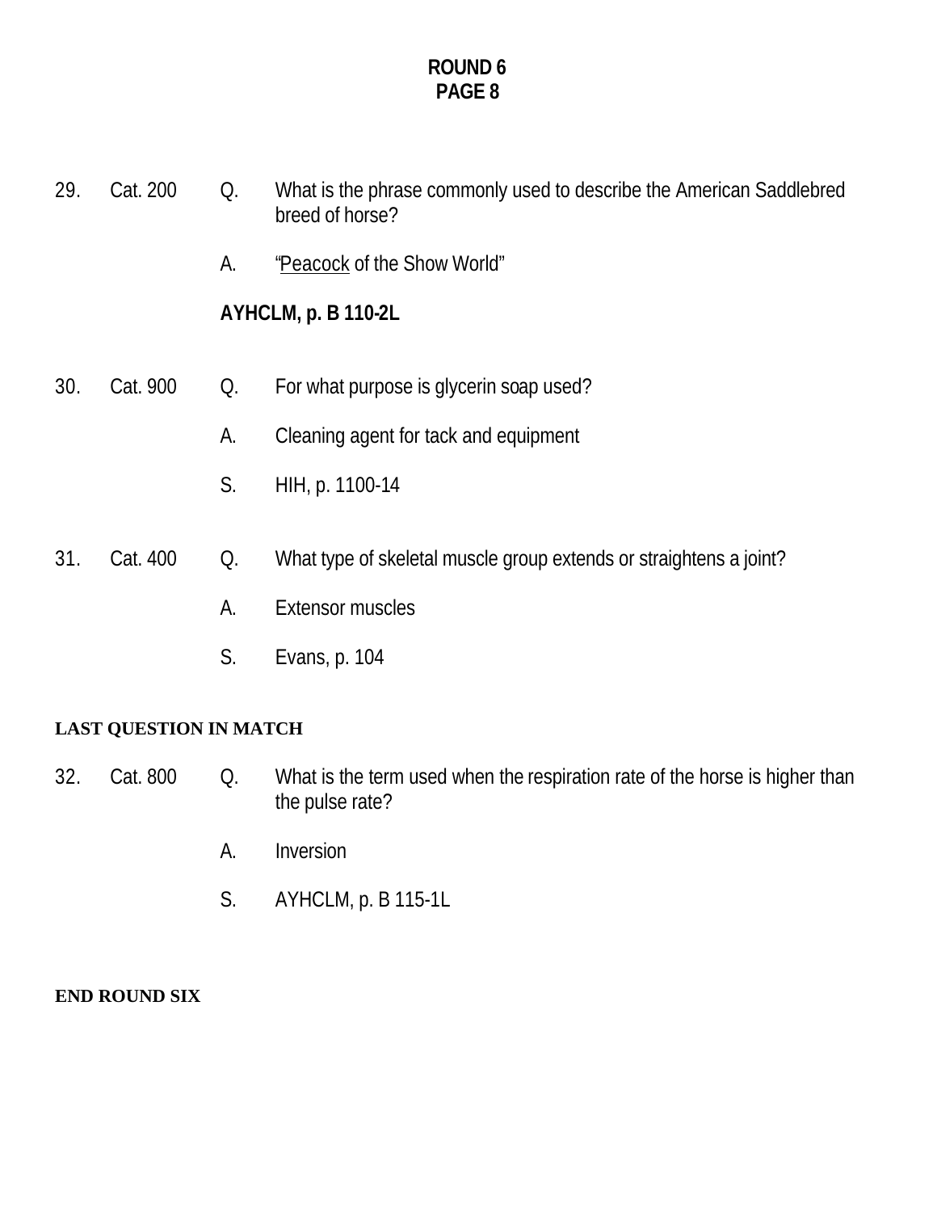## ROUND 6
## PAGE 8

29. Cat. 200 Q. What is the phrase commonly used to describe the American Saddlebred breed of horse?

A. "Peacock of the Show World"

**AYHCLM, p. B 110-2L**

30. Cat. 900 Q. For what purpose is glycerin soap used?

A. Cleaning agent for tack and equipment

S. HIH, p. 1100-14

31. Cat. 400 Q. What type of skeletal muscle group extends or straightens a joint?

A. Extensor muscles

S. Evans, p. 104

**LAST QUESTION IN MATCH**

32. Cat. 800 Q. What is the term used when the respiration rate of the horse is higher than the pulse rate?

A. Inversion

S. AYHCLM, p. B 115-1L

**END ROUND SIX**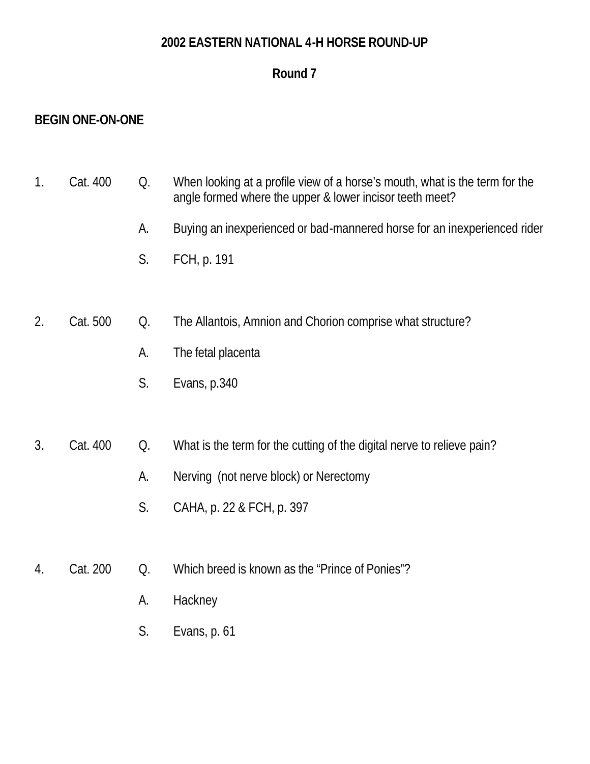**2002 EASTERN NATIONAL 4-H HORSE ROUND-UP**

**Round 7**

**BEGIN ONE-ON-ONE**

1. Cat. 400

   Q. When looking at a profile view of a horse's mouth, what is the term for the angle formed where the upper & lower incisor teeth meet?

   A. Buying an inexperienced or bad-mannered horse for an inexperienced rider

   S. FCH, p. 191

2. Cat. 500

   Q. The Allantois, Amnion and Chorion comprise what structure?

   A. The fetal placenta

   S. Evans, p.340

3. Cat. 400

   Q. What is the term for the cutting of the digital nerve to relieve pain?

   A. Nerving (not nerve block) or Nerectomy

   S. CAHA, p. 22 & FCH, p. 397

4. Cat. 200

   Q. Which breed is known as the "Prince of Ponies"?

   A. Hackney

   S. Evans, p. 61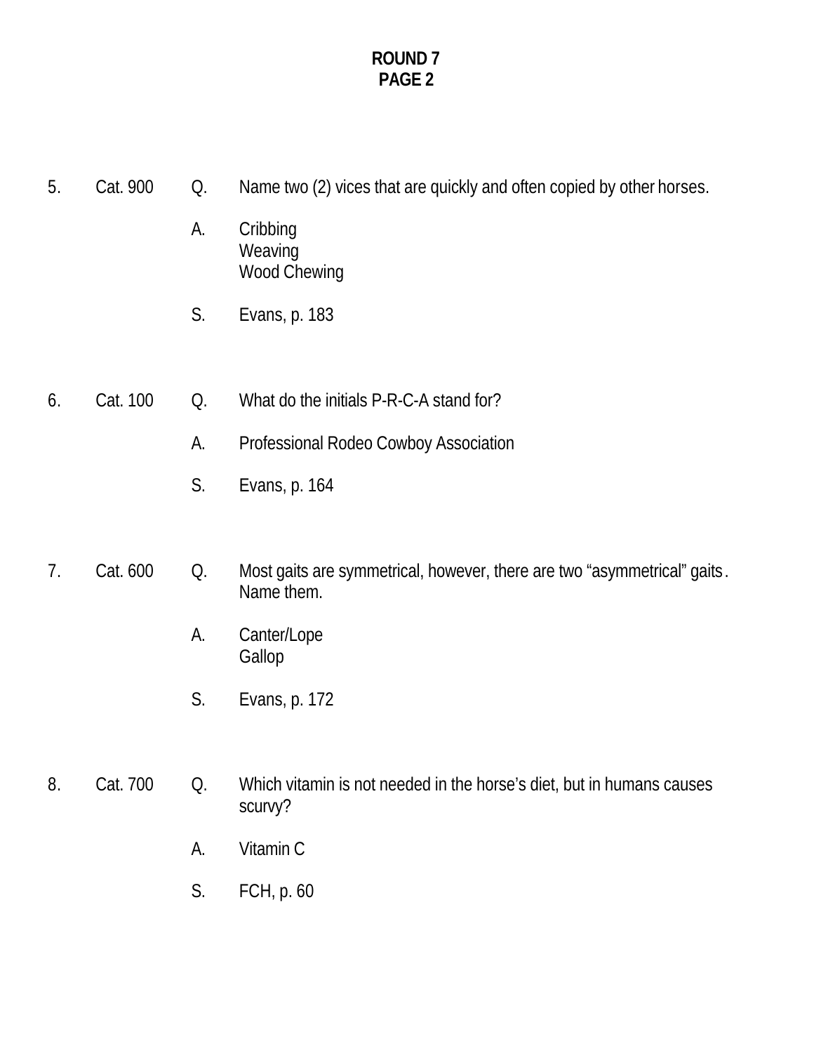**ROUND 7**
**PAGE 2**

5. Cat. 900 Q. Name two (2) vices that are quickly and often copied by other horses.

   A. Cribbing
   Weaving
   Wood Chewing

   S. Evans, p. 183

6. Cat. 100 Q. What do the initials P-R-C-A stand for?

   A. Professional Rodeo Cowboy Association

   S. Evans, p. 164

7. Cat. 600 Q. Most gaits are symmetrical, however, there are two "asymmetrical" gaits. Name them.

   A. Canter/Lope
   Gallop

   S. Evans, p. 172

8. Cat. 700 Q. Which vitamin is not needed in the horse's diet, but in humans causes scurvy?

   A. Vitamin C

   S. FCH, p. 60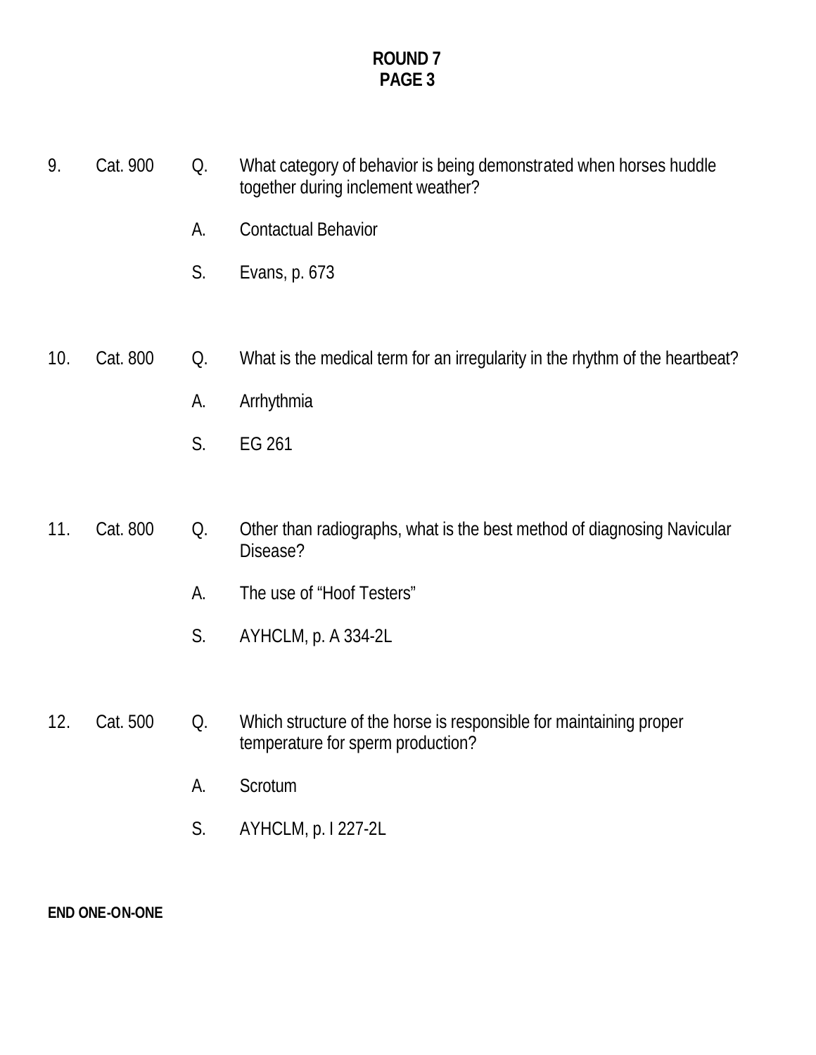# ROUND 7
## PAGE 3

9. Cat. 900

Q. What category of behavior is being demonstrated when horses huddle together during inclement weather?

A. Contactual Behavior

S. Evans, p. 673

10. Cat. 800

Q. What is the medical term for an irregularity in the rhythm of the heartbeat?

A. Arrhythmia

S. EG 261

11. Cat. 800

Q. Other than radiographs, what is the best method of diagnosing Navicular Disease?

A. The use of "Hoof Testers"

S. AYHCLM, p. A 334-2L

12. Cat. 500

Q. Which structure of the horse is responsible for maintaining proper temperature for sperm production?

A. Scrotum

S. AYHCLM, p. I 227-2L

**END ONE-ON-ONE**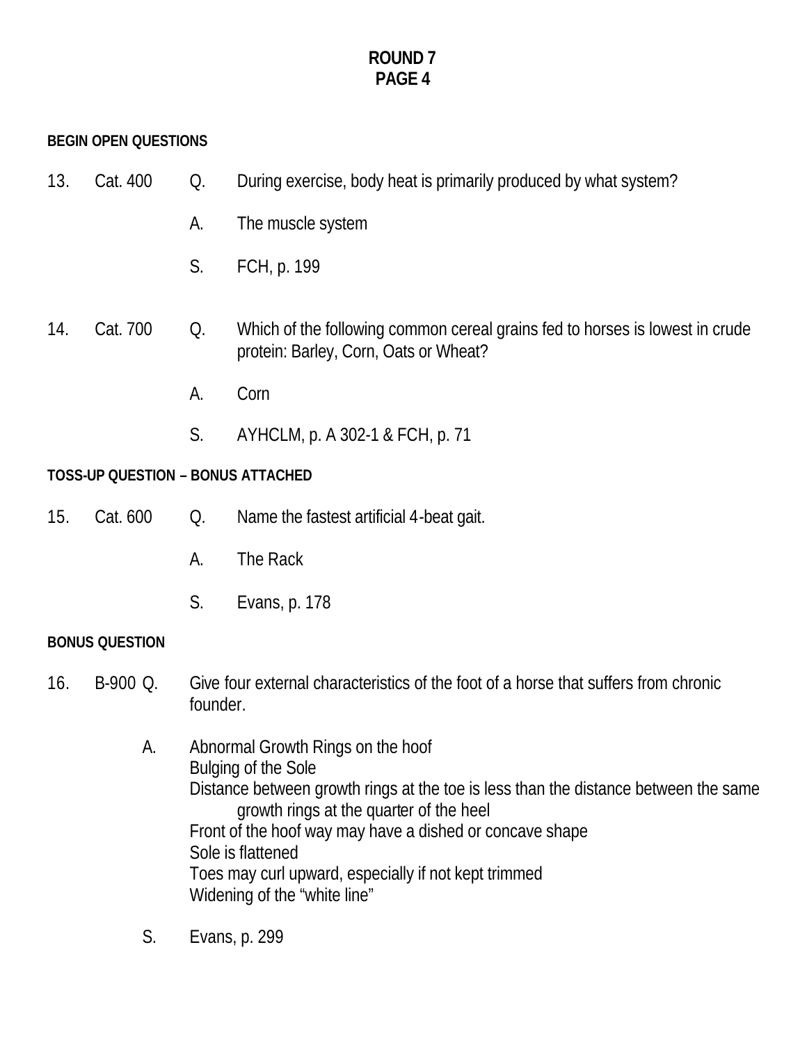**ROUND 7**
**PAGE 4**

**BEGIN OPEN QUESTIONS**

13. Cat. 400 Q. During exercise, body heat is primarily produced by what system?

A. The muscle system

S. FCH, p. 199

14. Cat. 700 Q. Which of the following common cereal grains fed to horses is lowest in crude protein: Barley, Corn, Oats or Wheat?

A. Corn

S. AYHCLM, p. A 302-1 & FCH, p. 71

**TOSS-UP QUESTION – BONUS ATTACHED**

15. Cat. 600 Q. Name the fastest artificial 4-beat gait.

A. The Rack

S. Evans, p. 178

**BONUS QUESTION**

16. B-900 Q. Give four external characteristics of the foot of a horse that suffers from chronic founder.

A. Abnormal Growth Rings on the hoof
Bulging of the Sole
Distance between growth rings at the toe is less than the distance between the same growth rings at the quarter of the heel
Front of the hoof way may have a dished or concave shape
Sole is flattened
Toes may curl upward, especially if not kept trimmed
Widening of the "white line"

S. Evans, p. 299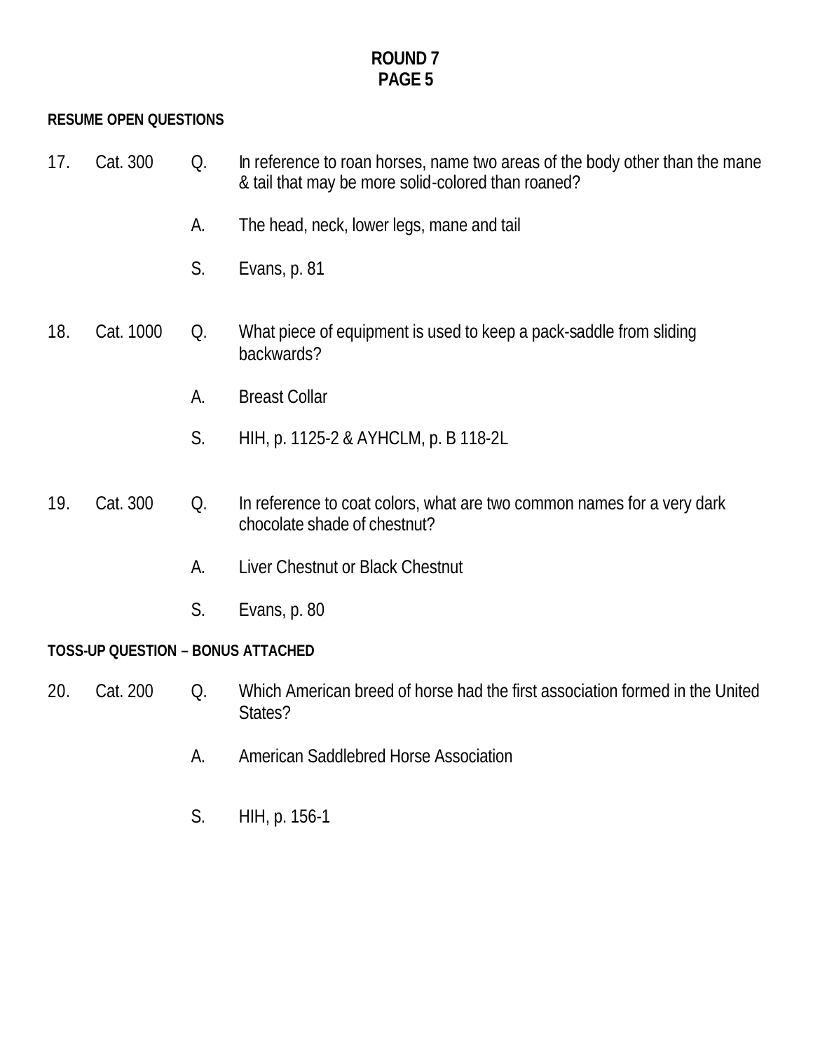# ROUND 7
## PAGE 5

**RESUME OPEN QUESTIONS**

17. Cat. 300

Q. In reference to roan horses, name two areas of the body other than the mane & tail that may be more solid-colored than roaned?

A. The head, neck, lower legs, mane and tail

S. Evans, p. 81

18. Cat. 1000

Q. What piece of equipment is used to keep a pack-saddle from sliding backwards?

A. Breast Collar

S. HIH, p. 1125-2 & AYHCLM, p. B 118-2L

19. Cat. 300

Q. In reference to coat colors, what are two common names for a very dark chocolate shade of chestnut?

A. Liver Chestnut or Black Chestnut

S. Evans, p. 80

**TOSS-UP QUESTION – BONUS ATTACHED**

20. Cat. 200

Q. Which American breed of horse had the first association formed in the United States?

A. American Saddlebred Horse Association

S. HIH, p. 156-1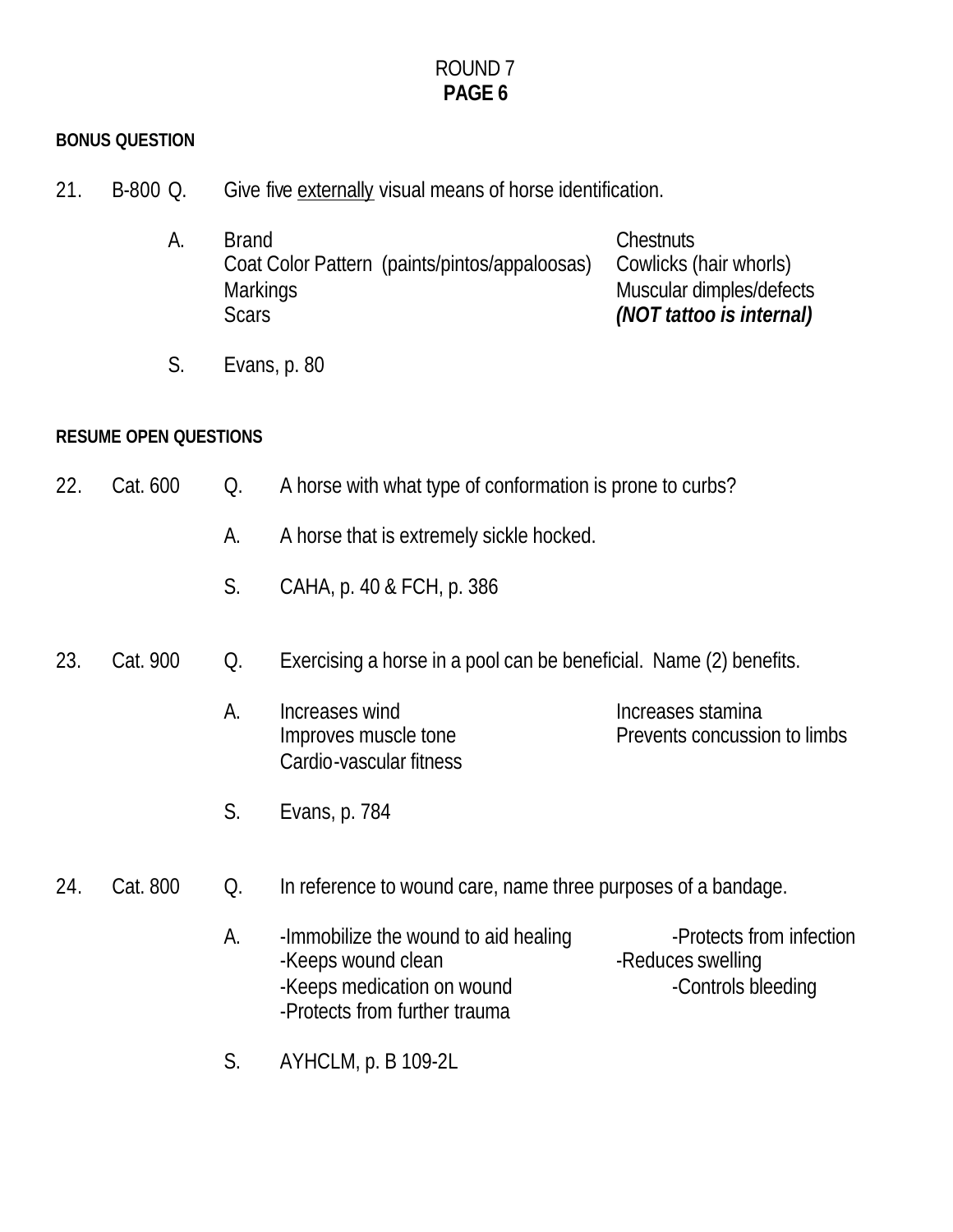ROUND 7
**PAGE 6**

**BONUS QUESTION**

21. B-800 Q. Give five <u>externally</u> visual means of horse identification.

A. Brand
Coat Color Pattern (paints/pintos/appaloosas)
Markings
Scars
Chestnuts
Cowlicks (hair whorls)
Muscular dimples/defects
***(NOT tattoo is internal)***

S. Evans, p. 80

**RESUME OPEN QUESTIONS**

22. Cat. 600 Q. A horse with what type of conformation is prone to curbs?

A. A horse that is extremely sickle hocked.

S. CAHA, p. 40 & FCH, p. 386

23. Cat. 900 Q. Exercising a horse in a pool can be beneficial. Name (2) benefits.

A. Increases wind
Improves muscle tone
Cardio-vascular fitness
Increases stamina
Prevents concussion to limbs

S. Evans, p. 784

24. Cat. 800 Q. In reference to wound care, name three purposes of a bandage.

A. -Immobilize the wound to aid healing
-Keeps wound clean
-Keeps medication on wound
-Protects from further trauma
-Protects from infection
-Reduces swelling
-Controls bleeding

S. AYHCLM, p. B 109-2L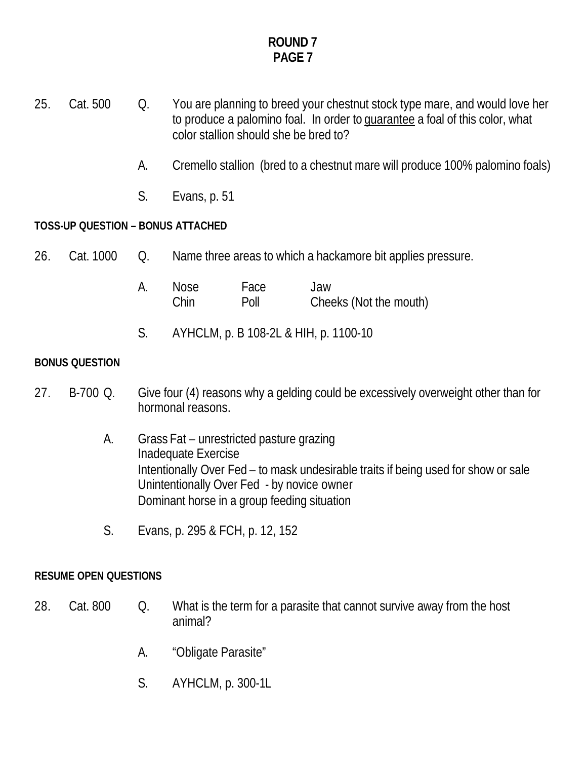# ROUND 7
## PAGE 7

25. Cat. 500 Q. You are planning to breed your chestnut stock type mare, and would love her to produce a palomino foal. In order to <u>guarantee</u> a foal of this color, what color stallion should she be bred to?

A. Cremello stallion (bred to a chestnut mare will produce 100% palomino foals)

S. Evans, p. 51

**TOSS-UP QUESTION – BONUS ATTACHED**

26. Cat. 1000 Q. Name three areas to which a hackamore bit applies pressure.

A.

| | | |
|---|---|---|
| Nose | Face | Jaw |
| Chin | Poll | Cheeks (Not the mouth) |

S. AYHCLM, p. B 108-2L & HIH, p. 1100-10

**BONUS QUESTION**

27. B-700 Q. Give four (4) reasons why a gelding could be excessively overweight other than for hormonal reasons.

A. Grass Fat – unrestricted pasture grazing
Inadequate Exercise
Intentionally Over Fed – to mask undesirable traits if being used for show or sale
Unintentionally Over Fed - by novice owner
Dominant horse in a group feeding situation

S. Evans, p. 295 & FCH, p. 12, 152

**RESUME OPEN QUESTIONS**

28. Cat. 800 Q. What is the term for a parasite that cannot survive away from the host animal?

A. "Obligate Parasite"

S. AYHCLM, p. 300-1L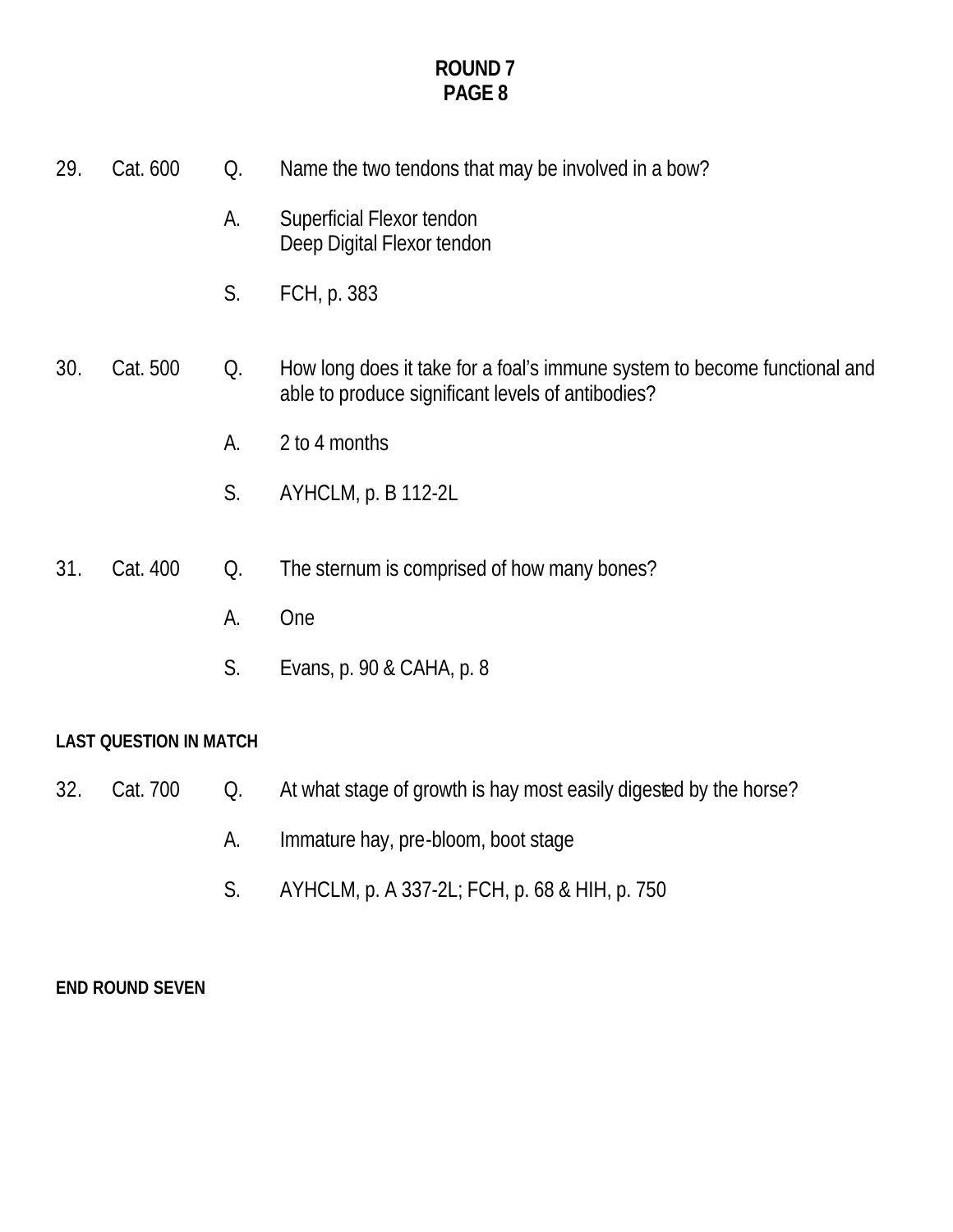## ROUND 7
## PAGE 8

29. Cat. 600 Q. Name the two tendons that may be involved in a bow?

A. Superficial Flexor tendon
Deep Digital Flexor tendon

S. FCH, p. 383

30. Cat. 500 Q. How long does it take for a foal's immune system to become functional and able to produce significant levels of antibodies?

A. 2 to 4 months

S. AYHCLM, p. B 112-2L

31. Cat. 400 Q. The sternum is comprised of how many bones?

A. One

S. Evans, p. 90 & CAHA, p. 8

**LAST QUESTION IN MATCH**

32. Cat. 700 Q. At what stage of growth is hay most easily digested by the horse?

A. Immature hay, pre-bloom, boot stage

S. AYHCLM, p. A 337-2L; FCH, p. 68 & HIH, p. 750

**END ROUND SEVEN**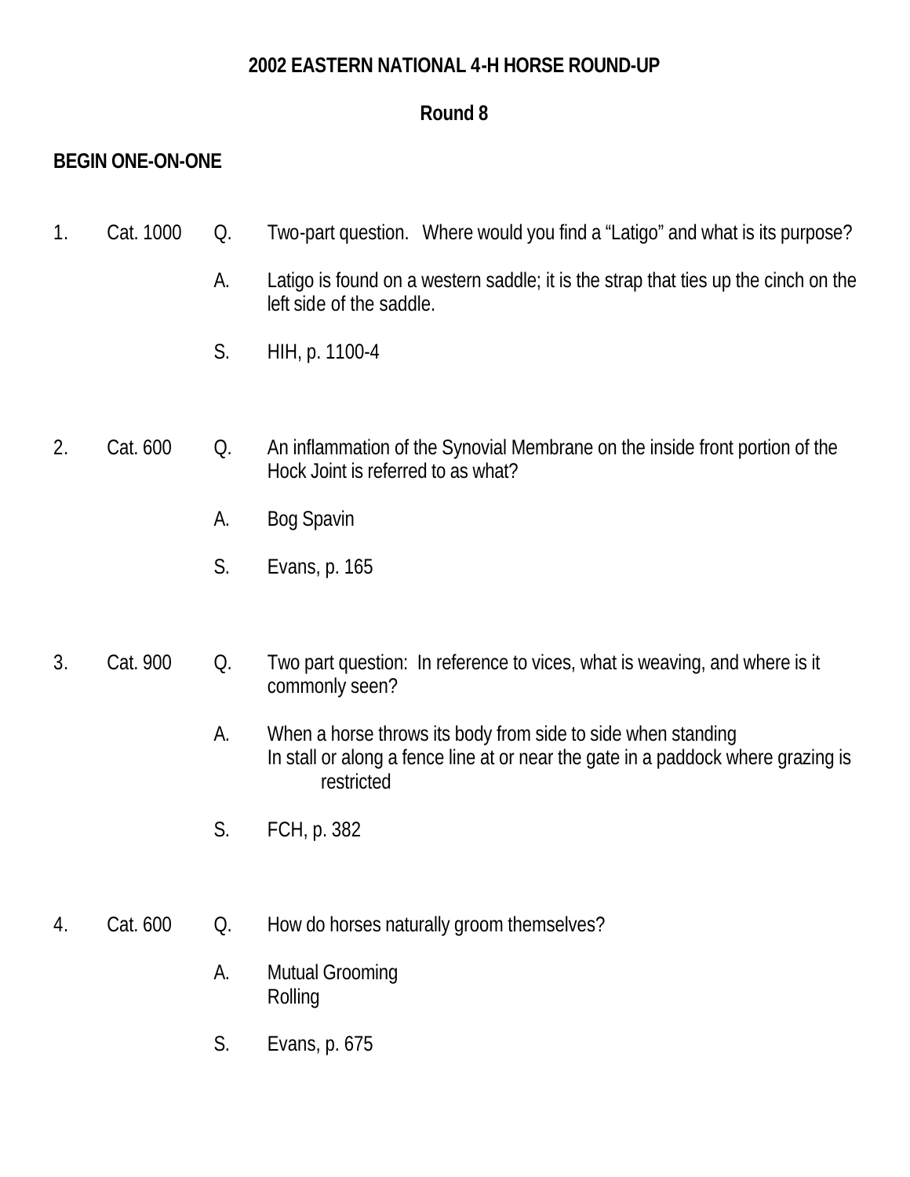**2002 EASTERN NATIONAL 4-H HORSE ROUND-UP**

**Round 8**

**BEGIN ONE-ON-ONE**

1. Cat. 1000

   Q. Two-part question. Where would you find a "Latigo" and what is its purpose?

   A. Latigo is found on a western saddle; it is the strap that ties up the cinch on the left side of the saddle.

   S. HIH, p. 1100-4

2. Cat. 600

   Q. An inflammation of the Synovial Membrane on the inside front portion of the Hock Joint is referred to as what?

   A. Bog Spavin

   S. Evans, p. 165

3. Cat. 900

   Q. Two part question: In reference to vices, what is weaving, and where is it commonly seen?

   A. When a horse throws its body from side to side when standing
   In stall or along a fence line at or near the gate in a paddock where grazing is restricted

   S. FCH, p. 382

4. Cat. 600

   Q. How do horses naturally groom themselves?

   A. Mutual Grooming
   Rolling

   S. Evans, p. 675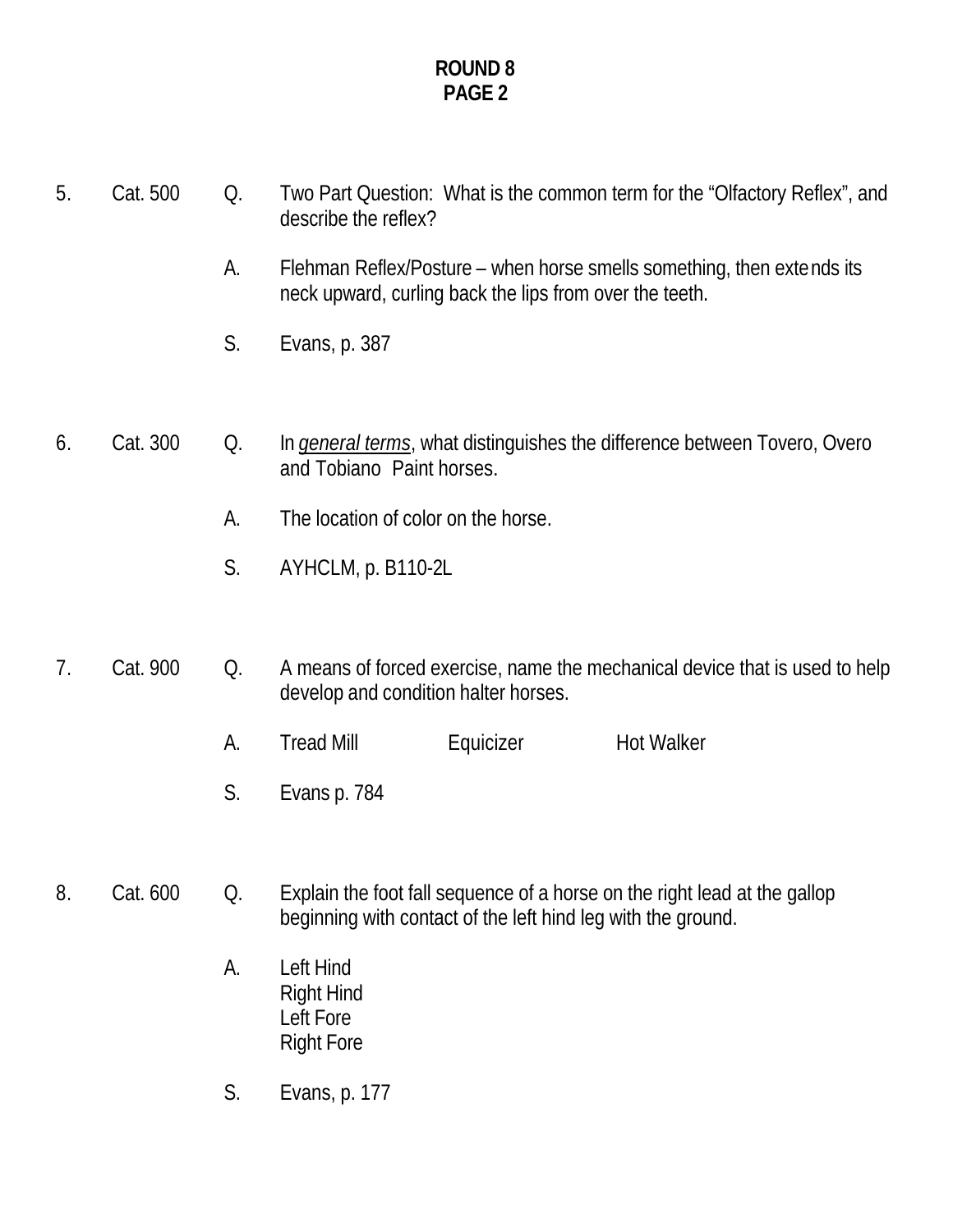**ROUND 8**
**PAGE 2**

5. Cat. 500 Q. Two Part Question: What is the common term for the "Olfactory Reflex", and describe the reflex?

   A. Flehman Reflex/Posture – when horse smells something, then extends its neck upward, curling back the lips from over the teeth.

   S. Evans, p. 387

6. Cat. 300 Q. In *general terms*, what distinguishes the difference between Tovero, Overo and Tobiano Paint horses.

   A. The location of color on the horse.

   S. AYHCLM, p. B110-2L

7. Cat. 900 Q. A means of forced exercise, name the mechanical device that is used to help develop and condition halter horses.

   A. Tread Mill Equicizer Hot Walker

   S. Evans p. 784

8. Cat. 600 Q. Explain the foot fall sequence of a horse on the right lead at the gallop beginning with contact of the left hind leg with the ground.

   A. Left Hind
   Right Hind
   Left Fore
   Right Fore

   S. Evans, p. 177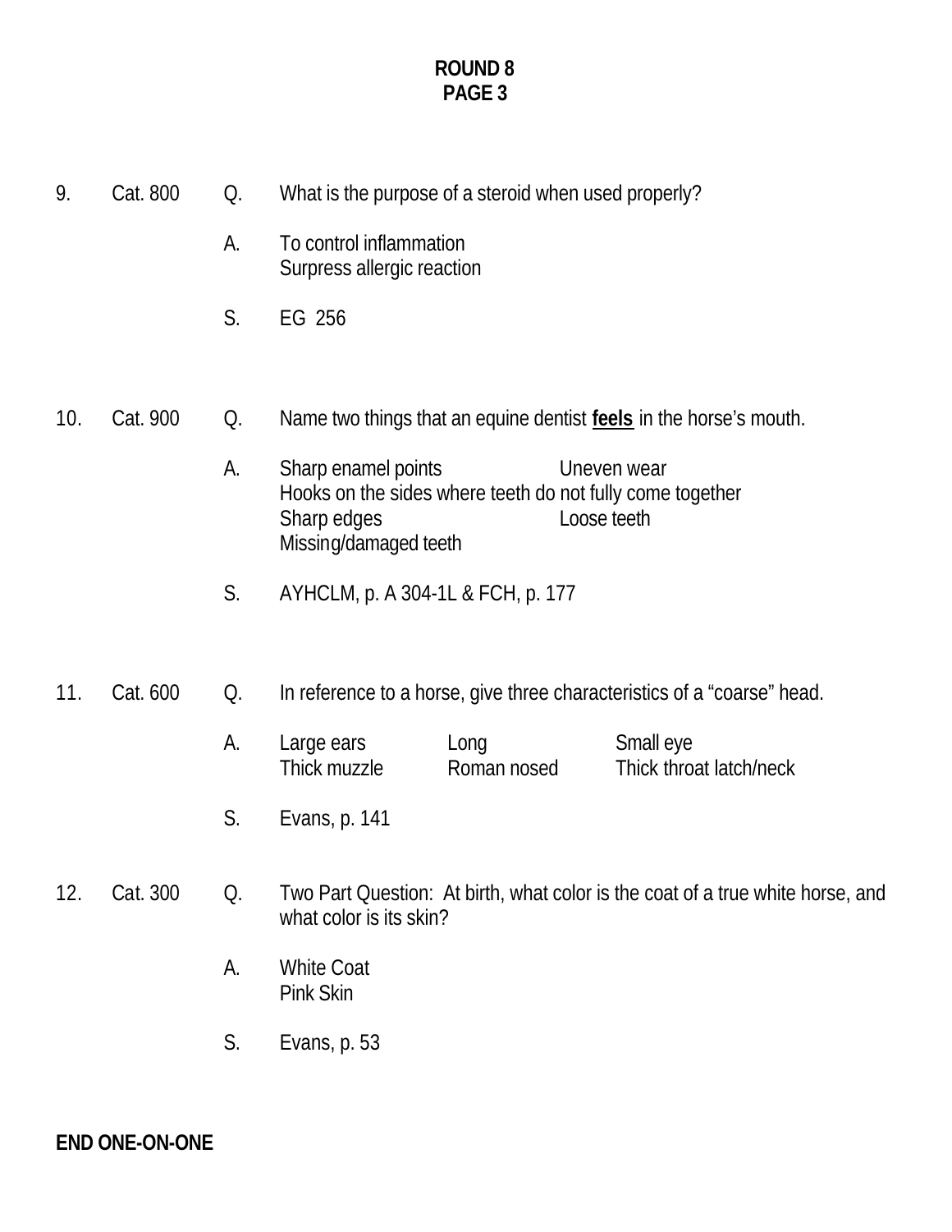**ROUND 8**
**PAGE 3**

9. Cat. 800 Q. What is the purpose of a steroid when used properly?

A. To control inflammation
Surpress allergic reaction

S. EG 256

10. Cat. 900 Q. Name two things that an equine dentist **feels** in the horse's mouth.

A. Sharp enamel points
Uneven wear
Hooks on the sides where teeth do not fully come together
Sharp edges
Loose teeth
Missing/damaged teeth

S. AYHCLM, p. A 304-1L & FCH, p. 177

11. Cat. 600 Q. In reference to a horse, give three characteristics of a "coarse" head.

A. Large ears
Long
Small eye
Thick muzzle
Roman nosed
Thick throat latch/neck

S. Evans, p. 141

12. Cat. 300 Q. Two Part Question: At birth, what color is the coat of a true white horse, and what color is its skin?

A. White Coat
Pink Skin

S. Evans, p. 53

**END ONE-ON-ONE**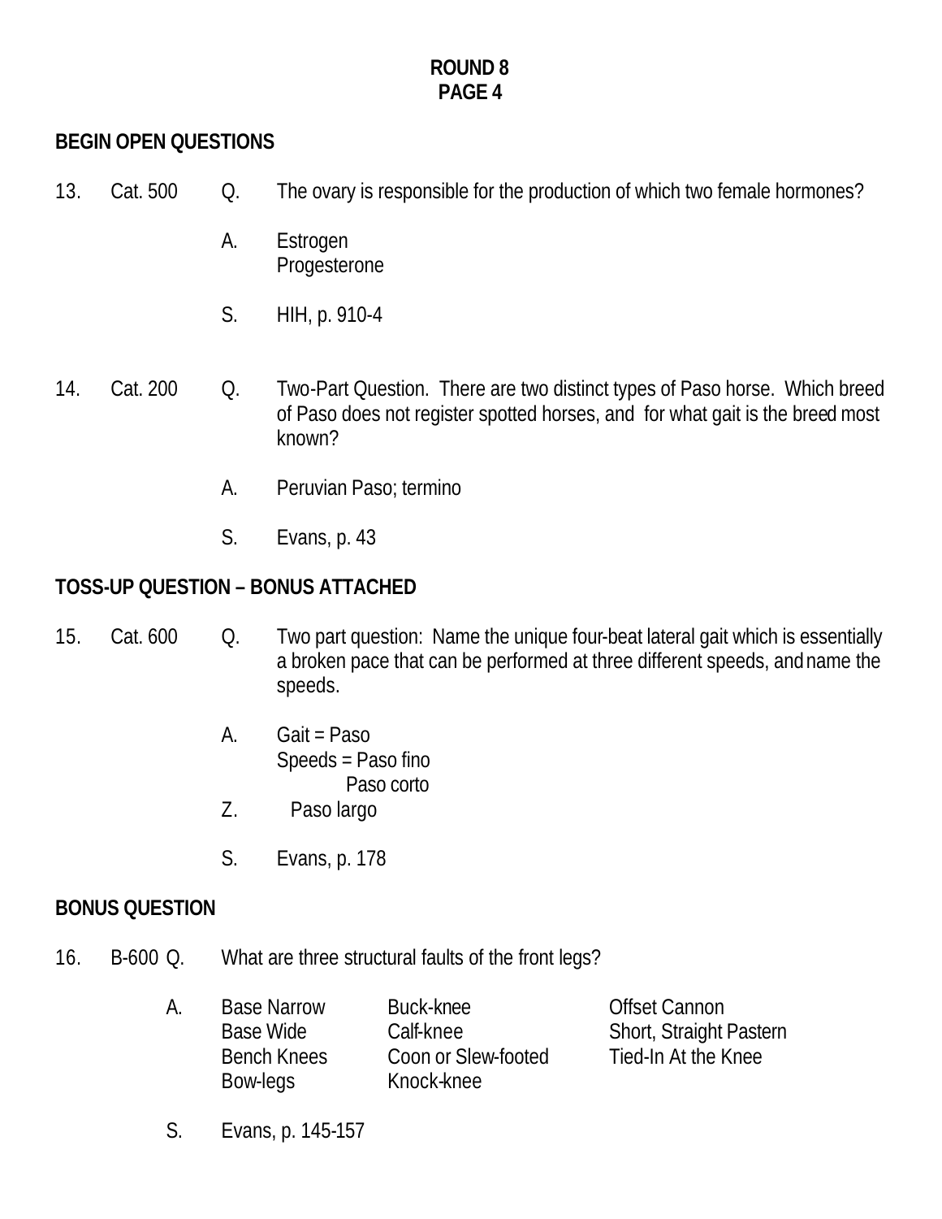**ROUND 8**
**PAGE 4**

**BEGIN OPEN QUESTIONS**

13. Cat. 500 Q. The ovary is responsible for the production of which two female hormones?

    A. Estrogen
    Progesterone

    S. HIH, p. 910-4

14. Cat. 200 Q. Two-Part Question. There are two distinct types of Paso horse. Which breed of Paso does not register spotted horses, and for what gait is the breed most known?

    A. Peruvian Paso; termino

    S. Evans, p. 43

**TOSS-UP QUESTION – BONUS ATTACHED**

15. Cat. 600 Q. Two part question: Name the unique four-beat lateral gait which is essentially a broken pace that can be performed at three different speeds, and name the speeds.

    A. Gait = Paso
    Speeds = Paso fino
    Paso corto
    Z. Paso largo

    S. Evans, p. 178

**BONUS QUESTION**

16. B-600 Q. What are three structural faults of the front legs?

    A.

| | | |
|---|---|---|
| Base Narrow | Buck-knee | Offset Cannon |
| Base Wide | Calf-knee | Short, Straight Pastern |
| Bench Knees | Coon or Slew-footed | Tied-In At the Knee |
| Bow-legs | Knock-knee | |

    S. Evans, p. 145-157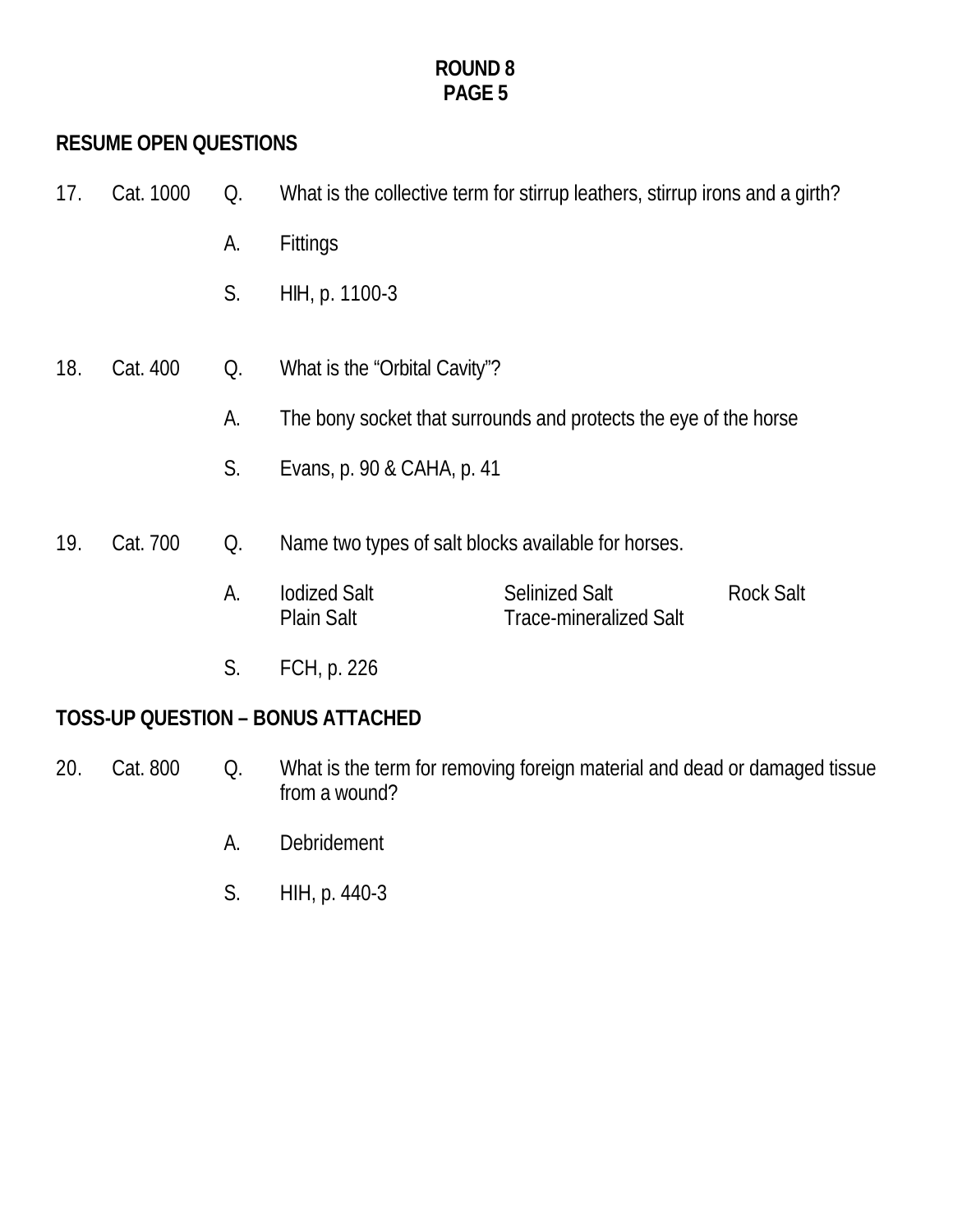**ROUND 8**
**PAGE 5**

**RESUME OPEN QUESTIONS**

17. Cat. 1000

Q. What is the collective term for stirrup leathers, stirrup irons and a girth?

A. Fittings

S. HIH, p. 1100-3

18. Cat. 400

Q. What is the "Orbital Cavity"?

A. The bony socket that surrounds and protects the eye of the horse

S. Evans, p. 90 & CAHA, p. 41

19. Cat. 700

Q. Name two types of salt blocks available for horses.

A. Iodized Salt, Selinized Salt, Rock Salt, Plain Salt, Trace-mineralized Salt

S. FCH, p. 226

**TOSS-UP QUESTION – BONUS ATTACHED**

20. Cat. 800

Q. What is the term for removing foreign material and dead or damaged tissue from a wound?

A. Debridement

S. HIH, p. 440-3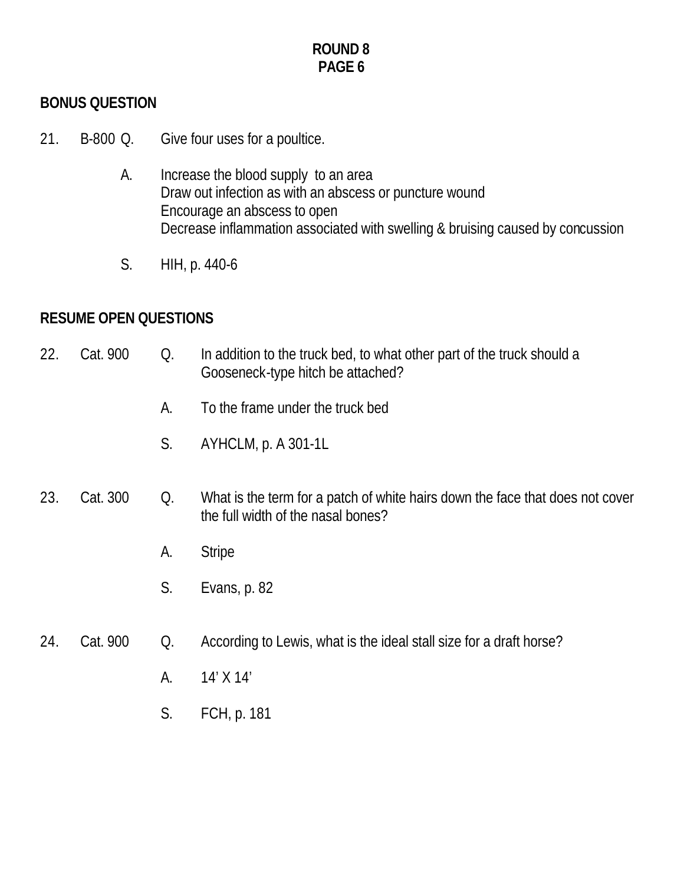**ROUND 8**
**PAGE 6**

**BONUS QUESTION**

21. B-800 Q. Give four uses for a poultice.

    A. Increase the blood supply to an area
    Draw out infection as with an abscess or puncture wound
    Encourage an abscess to open
    Decrease inflammation associated with swelling & bruising caused by concussion

    S. HIH, p. 440-6

**RESUME OPEN QUESTIONS**

22. Cat. 900 Q. In addition to the truck bed, to what other part of the truck should a Gooseneck-type hitch be attached?

    A. To the frame under the truck bed

    S. AYHCLM, p. A 301-1L

23. Cat. 300 Q. What is the term for a patch of white hairs down the face that does not cover the full width of the nasal bones?

    A. Stripe

    S. Evans, p. 82

24. Cat. 900 Q. According to Lewis, what is the ideal stall size for a draft horse?

    A. 14' X 14'

    S. FCH, p. 181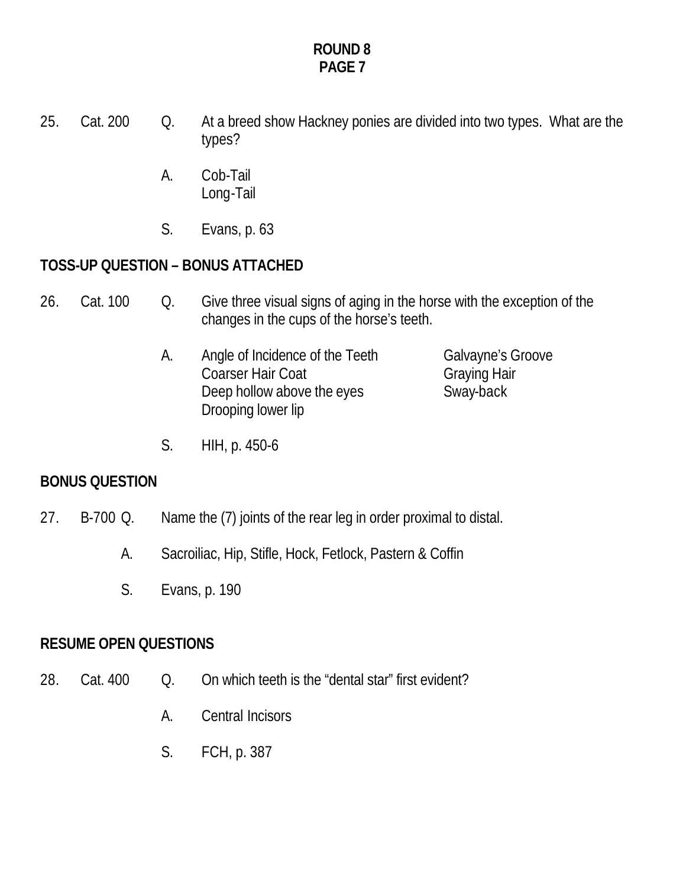**ROUND 8**
**PAGE 7**

25. Cat. 200 Q. At a breed show Hackney ponies are divided into two types. What are the types?

A. Cob-Tail
Long-Tail

S. Evans, p. 63

**TOSS-UP QUESTION – BONUS ATTACHED**

26. Cat. 100 Q. Give three visual signs of aging in the horse with the exception of the changes in the cups of the horse's teeth.

A. Angle of Incidence of the Teeth
Coarser Hair Coat
Deep hollow above the eyes
Drooping lower lip
Galvayne's Groove
Graying Hair
Sway-back

S. HIH, p. 450-6

**BONUS QUESTION**

27. B-700 Q. Name the (7) joints of the rear leg in order proximal to distal.

A. Sacroiliac, Hip, Stifle, Hock, Fetlock, Pastern & Coffin

S. Evans, p. 190

**RESUME OPEN QUESTIONS**

28. Cat. 400 Q. On which teeth is the "dental star" first evident?

A. Central Incisors

S. FCH, p. 387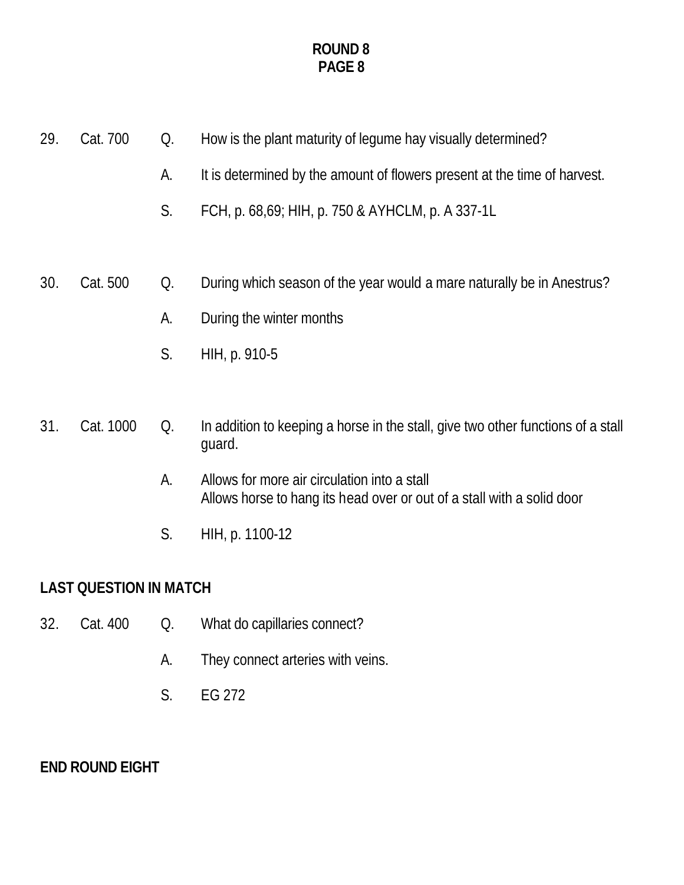**ROUND 8**
**PAGE 8**

29. Cat. 700 Q. How is the plant maturity of legume hay visually determined?

A. It is determined by the amount of flowers present at the time of harvest.

S. FCH, p. 68,69; HIH, p. 750 & AYHCLM, p. A 337-1L

30. Cat. 500 Q. During which season of the year would a mare naturally be in Anestrus?

A. During the winter months

S. HIH, p. 910-5

31. Cat. 1000 Q. In addition to keeping a horse in the stall, give two other functions of a stall guard.

A. Allows for more air circulation into a stall
Allows horse to hang its head over or out of a stall with a solid door

S. HIH, p. 1100-12

**LAST QUESTION IN MATCH**

32. Cat. 400 Q. What do capillaries connect?

A. They connect arteries with veins.

S. EG 272

**END ROUND EIGHT**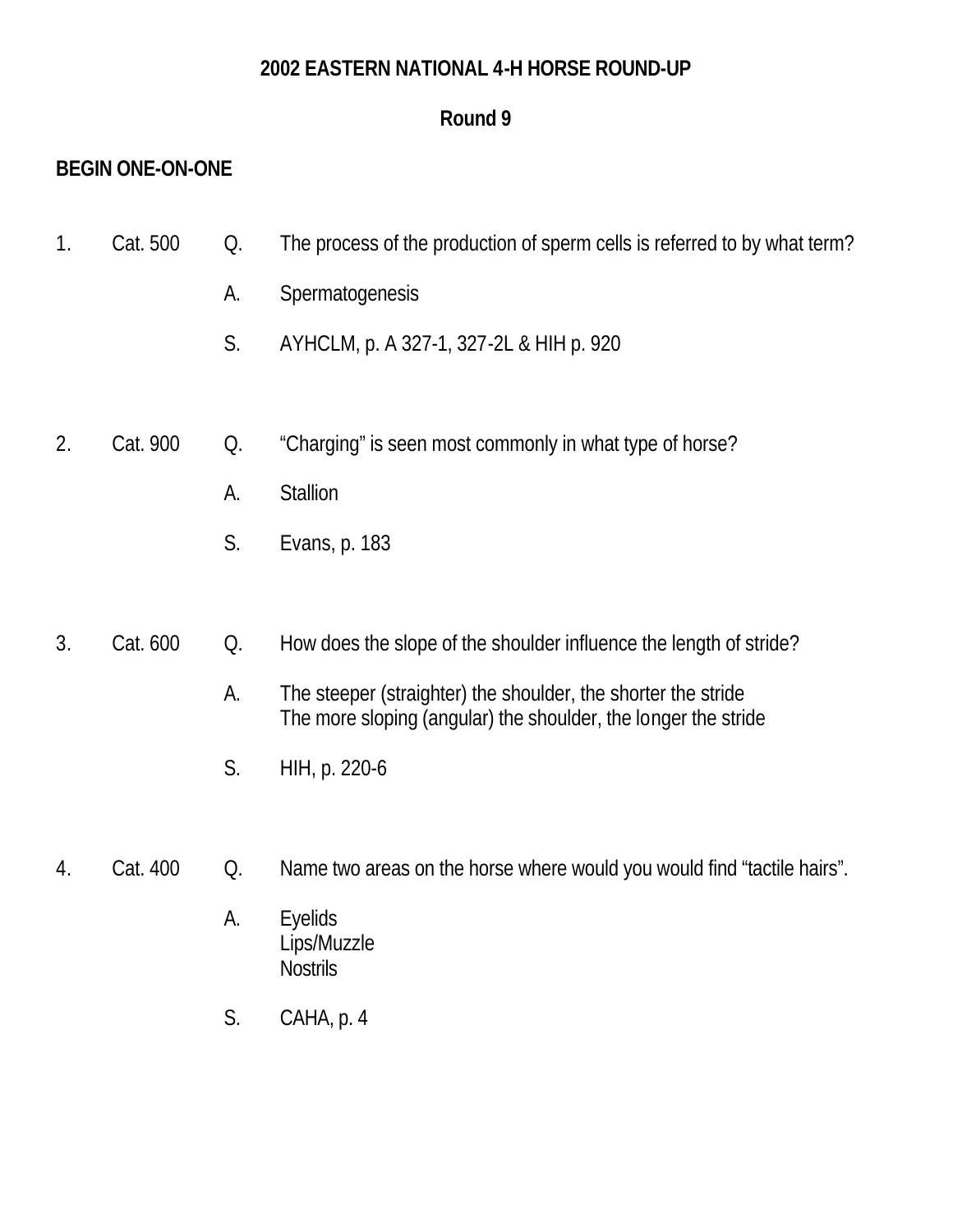# 2002 EASTERN NATIONAL 4-H HORSE ROUND-UP

## Round 9

**BEGIN ONE-ON-ONE**

1. Cat. 500

   Q. The process of the production of sperm cells is referred to by what term?

   A. Spermatogenesis

   S. AYHCLM, p. A 327-1, 327-2L & HIH p. 920

2. Cat. 900

   Q. "Charging" is seen most commonly in what type of horse?

   A. Stallion

   S. Evans, p. 183

3. Cat. 600

   Q. How does the slope of the shoulder influence the length of stride?

   A. The steeper (straighter) the shoulder, the shorter the stride
   The more sloping (angular) the shoulder, the longer the stride

   S. HIH, p. 220-6

4. Cat. 400

   Q. Name two areas on the horse where would you would find "tactile hairs".

   A. Eyelids
   Lips/Muzzle
   Nostrils

   S. CAHA, p. 4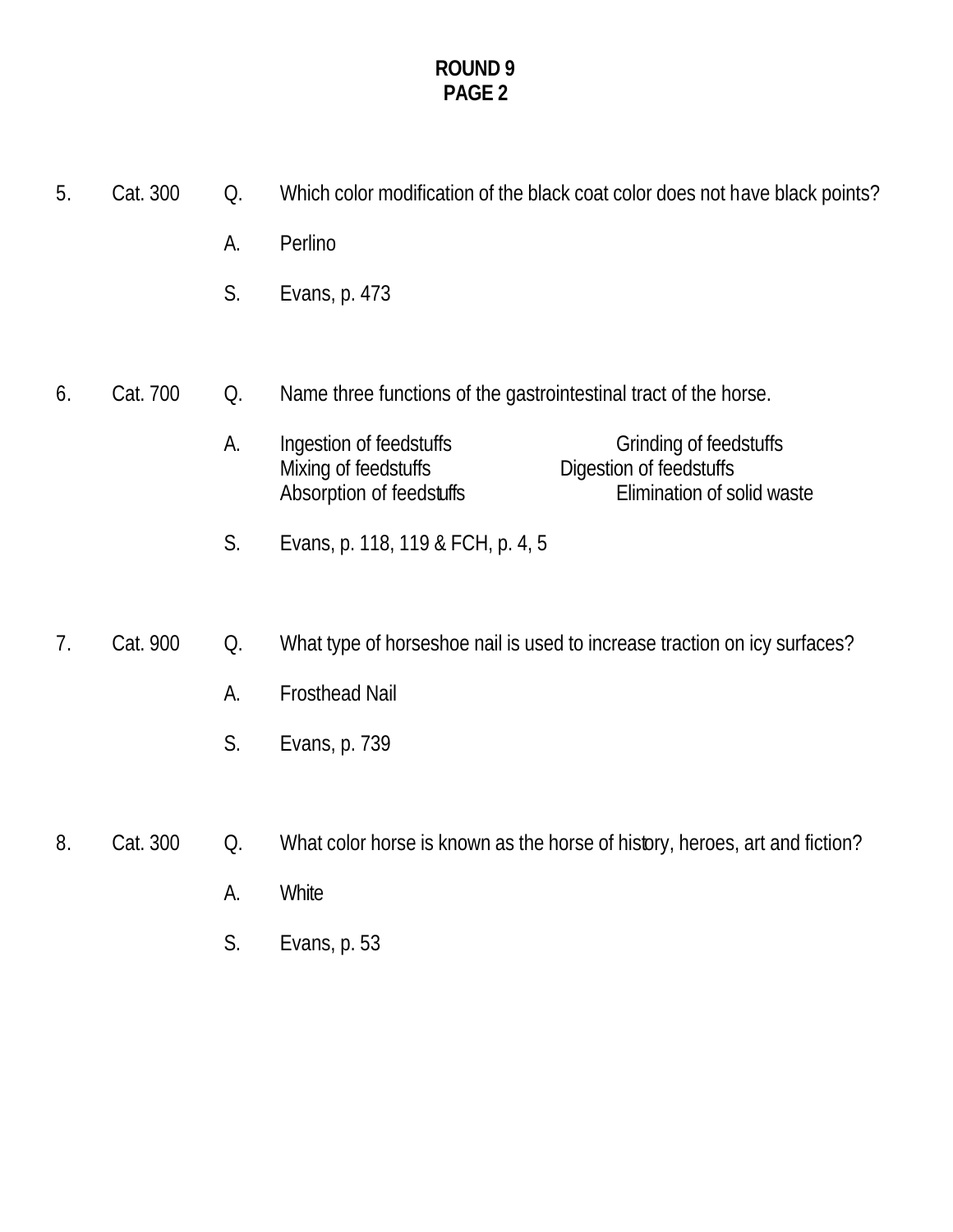**ROUND 9**
**PAGE 2**

5. Cat. 300 Q. Which color modification of the black coat color does not have black points?

A. Perlino

S. Evans, p. 473

6. Cat. 700 Q. Name three functions of the gastrointestinal tract of the horse.

A. Ingestion of feedstuffs
Grinding of feedstuffs
Mixing of feedstuffs
Digestion of feedstuffs
Absorption of feedstuffs
Elimination of solid waste

S. Evans, p. 118, 119 & FCH, p. 4, 5

7. Cat. 900 Q. What type of horseshoe nail is used to increase traction on icy surfaces?

A. Frosthead Nail

S. Evans, p. 739

8. Cat. 300 Q. What color horse is known as the horse of history, heroes, art and fiction?

A. White

S. Evans, p. 53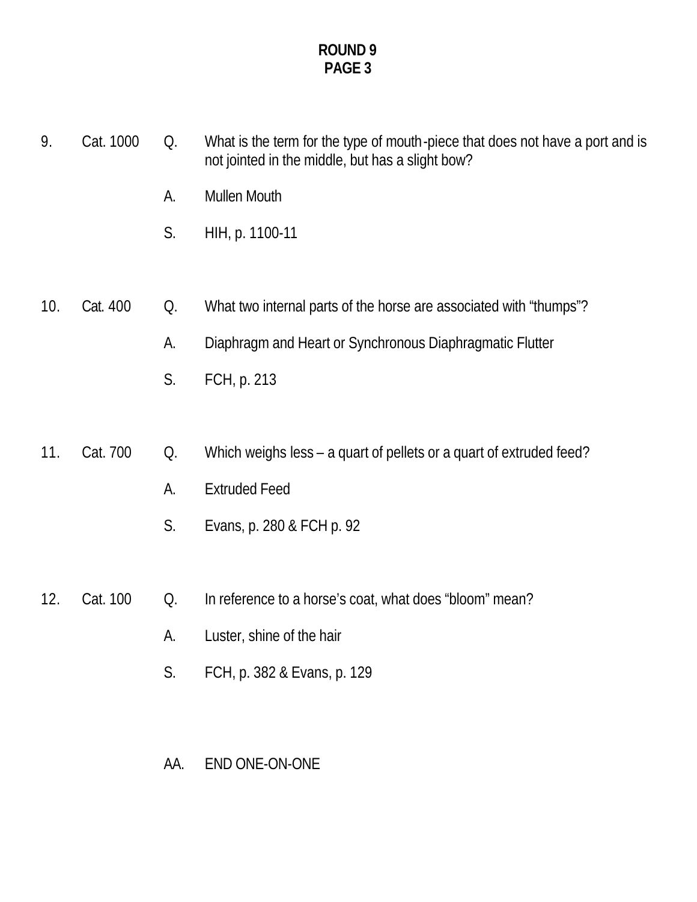**ROUND 9**
**PAGE 3**

9. Cat. 1000 Q. What is the term for the type of mouth-piece that does not have a port and is not jointed in the middle, but has a slight bow?

A. Mullen Mouth

S. HIH, p. 1100-11

10. Cat. 400 Q. What two internal parts of the horse are associated with "thumps"?

A. Diaphragm and Heart or Synchronous Diaphragmatic Flutter

S. FCH, p. 213

11. Cat. 700 Q. Which weighs less – a quart of pellets or a quart of extruded feed?

A. Extruded Feed

S. Evans, p. 280 & FCH p. 92

12. Cat. 100 Q. In reference to a horse's coat, what does "bloom" mean?

A. Luster, shine of the hair

S. FCH, p. 382 & Evans, p. 129

AA. END ONE-ON-ONE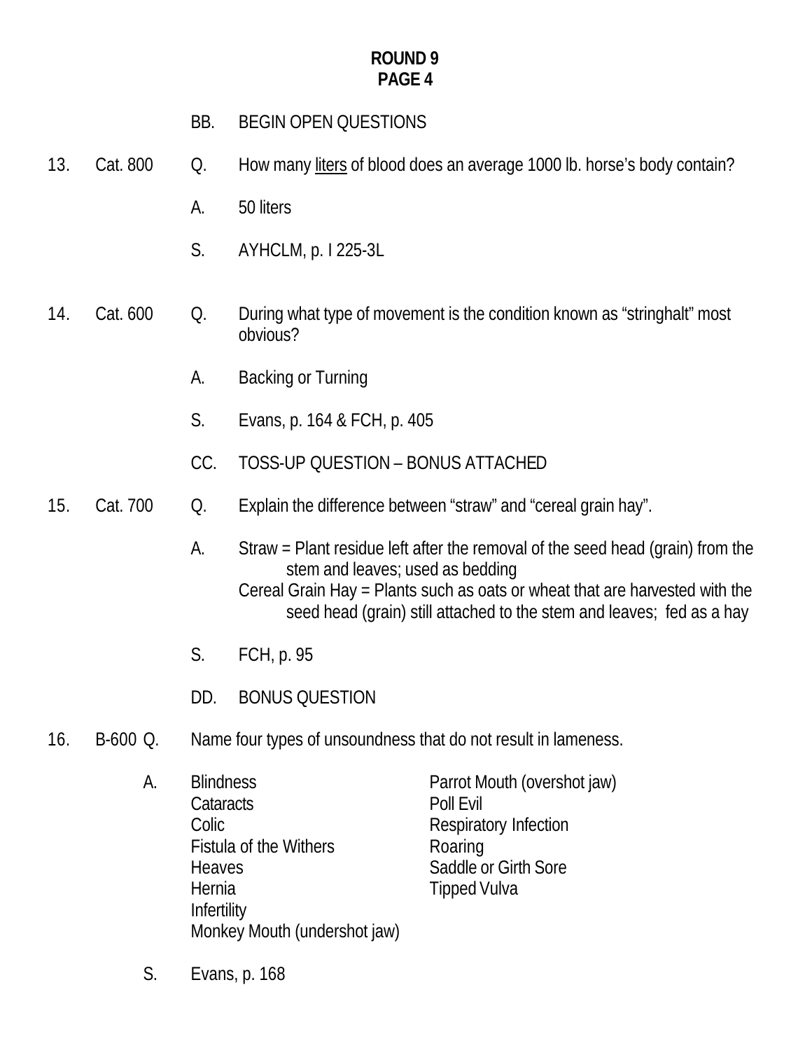**ROUND 9**
**PAGE 4**

BB. BEGIN OPEN QUESTIONS

13. Cat. 800 Q. How many <u>liters</u> of blood does an average 1000 lb. horse's body contain?

A. 50 liters

S. AYHCLM, p. I 225-3L

14. Cat. 600 Q. During what type of movement is the condition known as "stringhalt" most obvious?

A. Backing or Turning

S. Evans, p. 164 & FCH, p. 405

CC. TOSS-UP QUESTION – BONUS ATTACHED

15. Cat. 700 Q. Explain the difference between "straw" and "cereal grain hay".

A. Straw = Plant residue left after the removal of the seed head (grain) from the stem and leaves; used as bedding
Cereal Grain Hay = Plants such as oats or wheat that are harvested with the seed head (grain) still attached to the stem and leaves; fed as a hay

S. FCH, p. 95

DD. BONUS QUESTION

16. B-600 Q. Name four types of unsoundness that do not result in lameness.

A.
- Blindness
- Cataracts
- Colic
- Fistula of the Withers
- Heaves
- Hernia
- Infertility
- Monkey Mouth (undershot jaw)
- Parrot Mouth (overshot jaw)
- Poll Evil
- Respiratory Infection
- Roaring
- Saddle or Girth Sore
- Tipped Vulva

S. Evans, p. 168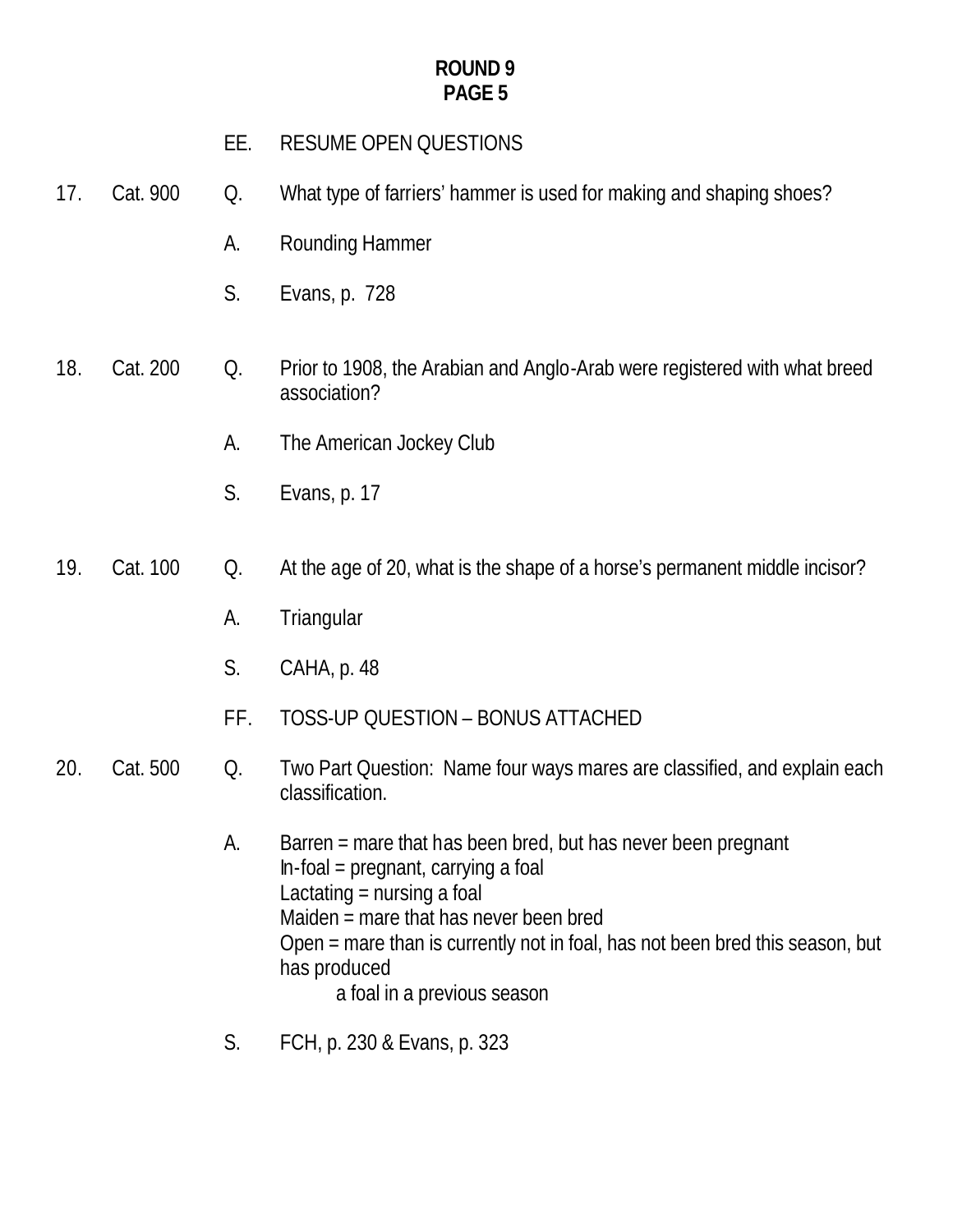**ROUND 9**
**PAGE 5**

EE. RESUME OPEN QUESTIONS

17. Cat. 900 Q. What type of farriers' hammer is used for making and shaping shoes?

A. Rounding Hammer

S. Evans, p. 728

18. Cat. 200 Q. Prior to 1908, the Arabian and Anglo-Arab were registered with what breed association?

A. The American Jockey Club

S. Evans, p. 17

19. Cat. 100 Q. At the age of 20, what is the shape of a horse's permanent middle incisor?

A. Triangular

S. CAHA, p. 48

FF. TOSS-UP QUESTION – BONUS ATTACHED

20. Cat. 500 Q. Two Part Question: Name four ways mares are classified, and explain each classification.

A. Barren = mare that has been bred, but has never been pregnant
In-foal = pregnant, carrying a foal
Lactating = nursing a foal
Maiden = mare that has never been bred
Open = mare than is currently not in foal, has not been bred this season, but has produced
a foal in a previous season

S. FCH, p. 230 & Evans, p. 323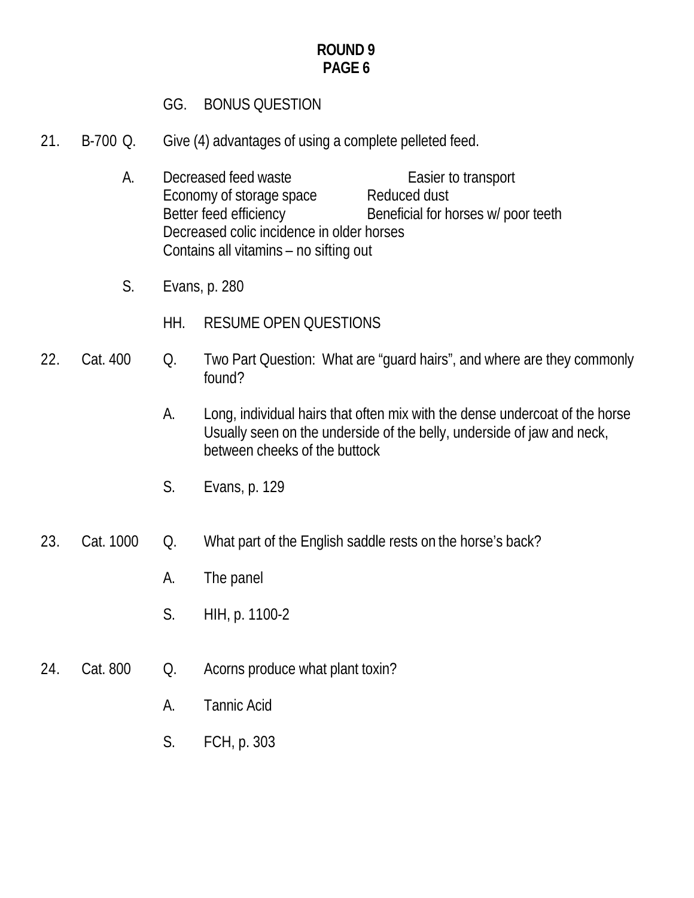## ROUND 9
## PAGE 6

GG. BONUS QUESTION

21. B-700 Q. Give (4) advantages of using a complete pelleted feed.

A. Decreased feed waste
Easier to transport
Economy of storage space
Reduced dust
Better feed efficiency
Beneficial for horses w/ poor teeth
Decreased colic incidence in older horses
Contains all vitamins – no sifting out

S. Evans, p. 280

HH. RESUME OPEN QUESTIONS

22. Cat. 400 Q. Two Part Question: What are "guard hairs", and where are they commonly found?

A. Long, individual hairs that often mix with the dense undercoat of the horse
Usually seen on the underside of the belly, underside of jaw and neck, between cheeks of the buttock

S. Evans, p. 129

23. Cat. 1000 Q. What part of the English saddle rests on the horse's back?

A. The panel

S. HIH, p. 1100-2

24. Cat. 800 Q. Acorns produce what plant toxin?

A. Tannic Acid

S. FCH, p. 303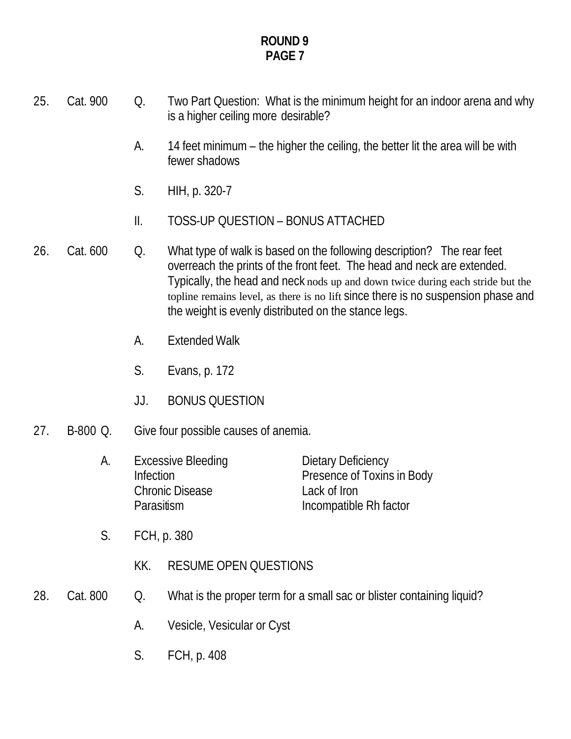**ROUND 9**
**PAGE 7**

25. Cat. 900 Q. Two Part Question: What is the minimum height for an indoor arena and why is a higher ceiling more desirable?

A. 14 feet minimum – the higher the ceiling, the better lit the area will be with fewer shadows

S. HIH, p. 320-7

II. TOSS-UP QUESTION – BONUS ATTACHED

26. Cat. 600 Q. What type of walk is based on the following description? The rear feet overreach the prints of the front feet. The head and neck are extended. Typically, the head and neck nods up and down twice during each stride but the topline remains level, as there is no lift since there is no suspension phase and the weight is evenly distributed on the stance legs.

A. Extended Walk

S. Evans, p. 172

JJ. BONUS QUESTION

27. B-800 Q. Give four possible causes of anemia.

A.

| | |
|---|---|
| Excessive Bleeding | Dietary Deficiency |
| Infection | Presence of Toxins in Body |
| Chronic Disease | Lack of Iron |
| Parasitism | Incompatible Rh factor |

S. FCH, p. 380

KK. RESUME OPEN QUESTIONS

28. Cat. 800 Q. What is the proper term for a small sac or blister containing liquid?

A. Vesicle, Vesicular or Cyst

S. FCH, p. 408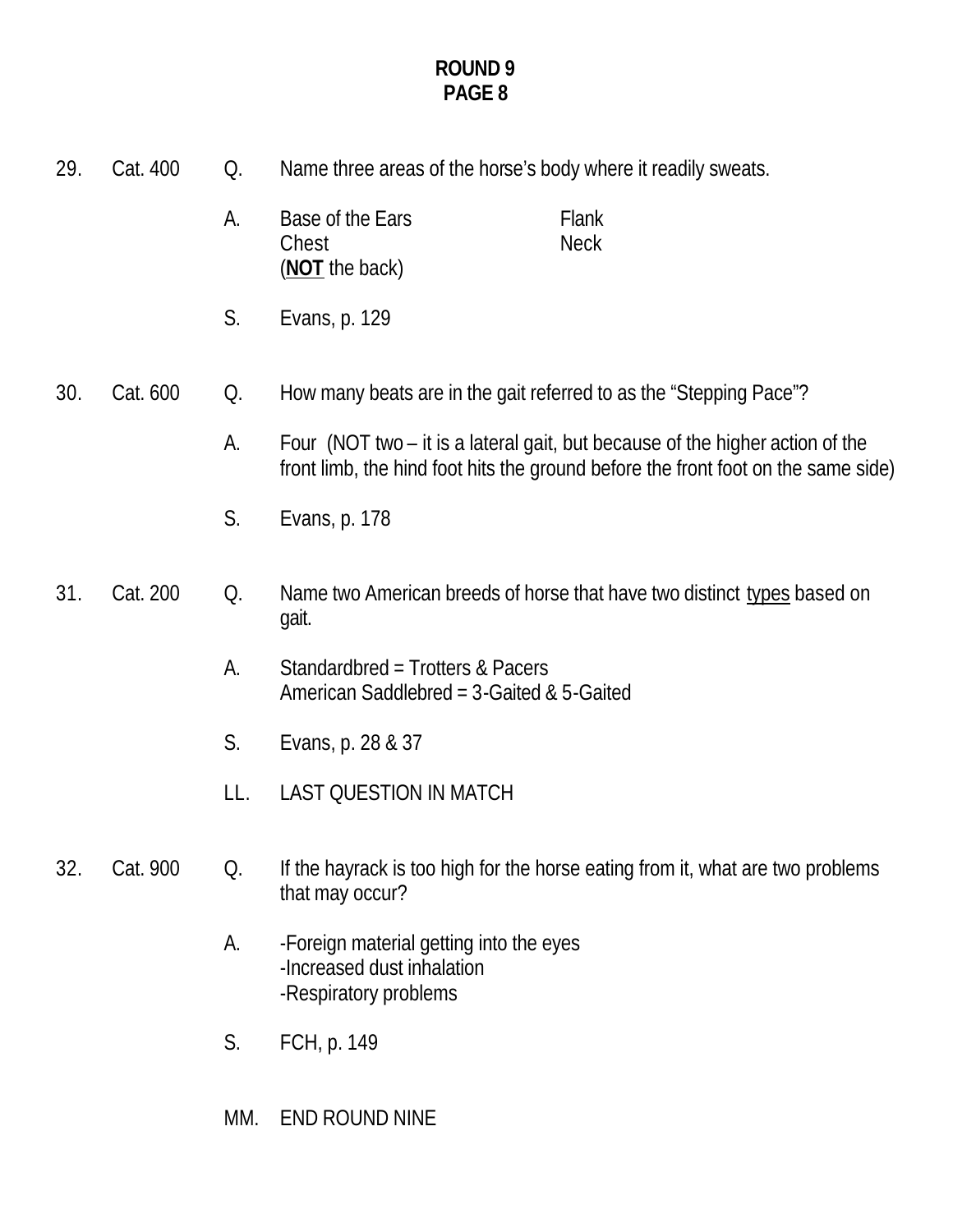**ROUND 9**
**PAGE 8**

29. Cat. 400 Q. Name three areas of the horse's body where it readily sweats.

A. Base of the Ears Flank
Chest Neck
(**NOT** the back)

S. Evans, p. 129

30. Cat. 600 Q. How many beats are in the gait referred to as the "Stepping Pace"?

A. Four (NOT two – it is a lateral gait, but because of the higher action of the front limb, the hind foot hits the ground before the front foot on the same side)

S. Evans, p. 178

31. Cat. 200 Q. Name two American breeds of horse that have two distinct types based on gait.

A. Standardbred = Trotters & Pacers
American Saddlebred = 3-Gaited & 5-Gaited

S. Evans, p. 28 & 37

LL. LAST QUESTION IN MATCH

32. Cat. 900 Q. If the hayrack is too high for the horse eating from it, what are two problems that may occur?

A. -Foreign material getting into the eyes
-Increased dust inhalation
-Respiratory problems

S. FCH, p. 149

MM. END ROUND NINE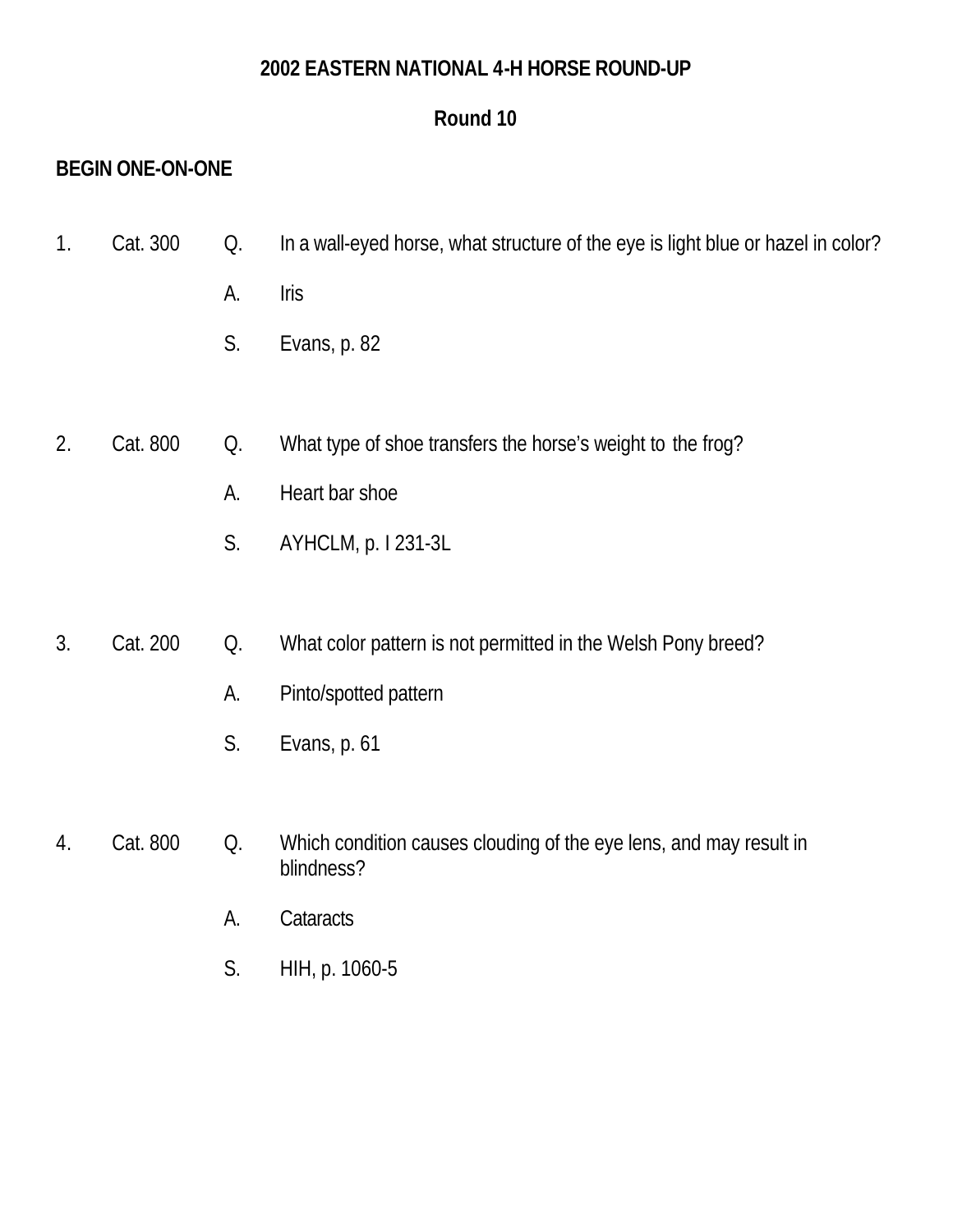**2002 EASTERN NATIONAL 4-H HORSE ROUND-UP**

**Round 10**

**BEGIN ONE-ON-ONE**

1. Cat. 300
   - Q. In a wall-eyed horse, what structure of the eye is light blue or hazel in color?
   - A. Iris
   - S. Evans, p. 82

2. Cat. 800
   - Q. What type of shoe transfers the horse's weight to the frog?
   - A. Heart bar shoe
   - S. AYHCLM, p. I 231-3L

3. Cat. 200
   - Q. What color pattern is not permitted in the Welsh Pony breed?
   - A. Pinto/spotted pattern
   - S. Evans, p. 61

4. Cat. 800
   - Q. Which condition causes clouding of the eye lens, and may result in blindness?
   - A. Cataracts
   - S. HIH, p. 1060-5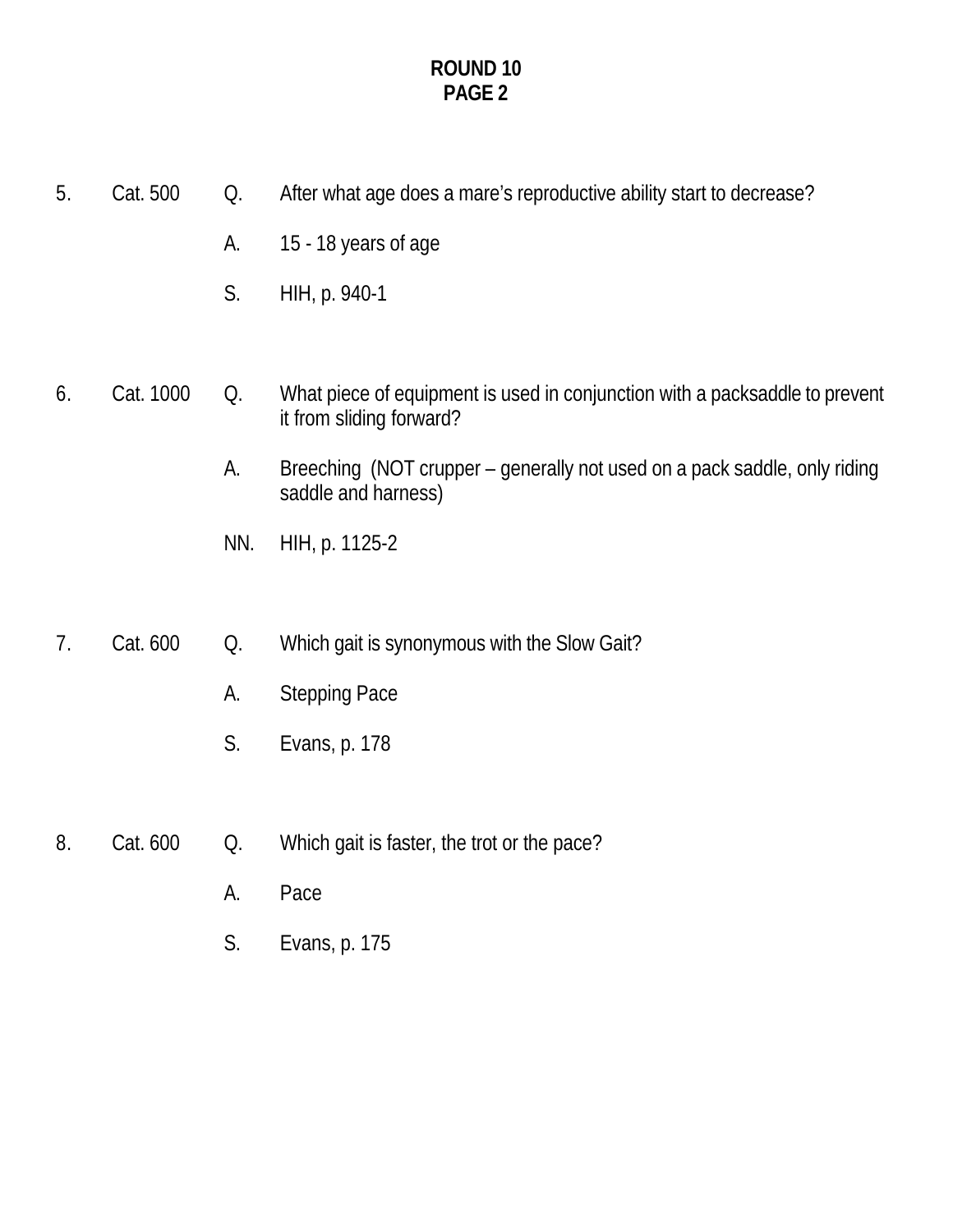**ROUND 10**
**PAGE 2**

5. Cat. 500 Q. After what age does a mare's reproductive ability start to decrease?

   A. 15 - 18 years of age

   S. HIH, p. 940-1

6. Cat. 1000 Q. What piece of equipment is used in conjunction with a packsaddle to prevent it from sliding forward?

   A. Breeching (NOT crupper – generally not used on a pack saddle, only riding saddle and harness)

   NN. HIH, p. 1125-2

7. Cat. 600 Q. Which gait is synonymous with the Slow Gait?

   A. Stepping Pace

   S. Evans, p. 178

8. Cat. 600 Q. Which gait is faster, the trot or the pace?

   A. Pace

   S. Evans, p. 175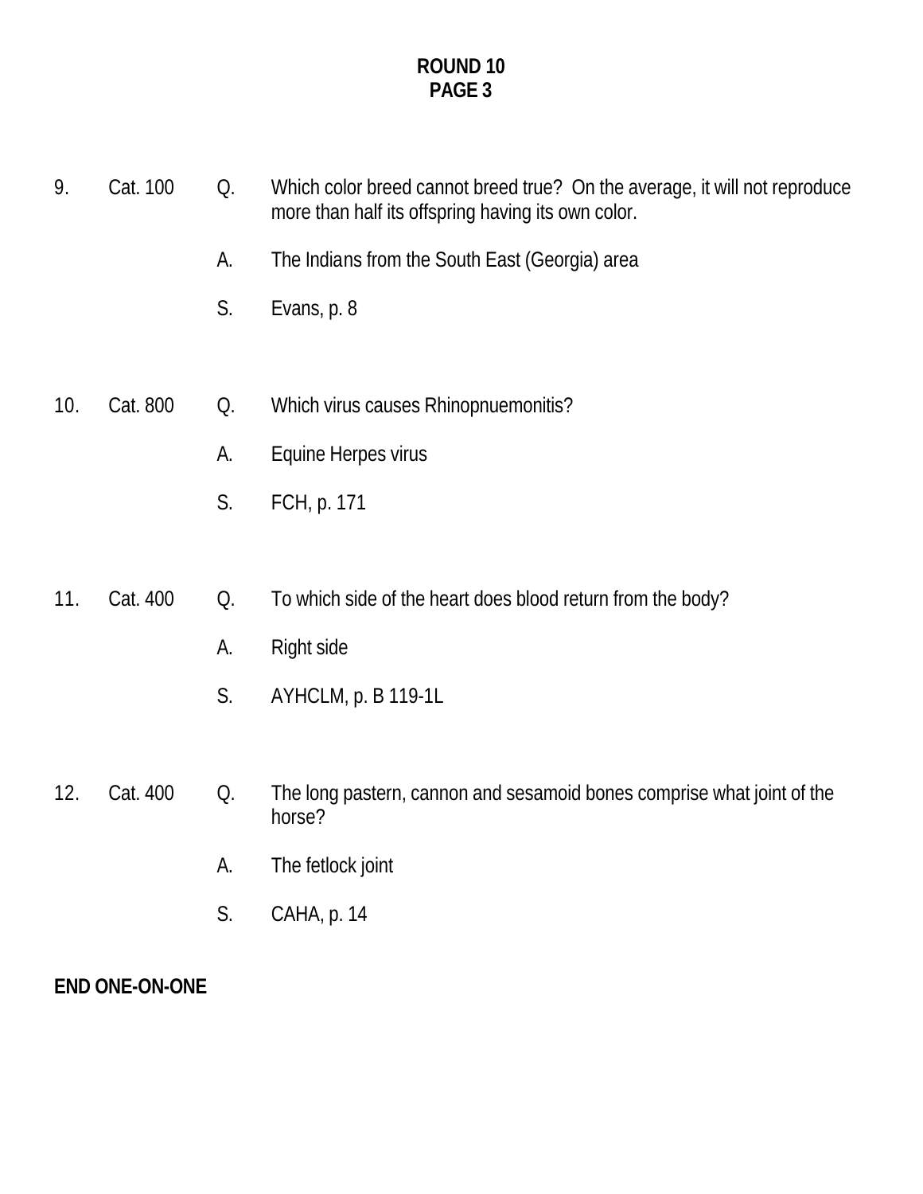**ROUND 10**
**PAGE 3**

9. Cat. 100 Q. Which color breed cannot breed true? On the average, it will not reproduce more than half its offspring having its own color.

   A. The Indians from the South East (Georgia) area

   S. Evans, p. 8

10. Cat. 800 Q. Which virus causes Rhinopnuemonitis?

   A. Equine Herpes virus

   S. FCH, p. 171

11. Cat. 400 Q. To which side of the heart does blood return from the body?

   A. Right side

   S. AYHCLM, p. B 119-1L

12. Cat. 400 Q. The long pastern, cannon and sesamoid bones comprise what joint of the horse?

   A. The fetlock joint

   S. CAHA, p. 14

**END ONE-ON-ONE**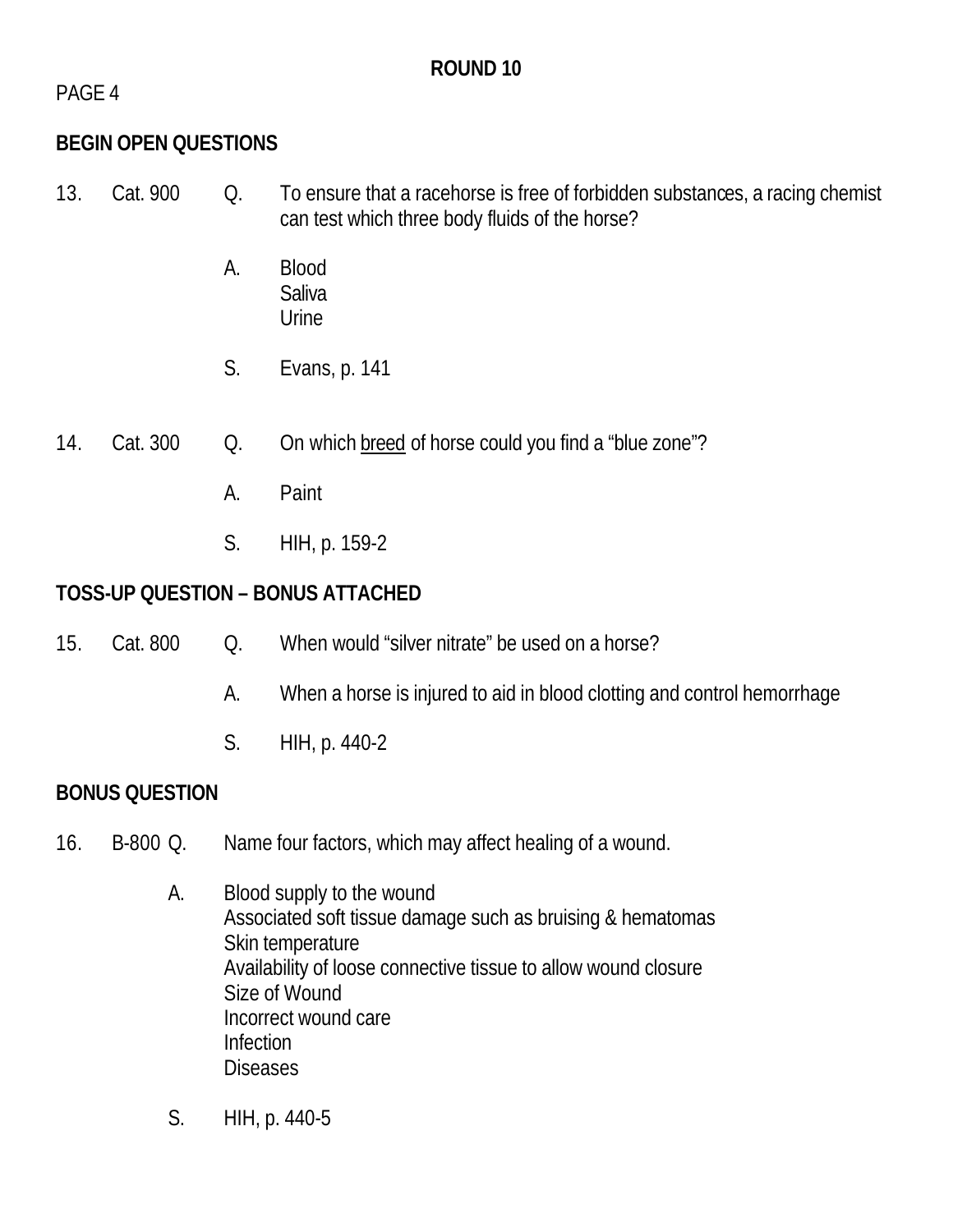## ROUND 10

PAGE 4

**BEGIN OPEN QUESTIONS**

13. Cat. 900 Q. To ensure that a racehorse is free of forbidden substances, a racing chemist can test which three body fluids of the horse?

A. Blood
Saliva
Urine

S. Evans, p. 141

14. Cat. 300 Q. On which <u>breed</u> of horse could you find a "blue zone"?

A. Paint

S. HIH, p. 159-2

**TOSS-UP QUESTION – BONUS ATTACHED**

15. Cat. 800 Q. When would "silver nitrate" be used on a horse?

A. When a horse is injured to aid in blood clotting and control hemorrhage

S. HIH, p. 440-2

**BONUS QUESTION**

16. B-800 Q. Name four factors, which may affect healing of a wound.

A. Blood supply to the wound
Associated soft tissue damage such as bruising & hematomas
Skin temperature
Availability of loose connective tissue to allow wound closure
Size of Wound
Incorrect wound care
Infection
Diseases

S. HIH, p. 440-5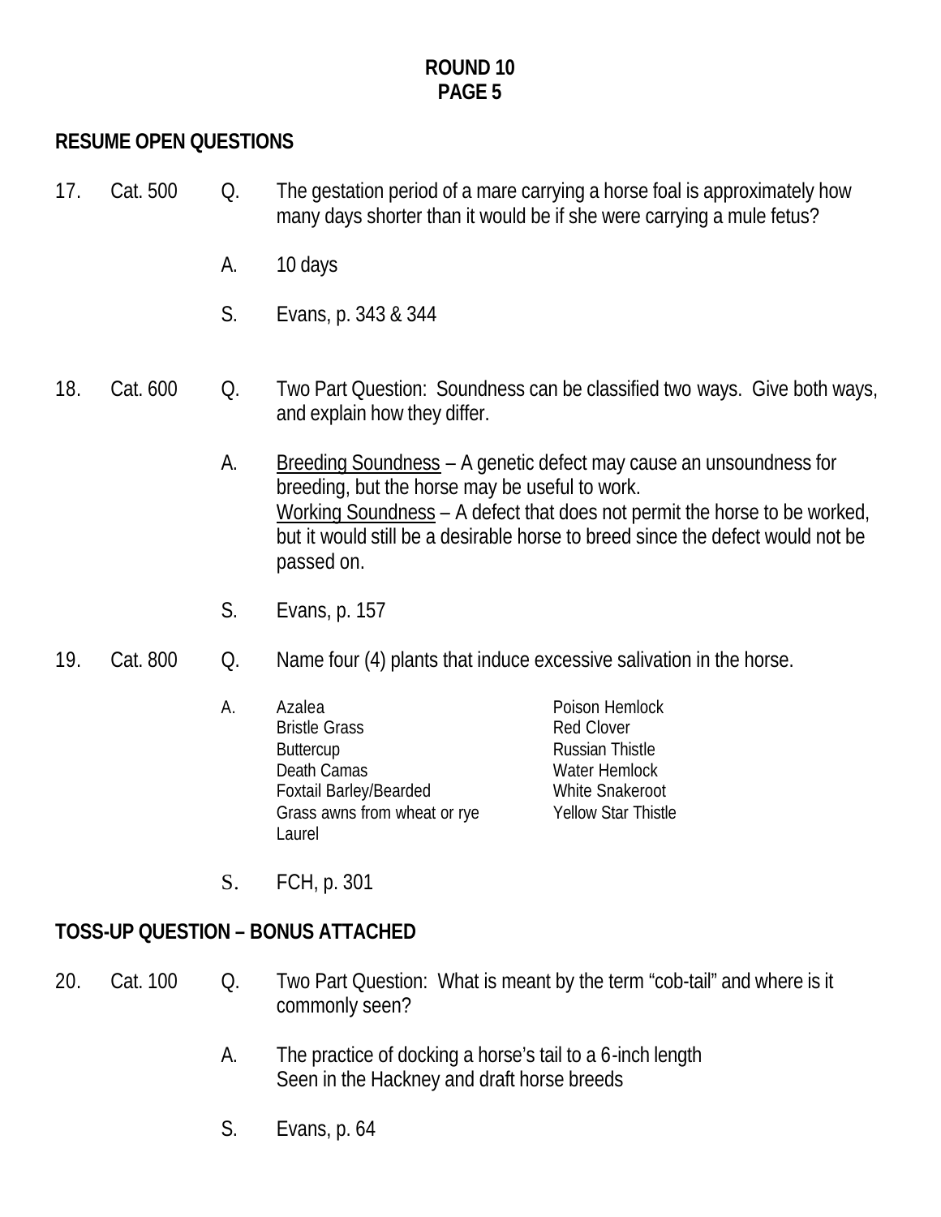**ROUND 10**
**PAGE 5**

**RESUME OPEN QUESTIONS**

17. Cat. 500

Q. The gestation period of a mare carrying a horse foal is approximately how many days shorter than it would be if she were carrying a mule fetus?

A. 10 days

S. Evans, p. 343 & 344

18. Cat. 600

Q. Two Part Question: Soundness can be classified two ways. Give both ways, and explain how they differ.

A. <u>Breeding Soundness</u> – A genetic defect may cause an unsoundness for breeding, but the horse may be useful to work.
<u>Working Soundness</u> – A defect that does not permit the horse to be worked, but it would still be a desirable horse to breed since the defect would not be passed on.

S. Evans, p. 157

19. Cat. 800

Q. Name four (4) plants that induce excessive salivation in the horse.

A.
- Azalea
- Bristle Grass
- Buttercup
- Death Camas
- Foxtail Barley/Bearded
- Grass awns from wheat or rye
- Laurel
- Poison Hemlock
- Red Clover
- Russian Thistle
- Water Hemlock
- White Snakeroot
- Yellow Star Thistle

S. FCH, p. 301

**TOSS-UP QUESTION – BONUS ATTACHED**

20. Cat. 100

Q. Two Part Question: What is meant by the term "cob-tail" and where is it commonly seen?

A. The practice of docking a horse's tail to a 6-inch length
Seen in the Hackney and draft horse breeds

S. Evans, p. 64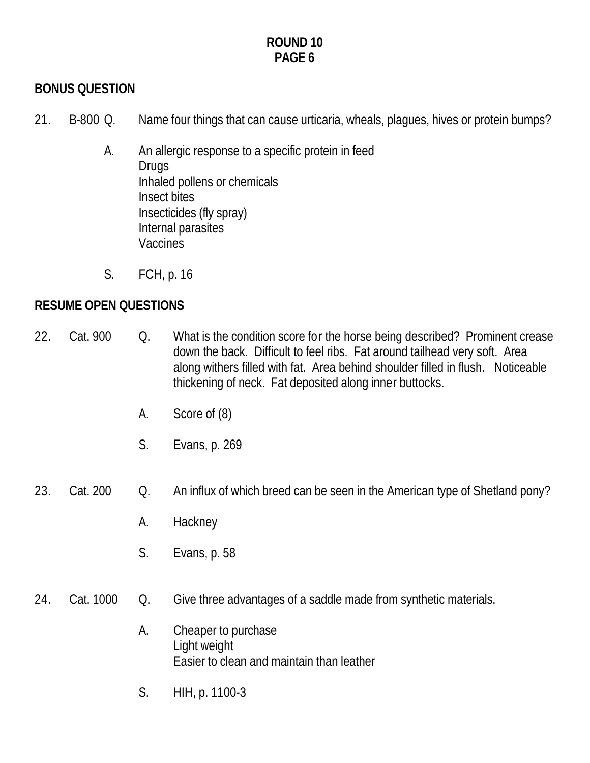**ROUND 10**
**PAGE 6**

## BONUS QUESTION

21. B-800 Q. Name four things that can cause urticaria, wheals, plagues, hives or protein bumps?

    A. An allergic response to a specific protein in feed
    Drugs
    Inhaled pollens or chemicals
    Insect bites
    Insecticides (fly spray)
    Internal parasites
    Vaccines

    S. FCH, p. 16

## RESUME OPEN QUESTIONS

22. Cat. 900 Q. What is the condition score for the horse being described? Prominent crease down the back. Difficult to feel ribs. Fat around tailhead very soft. Area along withers filled with fat. Area behind shoulder filled in flush. Noticeable thickening of neck. Fat deposited along inner buttocks.

    A. Score of (8)

    S. Evans, p. 269

23. Cat. 200 Q. An influx of which breed can be seen in the American type of Shetland pony?

    A. Hackney

    S. Evans, p. 58

24. Cat. 1000 Q. Give three advantages of a saddle made from synthetic materials.

    A. Cheaper to purchase
    Light weight
    Easier to clean and maintain than leather

    S. HIH, p. 1100-3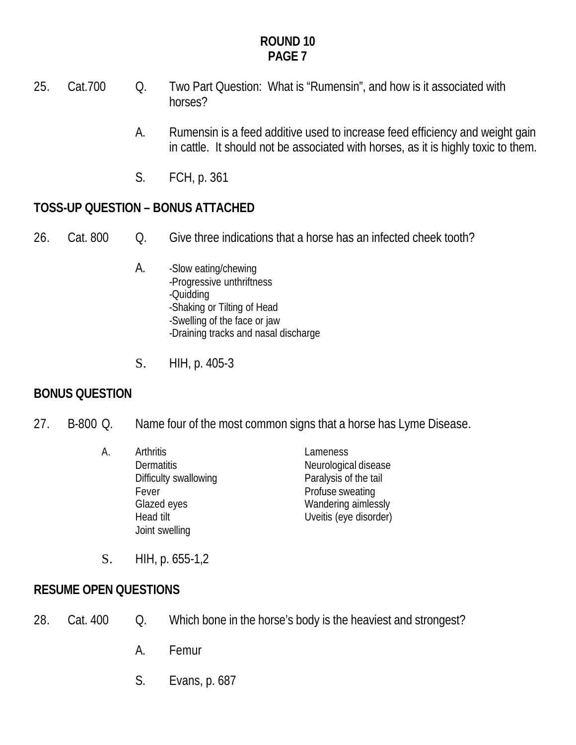**ROUND 10**
**PAGE 7**

25. Cat.700 Q. Two Part Question: What is “Rumensin”, and how is it associated with horses?

A. Rumensin is a feed additive used to increase feed efficiency and weight gain in cattle. It should not be associated with horses, as it is highly toxic to them.

S. FCH, p. 361

**TOSS-UP QUESTION – BONUS ATTACHED**

26. Cat. 800 Q. Give three indications that a horse has an infected cheek tooth?

A.
-Slow eating/chewing
-Progressive unthriftness
-Quidding
-Shaking or Tilting of Head
-Swelling of the face or jaw
-Draining tracks and nasal discharge

S. HIH, p. 405-3

**BONUS QUESTION**

27. B-800 Q. Name four of the most common signs that a horse has Lyme Disease.

A.
Arthritis
Dermatitis
Difficulty swallowing
Fever
Glazed eyes
Head tilt
Joint swelling
Lameness
Neurological disease
Paralysis of the tail
Profuse sweating
Wandering aimlessly
Uveitis (eye disorder)

S. HIH, p. 655-1,2

**RESUME OPEN QUESTIONS**

28. Cat. 400 Q. Which bone in the horse’s body is the heaviest and strongest?

A. Femur

S. Evans, p. 687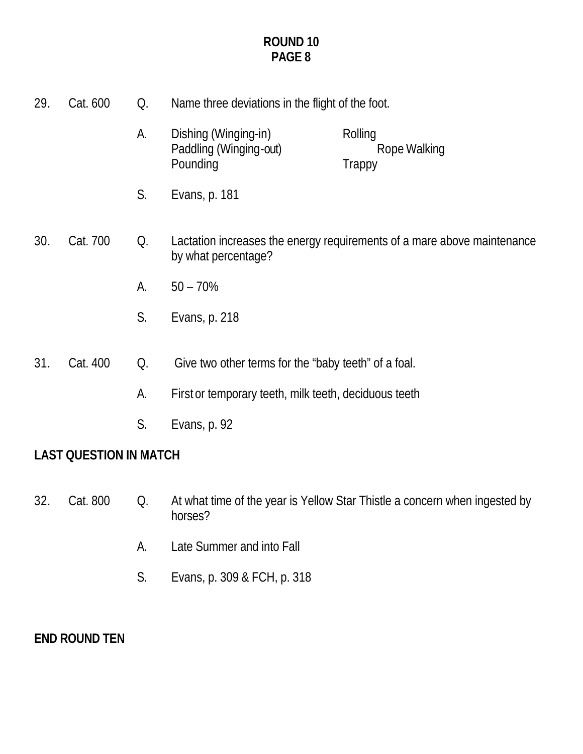# ROUND 10
## PAGE 8

29. Cat. 600 Q. Name three deviations in the flight of the foot.

A. Dishing (Winging-in), Paddling (Winging-out), Pounding, Rolling, Rope Walking, Trappy

S. Evans, p. 181

30. Cat. 700 Q. Lactation increases the energy requirements of a mare above maintenance by what percentage?

A. 50 – 70%

S. Evans, p. 218

31. Cat. 400 Q. Give two other terms for the "baby teeth" of a foal.

A. First or temporary teeth, milk teeth, deciduous teeth

S. Evans, p. 92

**LAST QUESTION IN MATCH**

32. Cat. 800 Q. At what time of the year is Yellow Star Thistle a concern when ingested by horses?

A. Late Summer and into Fall

S. Evans, p. 309 & FCH, p. 318

**END ROUND TEN**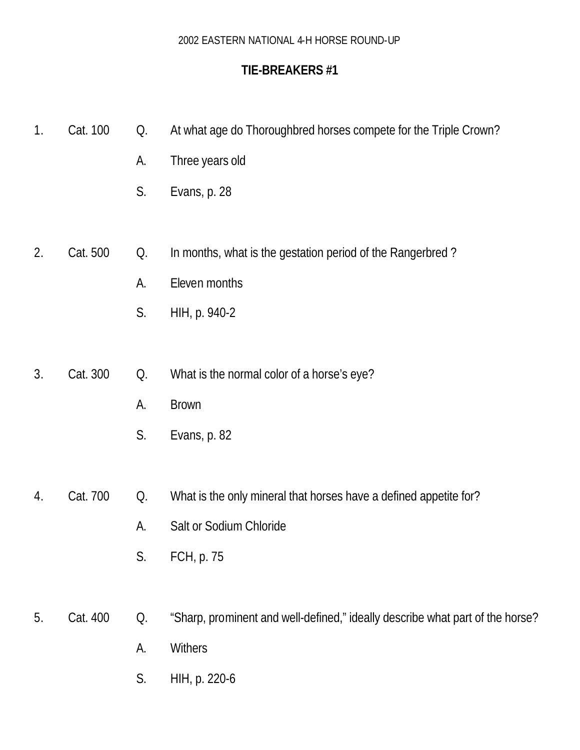2002 EASTERN NATIONAL 4-H HORSE ROUND-UP

## TIE-BREAKERS #1

1. Cat. 100
   - Q. At what age do Thoroughbred horses compete for the Triple Crown?
   - A. Three years old
   - S. Evans, p. 28

2. Cat. 500
   - Q. In months, what is the gestation period of the Rangerbred ?
   - A. Eleven months
   - S. HIH, p. 940-2

3. Cat. 300
   - Q. What is the normal color of a horse's eye?
   - A. Brown
   - S. Evans, p. 82

4. Cat. 700
   - Q. What is the only mineral that horses have a defined appetite for?
   - A. Salt or Sodium Chloride
   - S. FCH, p. 75

5. Cat. 400
   - Q. "Sharp, prominent and well-defined," ideally describe what part of the horse?
   - A. Withers
   - S. HIH, p. 220-6